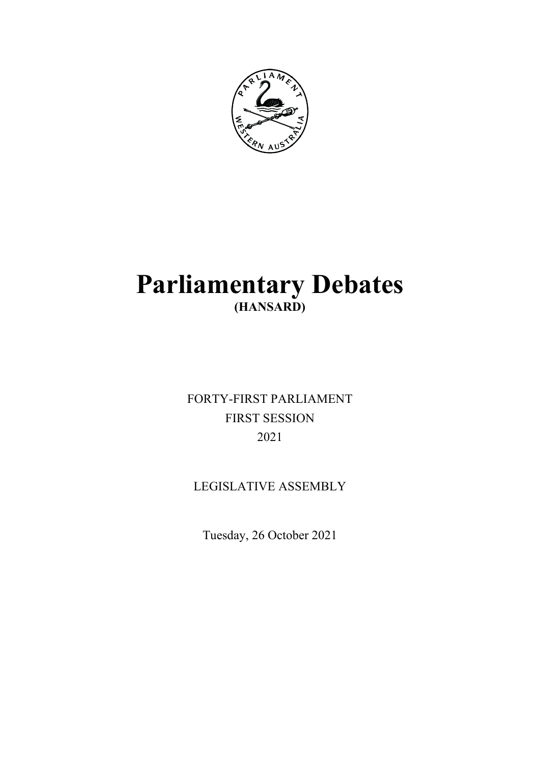# Parliamentary Debates

**(HANSARD)**

FORTY-FIRST PARLIAMENT

FIRST SESSION

2021

LEGISLATIVE ASSEMBLY

Tuesday, 26 October 2021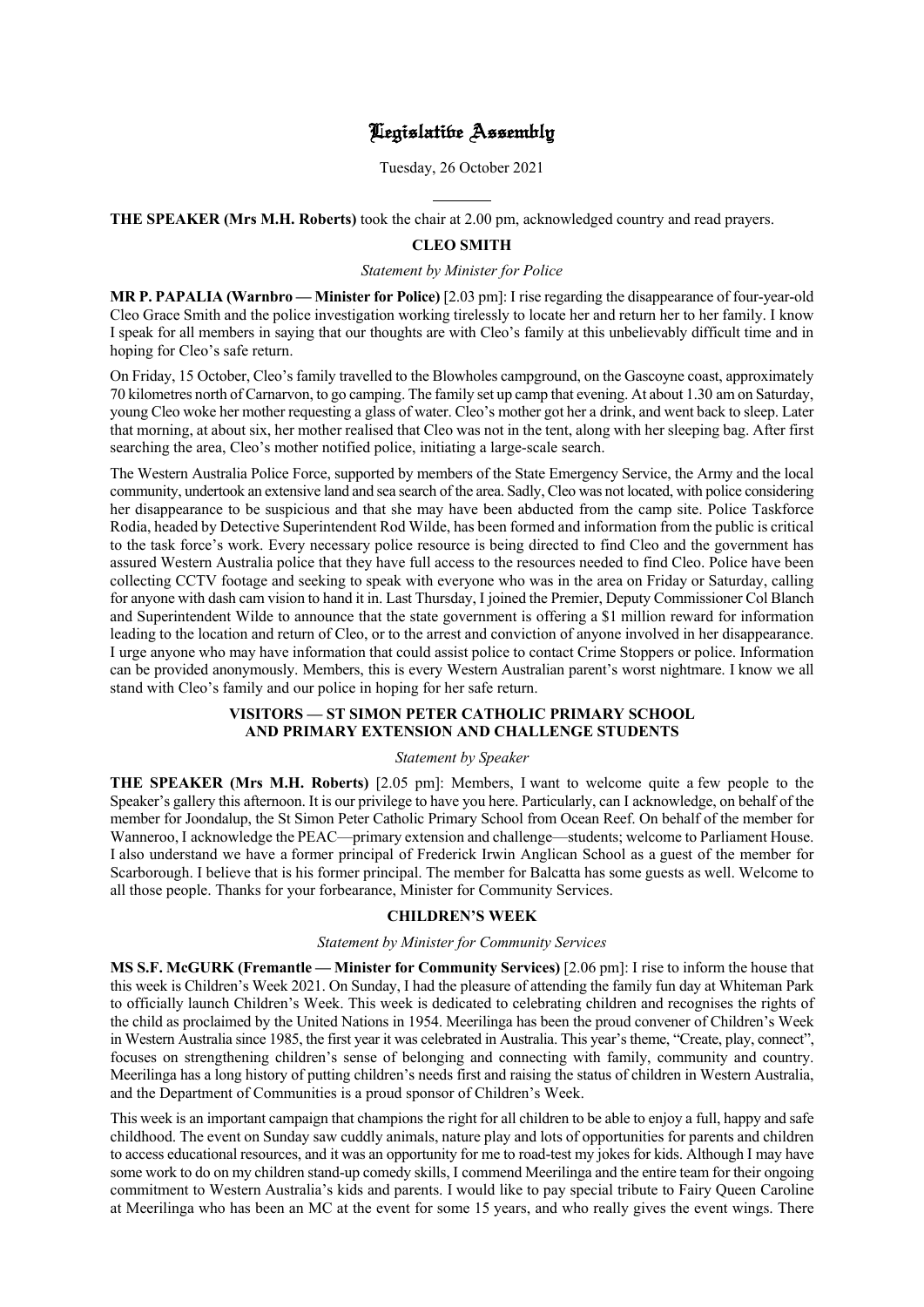# Legislative Assembly

Tuesday, 26 October 2021

**THE SPEAKER (Mrs M.H. Roberts)** took the chair at 2.00 pm, acknowledged country and read prayers.

## CLEO SMITH

*Statement by Minister for Police*

**MR P. PAPALIA (Warnbro — Minister for Police)** [2.03 pm]: I rise regarding the disappearance of four-year-old Cleo Grace Smith and the police investigation working tirelessly to locate her and return her to her family. I know I speak for all members in saying that our thoughts are with Cleo's family at this unbelievably difficult time and in hoping for Cleo's safe return.

On Friday, 15 October, Cleo's family travelled to the Blowholes campground, on the Gascoyne coast, approximately 70 kilometres north of Carnarvon, to go camping. The family set up camp that evening. At about 1.30 am on Saturday, young Cleo woke her mother requesting a glass of water. Cleo's mother got her a drink, and went back to sleep. Later that morning, at about six, her mother realised that Cleo was not in the tent, along with her sleeping bag. After first searching the area, Cleo's mother notified police, initiating a large-scale search.

The Western Australia Police Force, supported by members of the State Emergency Service, the Army and the local community, undertook an extensive land and sea search of the area. Sadly, Cleo was not located, with police considering her disappearance to be suspicious and that she may have been abducted from the camp site. Police Taskforce Rodia, headed by Detective Superintendent Rod Wilde, has been formed and information from the public is critical to the task force's work. Every necessary police resource is being directed to find Cleo and the government has assured Western Australia police that they have full access to the resources needed to find Cleo. Police have been collecting CCTV footage and seeking to speak with everyone who was in the area on Friday or Saturday, calling for anyone with dash cam vision to hand it in. Last Thursday, I joined the Premier, Deputy Commissioner Col Blanch and Superintendent Wilde to announce that the state government is offering a $1 million reward for information leading to the location and return of Cleo, or to the arrest and conviction of anyone involved in her disappearance. I urge anyone who may have information that could assist police to contact Crime Stoppers or police. Information can be provided anonymously. Members, this is every Western Australian parent's worst nightmare. I know we all stand with Cleo's family and our police in hoping for her safe return.

## VISITORS — ST SIMON PETER CATHOLIC PRIMARY SCHOOL AND PRIMARY EXTENSION AND CHALLENGE STUDENTS

*Statement by Speaker*

**THE SPEAKER (Mrs M.H. Roberts)** [2.05 pm]: Members, I want to welcome quite a few people to the Speaker's gallery this afternoon. It is our privilege to have you here. Particularly, can I acknowledge, on behalf of the member for Joondalup, the St Simon Peter Catholic Primary School from Ocean Reef. On behalf of the member for Wanneroo, I acknowledge the PEAC—primary extension and challenge—students; welcome to Parliament House. I also understand we have a former principal of Frederick Irwin Anglican School as a guest of the member for Scarborough. I believe that is his former principal. The member for Balcatta has some guests as well. Welcome to all those people. Thanks for your forbearance, Minister for Community Services.

## CHILDREN'S WEEK

*Statement by Minister for Community Services*

**MS S.F. McGURK (Fremantle — Minister for Community Services)** [2.06 pm]: I rise to inform the house that this week is Children's Week 2021. On Sunday, I had the pleasure of attending the family fun day at Whiteman Park to officially launch Children's Week. This week is dedicated to celebrating children and recognises the rights of the child as proclaimed by the United Nations in 1954. Meerilinga has been the proud convener of Children's Week in Western Australia since 1985, the first year it was celebrated in Australia. This year's theme, "Create, play, connect", focuses on strengthening children's sense of belonging and connecting with family, community and country. Meerilinga has a long history of putting children's needs first and raising the status of children in Western Australia, and the Department of Communities is a proud sponsor of Children's Week.

This week is an important campaign that champions the right for all children to be able to enjoy a full, happy and safe childhood. The event on Sunday saw cuddly animals, nature play and lots of opportunities for parents and children to access educational resources, and it was an opportunity for me to road-test my jokes for kids. Although I may have some work to do on my children stand-up comedy skills, I commend Meerilinga and the entire team for their ongoing commitment to Western Australia's kids and parents. I would like to pay special tribute to Fairy Queen Caroline at Meerilinga who has been an MC at the event for some 15 years, and who really gives the event wings. There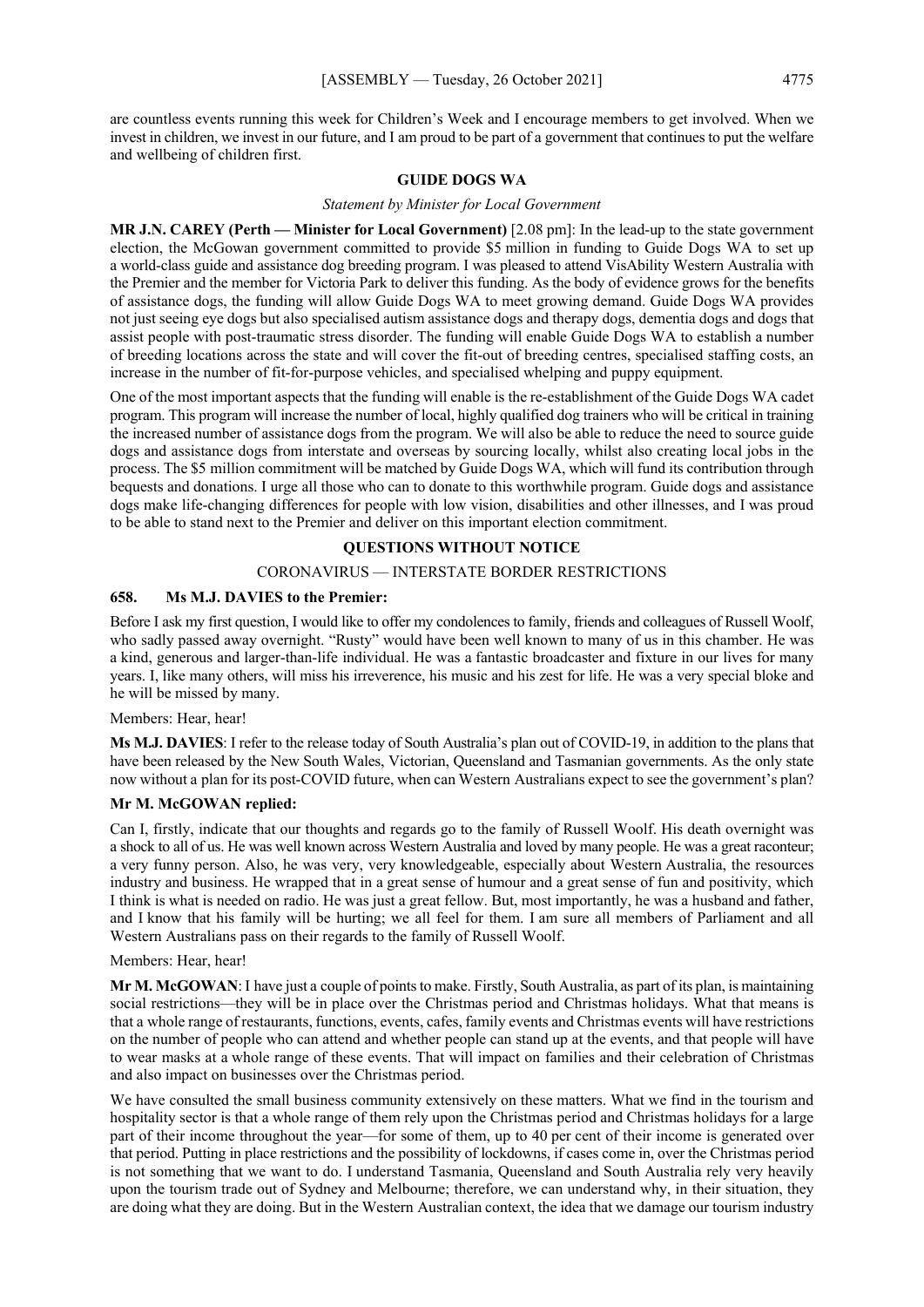are countless events running this week for Children's Week and I encourage members to get involved. When we invest in children, we invest in our future, and I am proud to be part of a government that continues to put the welfare and wellbeing of children first.

## GUIDE DOGS WA

*Statement by Minister for Local Government*

**MR J.N. CAREY (Perth — Minister for Local Government)** [2.08 pm]: In the lead-up to the state government election, the McGowan government committed to provide $5 million in funding to Guide Dogs WA to set up a world-class guide and assistance dog breeding program. I was pleased to attend VisAbility Western Australia with the Premier and the member for Victoria Park to deliver this funding. As the body of evidence grows for the benefits of assistance dogs, the funding will allow Guide Dogs WA to meet growing demand. Guide Dogs WA provides not just seeing eye dogs but also specialised autism assistance dogs and therapy dogs, dementia dogs and dogs that assist people with post-traumatic stress disorder. The funding will enable Guide Dogs WA to establish a number of breeding locations across the state and will cover the fit-out of breeding centres, specialised staffing costs, an increase in the number of fit-for-purpose vehicles, and specialised whelping and puppy equipment.

One of the most important aspects that the funding will enable is the re-establishment of the Guide Dogs WA cadet program. This program will increase the number of local, highly qualified dog trainers who will be critical in training the increased number of assistance dogs from the program. We will also be able to reduce the need to source guide dogs and assistance dogs from interstate and overseas by sourcing locally, whilst also creating local jobs in the process. The $5 million commitment will be matched by Guide Dogs WA, which will fund its contribution through bequests and donations. I urge all those who can to donate to this worthwhile program. Guide dogs and assistance dogs make life-changing differences for people with low vision, disabilities and other illnesses, and I was proud to be able to stand next to the Premier and deliver on this important election commitment.

## QUESTIONS WITHOUT NOTICE

### CORONAVIRUS — INTERSTATE BORDER RESTRICTIONS

**658. Ms M.J. DAVIES to the Premier:**

Before I ask my first question, I would like to offer my condolences to family, friends and colleagues of Russell Woolf, who sadly passed away overnight. "Rusty" would have been well known to many of us in this chamber. He was a kind, generous and larger-than-life individual. He was a fantastic broadcaster and fixture in our lives for many years. I, like many others, will miss his irreverence, his music and his zest for life. He was a very special bloke and he will be missed by many.

Members: Hear, hear!

**Ms M.J. DAVIES**: I refer to the release today of South Australia's plan out of COVID-19, in addition to the plans that have been released by the New South Wales, Victorian, Queensland and Tasmanian governments. As the only state now without a plan for its post-COVID future, when can Western Australians expect to see the government's plan?

**Mr M. McGOWAN replied:**

Can I, firstly, indicate that our thoughts and regards go to the family of Russell Woolf. His death overnight was a shock to all of us. He was well known across Western Australia and loved by many people. He was a great raconteur; a very funny person. Also, he was very, very knowledgeable, especially about Western Australia, the resources industry and business. He wrapped that in a great sense of humour and a great sense of fun and positivity, which I think is what is needed on radio. He was just a great fellow. But, most importantly, he was a husband and father, and I know that his family will be hurting; we all feel for them. I am sure all members of Parliament and all Western Australians pass on their regards to the family of Russell Woolf.

Members: Hear, hear!

**Mr M. McGOWAN**: I have just a couple of points to make. Firstly, South Australia, as part of its plan, is maintaining social restrictions—they will be in place over the Christmas period and Christmas holidays. What that means is that a whole range of restaurants, functions, events, cafes, family events and Christmas events will have restrictions on the number of people who can attend and whether people can stand up at the events, and that people will have to wear masks at a whole range of these events. That will impact on families and their celebration of Christmas and also impact on businesses over the Christmas period.

We have consulted the small business community extensively on these matters. What we find in the tourism and hospitality sector is that a whole range of them rely upon the Christmas period and Christmas holidays for a large part of their income throughout the year—for some of them, up to 40 per cent of their income is generated over that period. Putting in place restrictions and the possibility of lockdowns, if cases come in, over the Christmas period is not something that we want to do. I understand Tasmania, Queensland and South Australia rely very heavily upon the tourism trade out of Sydney and Melbourne; therefore, we can understand why, in their situation, they are doing what they are doing. But in the Western Australian context, the idea that we damage our tourism industry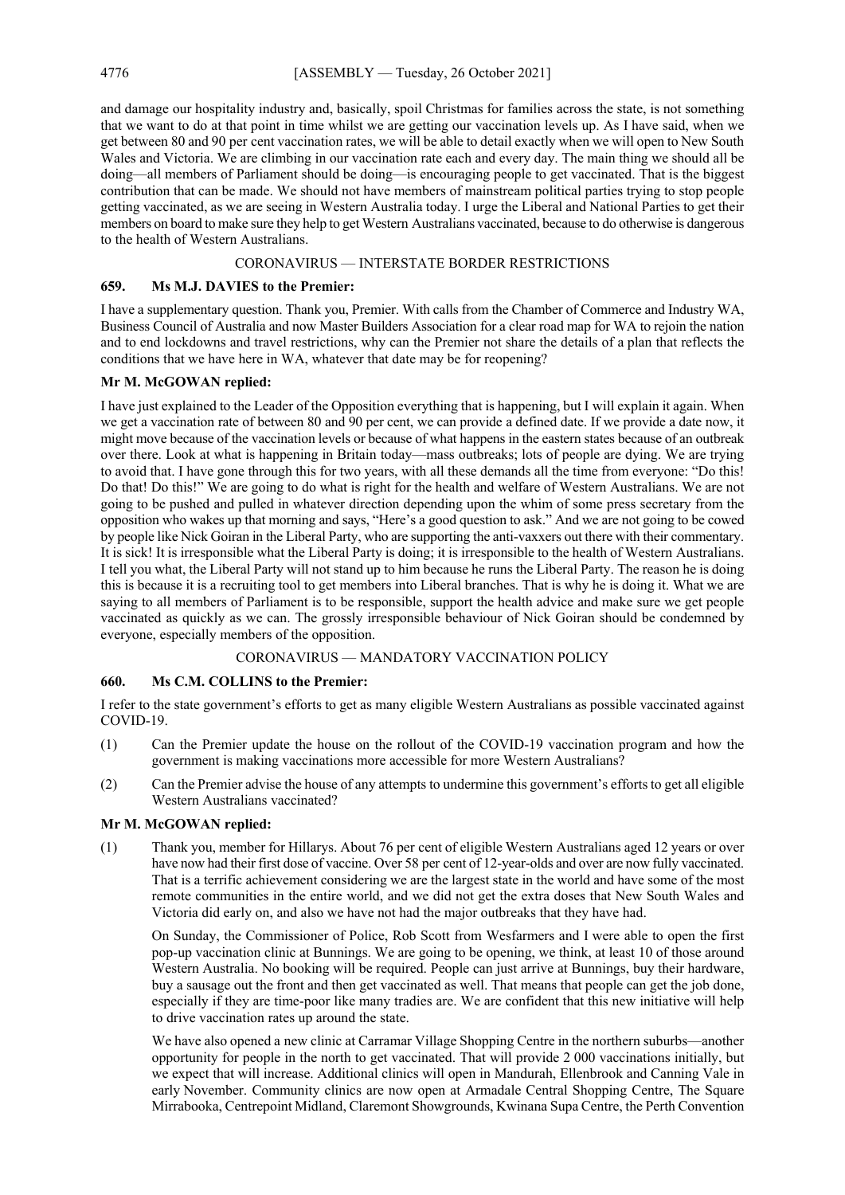and damage our hospitality industry and, basically, spoil Christmas for families across the state, is not something that we want to do at that point in time whilst we are getting our vaccination levels up. As I have said, when we get between 80 and 90 per cent vaccination rates, we will be able to detail exactly when we will open to New South Wales and Victoria. We are climbing in our vaccination rate each and every day. The main thing we should all be doing—all members of Parliament should be doing—is encouraging people to get vaccinated. That is the biggest contribution that can be made. We should not have members of mainstream political parties trying to stop people getting vaccinated, as we are seeing in Western Australia today. I urge the Liberal and National Parties to get their members on board to make sure they help to get Western Australians vaccinated, because to do otherwise is dangerous to the health of Western Australians.

## CORONAVIRUS — INTERSTATE BORDER RESTRICTIONS

### 659. Ms M.J. DAVIES to the Premier:

I have a supplementary question. Thank you, Premier. With calls from the Chamber of Commerce and Industry WA, Business Council of Australia and now Master Builders Association for a clear road map for WA to rejoin the nation and to end lockdowns and travel restrictions, why can the Premier not share the details of a plan that reflects the conditions that we have here in WA, whatever that date may be for reopening?

### Mr M. McGOWAN replied:

I have just explained to the Leader of the Opposition everything that is happening, but I will explain it again. When we get a vaccination rate of between 80 and 90 per cent, we can provide a defined date. If we provide a date now, it might move because of the vaccination levels or because of what happens in the eastern states because of an outbreak over there. Look at what is happening in Britain today—mass outbreaks; lots of people are dying. We are trying to avoid that. I have gone through this for two years, with all these demands all the time from everyone: "Do this! Do that! Do this!" We are going to do what is right for the health and welfare of Western Australians. We are not going to be pushed and pulled in whatever direction depending upon the whim of some press secretary from the opposition who wakes up that morning and says, "Here's a good question to ask." And we are not going to be cowed by people like Nick Goiran in the Liberal Party, who are supporting the anti-vaxxers out there with their commentary. It is sick! It is irresponsible what the Liberal Party is doing; it is irresponsible to the health of Western Australians. I tell you what, the Liberal Party will not stand up to him because he runs the Liberal Party. The reason he is doing this is because it is a recruiting tool to get members into Liberal branches. That is why he is doing it. What we are saying to all members of Parliament is to be responsible, support the health advice and make sure we get people vaccinated as quickly as we can. The grossly irresponsible behaviour of Nick Goiran should be condemned by everyone, especially members of the opposition.

## CORONAVIRUS — MANDATORY VACCINATION POLICY

### 660. Ms C.M. COLLINS to the Premier:

I refer to the state government's efforts to get as many eligible Western Australians as possible vaccinated against COVID-19.

(1) Can the Premier update the house on the rollout of the COVID-19 vaccination program and how the government is making vaccinations more accessible for more Western Australians?

(2) Can the Premier advise the house of any attempts to undermine this government's efforts to get all eligible Western Australians vaccinated?

### Mr M. McGOWAN replied:

(1) Thank you, member for Hillarys. About 76 per cent of eligible Western Australians aged 12 years or over have now had their first dose of vaccine. Over 58 per cent of 12-year-olds and over are now fully vaccinated. That is a terrific achievement considering we are the largest state in the world and have some of the most remote communities in the entire world, and we did not get the extra doses that New South Wales and Victoria did early on, and also we have not had the major outbreaks that they have had.

On Sunday, the Commissioner of Police, Rob Scott from Wesfarmers and I were able to open the first pop-up vaccination clinic at Bunnings. We are going to be opening, we think, at least 10 of those around Western Australia. No booking will be required. People can just arrive at Bunnings, buy their hardware, buy a sausage out the front and then get vaccinated as well. That means that people can get the job done, especially if they are time-poor like many tradies are. We are confident that this new initiative will help to drive vaccination rates up around the state.

We have also opened a new clinic at Carramar Village Shopping Centre in the northern suburbs—another opportunity for people in the north to get vaccinated. That will provide 2 000 vaccinations initially, but we expect that will increase. Additional clinics will open in Mandurah, Ellenbrook and Canning Vale in early November. Community clinics are now open at Armadale Central Shopping Centre, The Square Mirrabooka, Centrepoint Midland, Claremont Showgrounds, Kwinana Supa Centre, the Perth Convention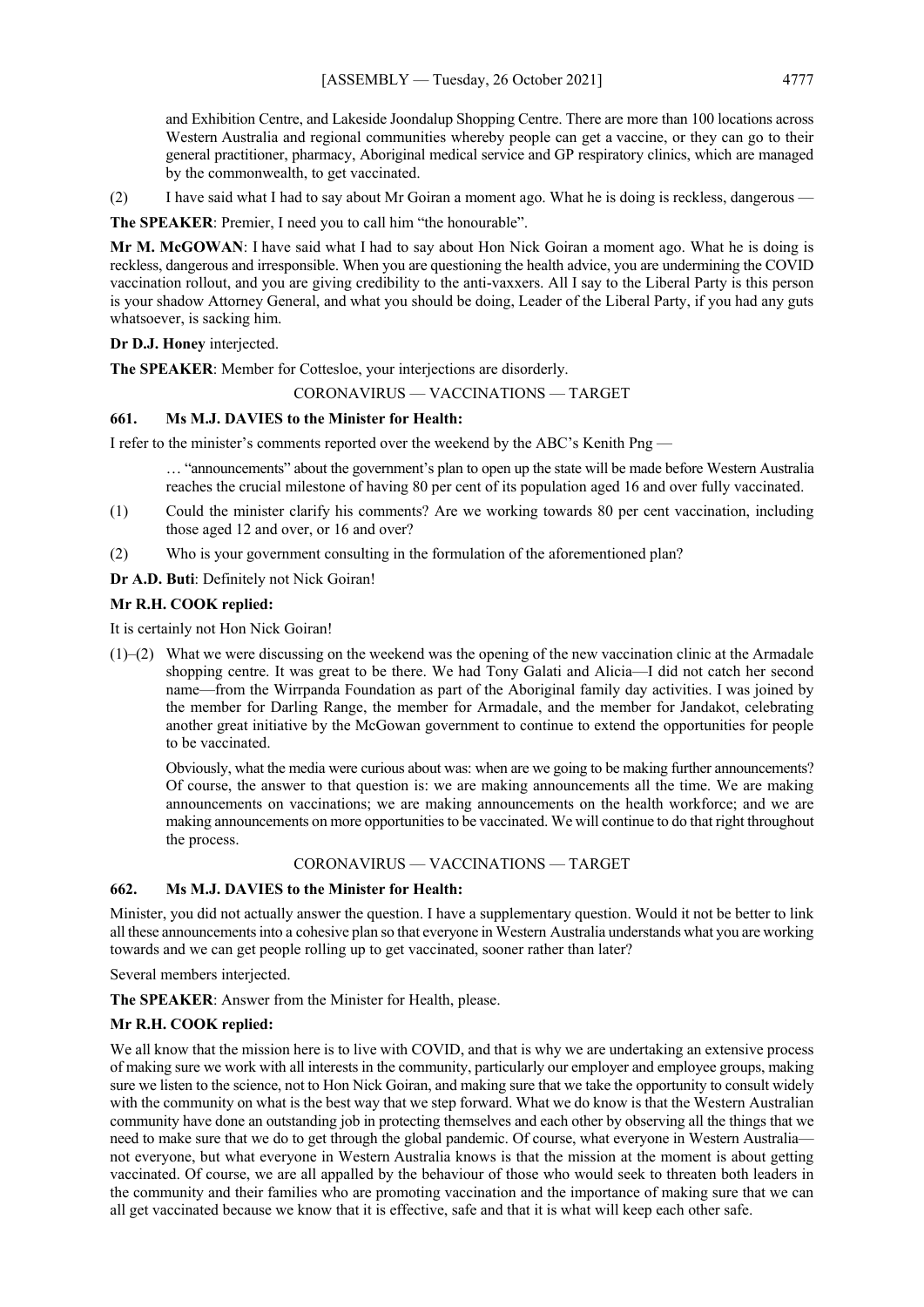and Exhibition Centre, and Lakeside Joondalup Shopping Centre. There are more than 100 locations across Western Australia and regional communities whereby people can get a vaccine, or they can go to their general practitioner, pharmacy, Aboriginal medical service and GP respiratory clinics, which are managed by the commonwealth, to get vaccinated.

(2) I have said what I had to say about Mr Goiran a moment ago. What he is doing is reckless, dangerous —

**The SPEAKER**: Premier, I need you to call him "the honourable".

**Mr M. McGOWAN**: I have said what I had to say about Hon Nick Goiran a moment ago. What he is doing is reckless, dangerous and irresponsible. When you are questioning the health advice, you are undermining the COVID vaccination rollout, and you are giving credibility to the anti-vaxxers. All I say to the Liberal Party is this person is your shadow Attorney General, and what you should be doing, Leader of the Liberal Party, if you had any guts whatsoever, is sacking him.

**Dr D.J. Honey** interjected.

**The SPEAKER**: Member for Cottesloe, your interjections are disorderly.

CORONAVIRUS — VACCINATIONS — TARGET

**661. Ms M.J. DAVIES to the Minister for Health:**

I refer to the minister's comments reported over the weekend by the ABC's Kenith Png —

> … "announcements" about the government's plan to open up the state will be made before Western Australia reaches the crucial milestone of having 80 per cent of its population aged 16 and over fully vaccinated.

(1) Could the minister clarify his comments? Are we working towards 80 per cent vaccination, including those aged 12 and over, or 16 and over?

(2) Who is your government consulting in the formulation of the aforementioned plan?

**Dr A.D. Buti**: Definitely not Nick Goiran!

**Mr R.H. COOK replied:**

It is certainly not Hon Nick Goiran!

(1)–(2) What we were discussing on the weekend was the opening of the new vaccination clinic at the Armadale shopping centre. It was great to be there. We had Tony Galati and Alicia—I did not catch her second name—from the Wirrpanda Foundation as part of the Aboriginal family day activities. I was joined by the member for Darling Range, the member for Armadale, and the member for Jandakot, celebrating another great initiative by the McGowan government to continue to extend the opportunities for people to be vaccinated.

Obviously, what the media were curious about was: when are we going to be making further announcements? Of course, the answer to that question is: we are making announcements all the time. We are making announcements on vaccinations; we are making announcements on the health workforce; and we are making announcements on more opportunities to be vaccinated. We will continue to do that right throughout the process.

CORONAVIRUS — VACCINATIONS — TARGET

**662. Ms M.J. DAVIES to the Minister for Health:**

Minister, you did not actually answer the question. I have a supplementary question. Would it not be better to link all these announcements into a cohesive plan so that everyone in Western Australia understands what you are working towards and we can get people rolling up to get vaccinated, sooner rather than later?

Several members interjected.

**The SPEAKER**: Answer from the Minister for Health, please.

**Mr R.H. COOK replied:**

We all know that the mission here is to live with COVID, and that is why we are undertaking an extensive process of making sure we work with all interests in the community, particularly our employer and employee groups, making sure we listen to the science, not to Hon Nick Goiran, and making sure that we take the opportunity to consult widely with the community on what is the best way that we step forward. What we do know is that the Western Australian community have done an outstanding job in protecting themselves and each other by observing all the things that we need to make sure that we do to get through the global pandemic. Of course, what everyone in Western Australia—not everyone, but what everyone in Western Australia knows is that the mission at the moment is about getting vaccinated. Of course, we are all appalled by the behaviour of those who would seek to threaten both leaders in the community and their families who are promoting vaccination and the importance of making sure that we can all get vaccinated because we know that it is effective, safe and that it is what will keep each other safe.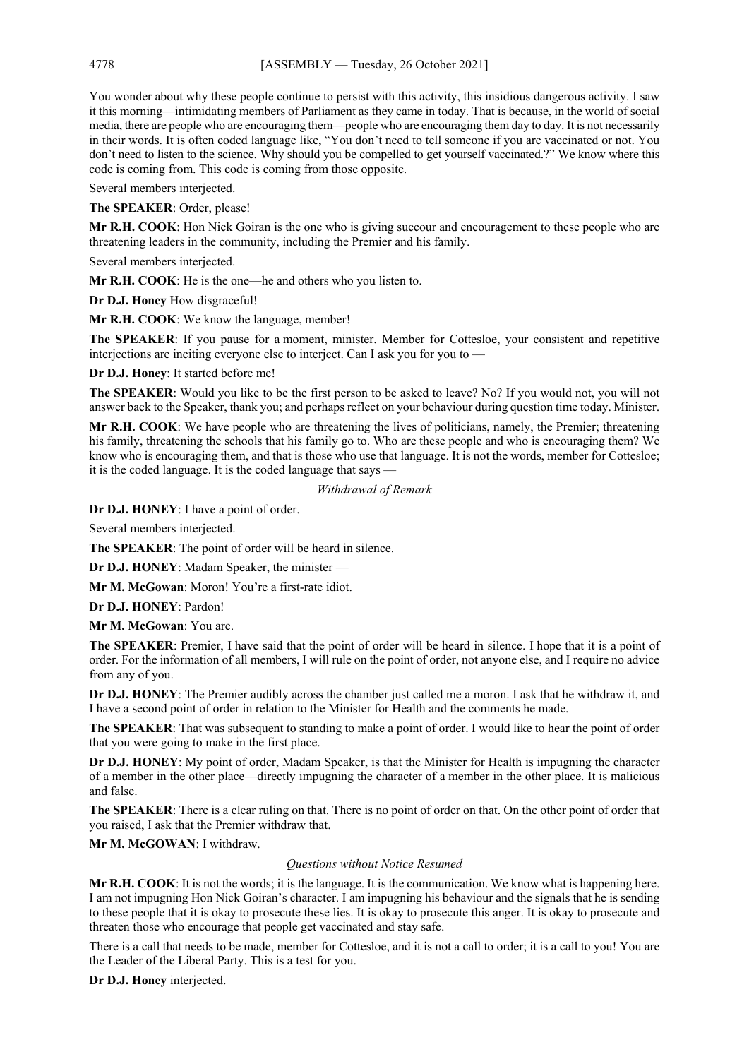You wonder about why these people continue to persist with this activity, this insidious dangerous activity. I saw it this morning—intimidating members of Parliament as they came in today. That is because, in the world of social media, there are people who are encouraging them—people who are encouraging them day to day. It is not necessarily in their words. It is often coded language like, "You don't need to tell someone if you are vaccinated or not. You don't need to listen to the science. Why should you be compelled to get yourself vaccinated.?" We know where this code is coming from. This code is coming from those opposite.

Several members interjected.

**The SPEAKER**: Order, please!

**Mr R.H. COOK**: Hon Nick Goiran is the one who is giving succour and encouragement to these people who are threatening leaders in the community, including the Premier and his family.

Several members interjected.

**Mr R.H. COOK**: He is the one—he and others who you listen to.

**Dr D.J. Honey** How disgraceful!

**Mr R.H. COOK**: We know the language, member!

**The SPEAKER**: If you pause for a moment, minister. Member for Cottesloe, your consistent and repetitive interjections are inciting everyone else to interject. Can I ask you for you to —

**Dr D.J. Honey**: It started before me!

**The SPEAKER**: Would you like to be the first person to be asked to leave? No? If you would not, you will not answer back to the Speaker, thank you; and perhaps reflect on your behaviour during question time today. Minister.

**Mr R.H. COOK**: We have people who are threatening the lives of politicians, namely, the Premier; threatening his family, threatening the schools that his family go to. Who are these people and who is encouraging them? We know who is encouraging them, and that is those who use that language. It is not the words, member for Cottesloe; it is the coded language. It is the coded language that says —

*Withdrawal of Remark*

**Dr D.J. HONEY**: I have a point of order.

Several members interjected.

**The SPEAKER**: The point of order will be heard in silence.

**Dr D.J. HONEY**: Madam Speaker, the minister —

**Mr M. McGowan**: Moron! You're a first-rate idiot.

**Dr D.J. HONEY**: Pardon!

**Mr M. McGowan**: You are.

**The SPEAKER**: Premier, I have said that the point of order will be heard in silence. I hope that it is a point of order. For the information of all members, I will rule on the point of order, not anyone else, and I require no advice from any of you.

**Dr D.J. HONEY**: The Premier audibly across the chamber just called me a moron. I ask that he withdraw it, and I have a second point of order in relation to the Minister for Health and the comments he made.

**The SPEAKER**: That was subsequent to standing to make a point of order. I would like to hear the point of order that you were going to make in the first place.

**Dr D.J. HONEY**: My point of order, Madam Speaker, is that the Minister for Health is impugning the character of a member in the other place—directly impugning the character of a member in the other place. It is malicious and false.

**The SPEAKER**: There is a clear ruling on that. There is no point of order on that. On the other point of order that you raised, I ask that the Premier withdraw that.

**Mr M. McGOWAN**: I withdraw.

*Questions without Notice Resumed*

**Mr R.H. COOK**: It is not the words; it is the language. It is the communication. We know what is happening here. I am not impugning Hon Nick Goiran's character. I am impugning his behaviour and the signals that he is sending to these people that it is okay to prosecute these lies. It is okay to prosecute this anger. It is okay to prosecute and threaten those who encourage that people get vaccinated and stay safe.

There is a call that needs to be made, member for Cottesloe, and it is not a call to order; it is a call to you! You are the Leader of the Liberal Party. This is a test for you.

**Dr D.J. Honey** interjected.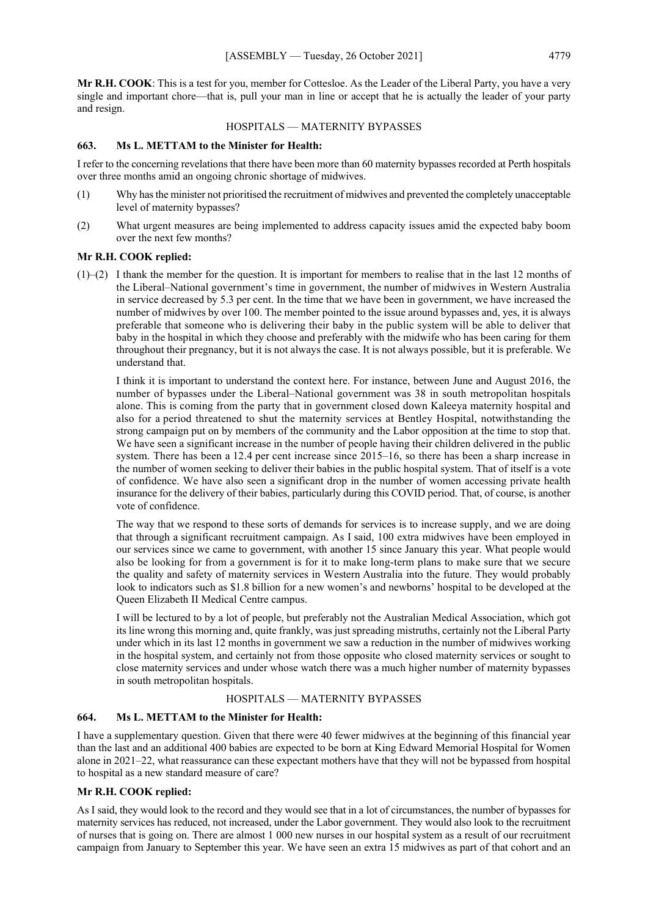**Mr R.H. COOK**: This is a test for you, member for Cottesloe. As the Leader of the Liberal Party, you have a very single and important chore—that is, pull your man in line or accept that he is actually the leader of your party and resign.

## HOSPITALS — MATERNITY BYPASSES

### 663. Ms L. METTAM to the Minister for Health:

I refer to the concerning revelations that there have been more than 60 maternity bypasses recorded at Perth hospitals over three months amid an ongoing chronic shortage of midwives.

(1) Why has the minister not prioritised the recruitment of midwives and prevented the completely unacceptable level of maternity bypasses?

(2) What urgent measures are being implemented to address capacity issues amid the expected baby boom over the next few months?

**Mr R.H. COOK replied:**

(1)–(2) I thank the member for the question. It is important for members to realise that in the last 12 months of the Liberal–National government's time in government, the number of midwives in Western Australia in service decreased by 5.3 per cent. In the time that we have been in government, we have increased the number of midwives by over 100. The member pointed to the issue around bypasses and, yes, it is always preferable that someone who is delivering their baby in the public system will be able to deliver that baby in the hospital in which they choose and preferably with the midwife who has been caring for them throughout their pregnancy, but it is not always the case. It is not always possible, but it is preferable. We understand that.

I think it is important to understand the context here. For instance, between June and August 2016, the number of bypasses under the Liberal–National government was 38 in south metropolitan hospitals alone. This is coming from the party that in government closed down Kaleeya maternity hospital and also for a period threatened to shut the maternity services at Bentley Hospital, notwithstanding the strong campaign put on by members of the community and the Labor opposition at the time to stop that. We have seen a significant increase in the number of people having their children delivered in the public system. There has been a 12.4 per cent increase since 2015–16, so there has been a sharp increase in the number of women seeking to deliver their babies in the public hospital system. That of itself is a vote of confidence. We have also seen a significant drop in the number of women accessing private health insurance for the delivery of their babies, particularly during this COVID period. That, of course, is another vote of confidence.

The way that we respond to these sorts of demands for services is to increase supply, and we are doing that through a significant recruitment campaign. As I said, 100 extra midwives have been employed in our services since we came to government, with another 15 since January this year. What people would also be looking for from a government is for it to make long-term plans to make sure that we secure the quality and safety of maternity services in Western Australia into the future. They would probably look to indicators such as $1.8 billion for a new women's and newborns' hospital to be developed at the Queen Elizabeth II Medical Centre campus.

I will be lectured to by a lot of people, but preferably not the Australian Medical Association, which got its line wrong this morning and, quite frankly, was just spreading mistruths, certainly not the Liberal Party under which in its last 12 months in government we saw a reduction in the number of midwives working in the hospital system, and certainly not from those opposite who closed maternity services or sought to close maternity services and under whose watch there was a much higher number of maternity bypasses in south metropolitan hospitals.

## HOSPITALS — MATERNITY BYPASSES

### 664. Ms L. METTAM to the Minister for Health:

I have a supplementary question. Given that there were 40 fewer midwives at the beginning of this financial year than the last and an additional 400 babies are expected to be born at King Edward Memorial Hospital for Women alone in 2021–22, what reassurance can these expectant mothers have that they will not be bypassed from hospital to hospital as a new standard measure of care?

**Mr R.H. COOK replied:**

As I said, they would look to the record and they would see that in a lot of circumstances, the number of bypasses for maternity services has reduced, not increased, under the Labor government. They would also look to the recruitment of nurses that is going on. There are almost 1 000 new nurses in our hospital system as a result of our recruitment campaign from January to September this year. We have seen an extra 15 midwives as part of that cohort and an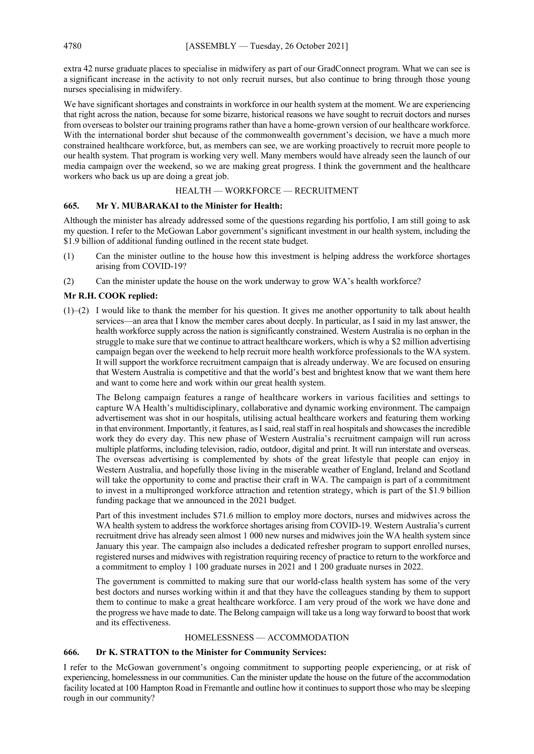extra 42 nurse graduate places to specialise in midwifery as part of our GradConnect program. What we can see is a significant increase in the activity to not only recruit nurses, but also continue to bring through those young nurses specialising in midwifery.

We have significant shortages and constraints in workforce in our health system at the moment. We are experiencing that right across the nation, because for some bizarre, historical reasons we have sought to recruit doctors and nurses from overseas to bolster our training programs rather than have a home-grown version of our healthcare workforce. With the international border shut because of the commonwealth government's decision, we have a much more constrained healthcare workforce, but, as members can see, we are working proactively to recruit more people to our health system. That program is working very well. Many members would have already seen the launch of our media campaign over the weekend, so we are making great progress. I think the government and the healthcare workers who back us up are doing a great job.

## HEALTH — WORKFORCE — RECRUITMENT

### 665. Mr Y. MUBARAKAI to the Minister for Health:

Although the minister has already addressed some of the questions regarding his portfolio, I am still going to ask my question. I refer to the McGowan Labor government's significant investment in our health system, including the $1.9 billion of additional funding outlined in the recent state budget.

(1) Can the minister outline to the house how this investment is helping address the workforce shortages arising from COVID-19?

(2) Can the minister update the house on the work underway to grow WA's health workforce?

**Mr R.H. COOK replied:**

(1)–(2) I would like to thank the member for his question. It gives me another opportunity to talk about health services—an area that I know the member cares about deeply. In particular, as I said in my last answer, the health workforce supply across the nation is significantly constrained. Western Australia is no orphan in the struggle to make sure that we continue to attract healthcare workers, which is why a $2 million advertising campaign began over the weekend to help recruit more health workforce professionals to the WA system. It will support the workforce recruitment campaign that is already underway. We are focused on ensuring that Western Australia is competitive and that the world's best and brightest know that we want them here and want to come here and work within our great health system.

The Belong campaign features a range of healthcare workers in various facilities and settings to capture WA Health's multidisciplinary, collaborative and dynamic working environment. The campaign advertisement was shot in our hospitals, utilising actual healthcare workers and featuring them working in that environment. Importantly, it features, as I said, real staff in real hospitals and showcases the incredible work they do every day. This new phase of Western Australia's recruitment campaign will run across multiple platforms, including television, radio, outdoor, digital and print. It will run interstate and overseas. The overseas advertising is complemented by shots of the great lifestyle that people can enjoy in Western Australia, and hopefully those living in the miserable weather of England, Ireland and Scotland will take the opportunity to come and practise their craft in WA. The campaign is part of a commitment to invest in a multipronged workforce attraction and retention strategy, which is part of the $1.9 billion funding package that we announced in the 2021 budget.

Part of this investment includes $71.6 million to employ more doctors, nurses and midwives across the WA health system to address the workforce shortages arising from COVID-19. Western Australia's current recruitment drive has already seen almost 1 000 new nurses and midwives join the WA health system since January this year. The campaign also includes a dedicated refresher program to support enrolled nurses, registered nurses and midwives with registration requiring recency of practice to return to the workforce and a commitment to employ 1 100 graduate nurses in 2021 and 1 200 graduate nurses in 2022.

The government is committed to making sure that our world-class health system has some of the very best doctors and nurses working within it and that they have the colleagues standing by them to support them to continue to make a great healthcare workforce. I am very proud of the work we have done and the progress we have made to date. The Belong campaign will take us a long way forward to boost that work and its effectiveness.

## HOMELESSNESS — ACCOMMODATION

### 666. Dr K. STRATTON to the Minister for Community Services:

I refer to the McGowan government's ongoing commitment to supporting people experiencing, or at risk of experiencing, homelessness in our communities. Can the minister update the house on the future of the accommodation facility located at 100 Hampton Road in Fremantle and outline how it continues to support those who may be sleeping rough in our community?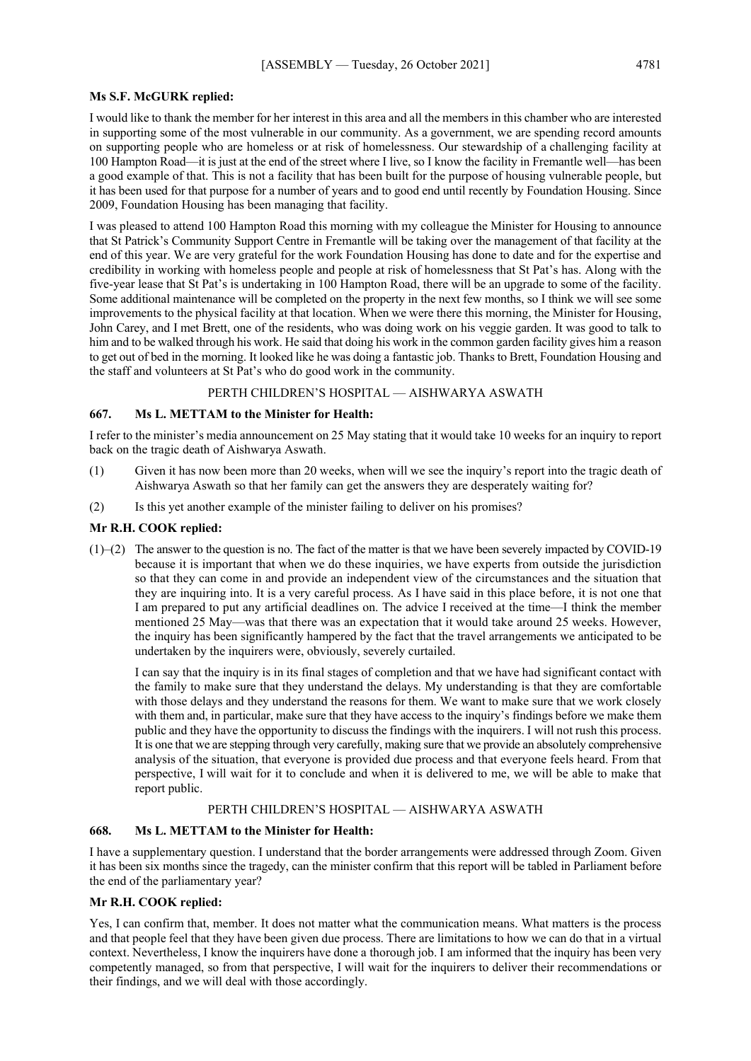**Ms S.F. McGURK replied:**

I would like to thank the member for her interest in this area and all the members in this chamber who are interested in supporting some of the most vulnerable in our community. As a government, we are spending record amounts on supporting people who are homeless or at risk of homelessness. Our stewardship of a challenging facility at 100 Hampton Road—it is just at the end of the street where I live, so I know the facility in Fremantle well—has been a good example of that. This is not a facility that has been built for the purpose of housing vulnerable people, but it has been used for that purpose for a number of years and to good end until recently by Foundation Housing. Since 2009, Foundation Housing has been managing that facility.

I was pleased to attend 100 Hampton Road this morning with my colleague the Minister for Housing to announce that St Patrick's Community Support Centre in Fremantle will be taking over the management of that facility at the end of this year. We are very grateful for the work Foundation Housing has done to date and for the expertise and credibility in working with homeless people and people at risk of homelessness that St Pat's has. Along with the five-year lease that St Pat's is undertaking in 100 Hampton Road, there will be an upgrade to some of the facility. Some additional maintenance will be completed on the property in the next few months, so I think we will see some improvements to the physical facility at that location. When we were there this morning, the Minister for Housing, John Carey, and I met Brett, one of the residents, who was doing work on his veggie garden. It was good to talk to him and to be walked through his work. He said that doing his work in the common garden facility gives him a reason to get out of bed in the morning. It looked like he was doing a fantastic job. Thanks to Brett, Foundation Housing and the staff and volunteers at St Pat's who do good work in the community.

PERTH CHILDREN'S HOSPITAL — AISHWARYA ASWATH

**667. Ms L. METTAM to the Minister for Health:**

I refer to the minister's media announcement on 25 May stating that it would take 10 weeks for an inquiry to report back on the tragic death of Aishwarya Aswath.

(1) Given it has now been more than 20 weeks, when will we see the inquiry's report into the tragic death of Aishwarya Aswath so that her family can get the answers they are desperately waiting for?

(2) Is this yet another example of the minister failing to deliver on his promises?

**Mr R.H. COOK replied:**

(1)–(2) The answer to the question is no. The fact of the matter is that we have been severely impacted by COVID-19 because it is important that when we do these inquiries, we have experts from outside the jurisdiction so that they can come in and provide an independent view of the circumstances and the situation that they are inquiring into. It is a very careful process. As I have said in this place before, it is not one that I am prepared to put any artificial deadlines on. The advice I received at the time—I think the member mentioned 25 May—was that there was an expectation that it would take around 25 weeks. However, the inquiry has been significantly hampered by the fact that the travel arrangements we anticipated to be undertaken by the inquirers were, obviously, severely curtailed.

I can say that the inquiry is in its final stages of completion and that we have had significant contact with the family to make sure that they understand the delays. My understanding is that they are comfortable with those delays and they understand the reasons for them. We want to make sure that we work closely with them and, in particular, make sure that they have access to the inquiry's findings before we make them public and they have the opportunity to discuss the findings with the inquirers. I will not rush this process. It is one that we are stepping through very carefully, making sure that we provide an absolutely comprehensive analysis of the situation, that everyone is provided due process and that everyone feels heard. From that perspective, I will wait for it to conclude and when it is delivered to me, we will be able to make that report public.

PERTH CHILDREN'S HOSPITAL — AISHWARYA ASWATH

**668. Ms L. METTAM to the Minister for Health:**

I have a supplementary question. I understand that the border arrangements were addressed through Zoom. Given it has been six months since the tragedy, can the minister confirm that this report will be tabled in Parliament before the end of the parliamentary year?

**Mr R.H. COOK replied:**

Yes, I can confirm that, member. It does not matter what the communication means. What matters is the process and that people feel that they have been given due process. There are limitations to how we can do that in a virtual context. Nevertheless, I know the inquirers have done a thorough job. I am informed that the inquiry has been very competently managed, so from that perspective, I will wait for the inquirers to deliver their recommendations or their findings, and we will deal with those accordingly.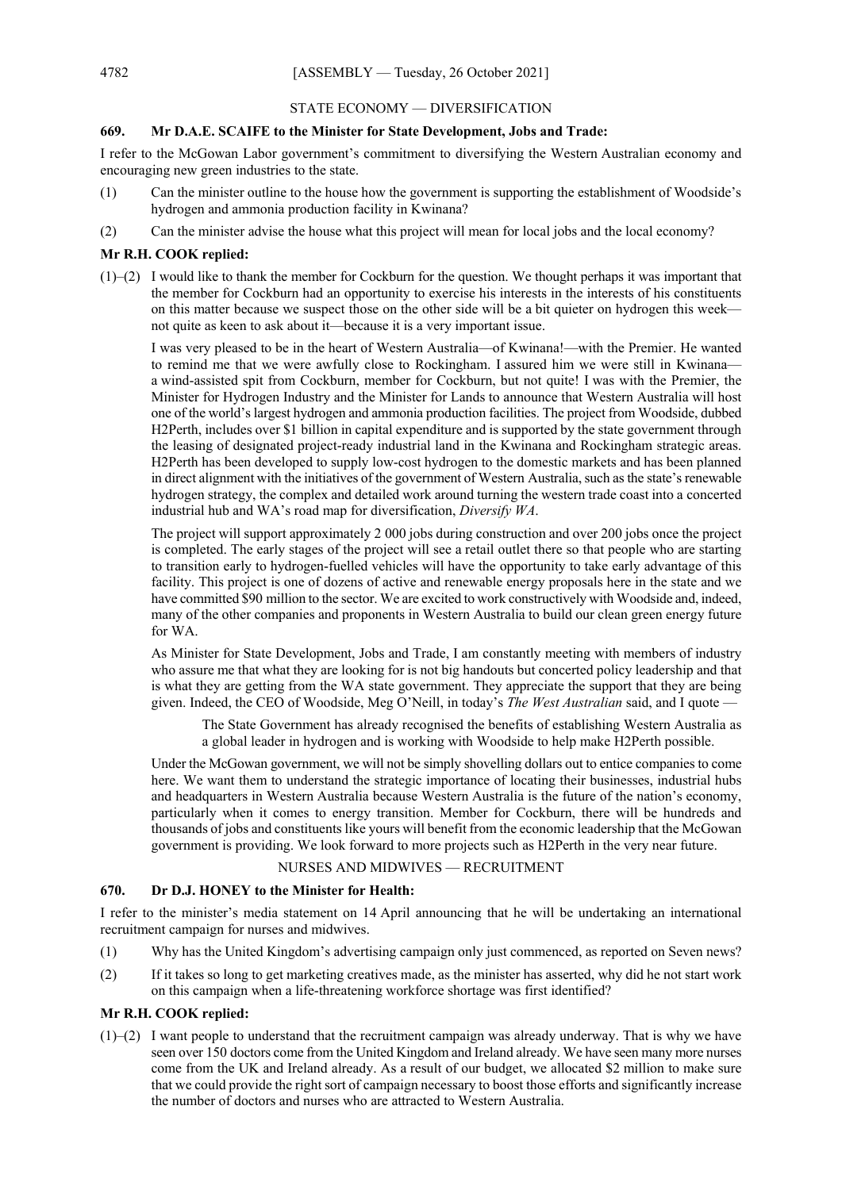## STATE ECONOMY — DIVERSIFICATION

### 669. Mr D.A.E. SCAIFE to the Minister for State Development, Jobs and Trade:

I refer to the McGowan Labor government's commitment to diversifying the Western Australian economy and encouraging new green industries to the state.

(1) Can the minister outline to the house how the government is supporting the establishment of Woodside's hydrogen and ammonia production facility in Kwinana?

(2) Can the minister advise the house what this project will mean for local jobs and the local economy?

**Mr R.H. COOK replied:**

(1)–(2) I would like to thank the member for Cockburn for the question. We thought perhaps it was important that the member for Cockburn had an opportunity to exercise his interests in the interests of his constituents on this matter because we suspect those on the other side will be a bit quieter on hydrogen this week—not quite as keen to ask about it—because it is a very important issue.

I was very pleased to be in the heart of Western Australia—of Kwinana!—with the Premier. He wanted to remind me that we were awfully close to Rockingham. I assured him we were still in Kwinana—a wind-assisted spit from Cockburn, member for Cockburn, but not quite! I was with the Premier, the Minister for Hydrogen Industry and the Minister for Lands to announce that Western Australia will host one of the world's largest hydrogen and ammonia production facilities. The project from Woodside, dubbed H2Perth, includes over $1 billion in capital expenditure and is supported by the state government through the leasing of designated project-ready industrial land in the Kwinana and Rockingham strategic areas. H2Perth has been developed to supply low-cost hydrogen to the domestic markets and has been planned in direct alignment with the initiatives of the government of Western Australia, such as the state's renewable hydrogen strategy, the complex and detailed work around turning the western trade coast into a concerted industrial hub and WA's road map for diversification, *Diversify WA*.

The project will support approximately 2 000 jobs during construction and over 200 jobs once the project is completed. The early stages of the project will see a retail outlet there so that people who are starting to transition early to hydrogen-fuelled vehicles will have the opportunity to take early advantage of this facility. This project is one of dozens of active and renewable energy proposals here in the state and we have committed $90 million to the sector. We are excited to work constructively with Woodside and, indeed, many of the other companies and proponents in Western Australia to build our clean green energy future for WA.

As Minister for State Development, Jobs and Trade, I am constantly meeting with members of industry who assure me that what they are looking for is not big handouts but concerted policy leadership and that is what they are getting from the WA state government. They appreciate the support that they are being given. Indeed, the CEO of Woodside, Meg O'Neill, in today's *The West Australian* said, and I quote —

> The State Government has already recognised the benefits of establishing Western Australia as a global leader in hydrogen and is working with Woodside to help make H2Perth possible.

Under the McGowan government, we will not be simply shovelling dollars out to entice companies to come here. We want them to understand the strategic importance of locating their businesses, industrial hubs and headquarters in Western Australia because Western Australia is the future of the nation's economy, particularly when it comes to energy transition. Member for Cockburn, there will be hundreds and thousands of jobs and constituents like yours will benefit from the economic leadership that the McGowan government is providing. We look forward to more projects such as H2Perth in the very near future.

## NURSES AND MIDWIVES — RECRUITMENT

### 670. Dr D.J. HONEY to the Minister for Health:

I refer to the minister's media statement on 14 April announcing that he will be undertaking an international recruitment campaign for nurses and midwives.

(1) Why has the United Kingdom's advertising campaign only just commenced, as reported on Seven news?

(2) If it takes so long to get marketing creatives made, as the minister has asserted, why did he not start work on this campaign when a life-threatening workforce shortage was first identified?

**Mr R.H. COOK replied:**

(1)–(2) I want people to understand that the recruitment campaign was already underway. That is why we have seen over 150 doctors come from the United Kingdom and Ireland already. We have seen many more nurses come from the UK and Ireland already. As a result of our budget, we allocated $2 million to make sure that we could provide the right sort of campaign necessary to boost those efforts and significantly increase the number of doctors and nurses who are attracted to Western Australia.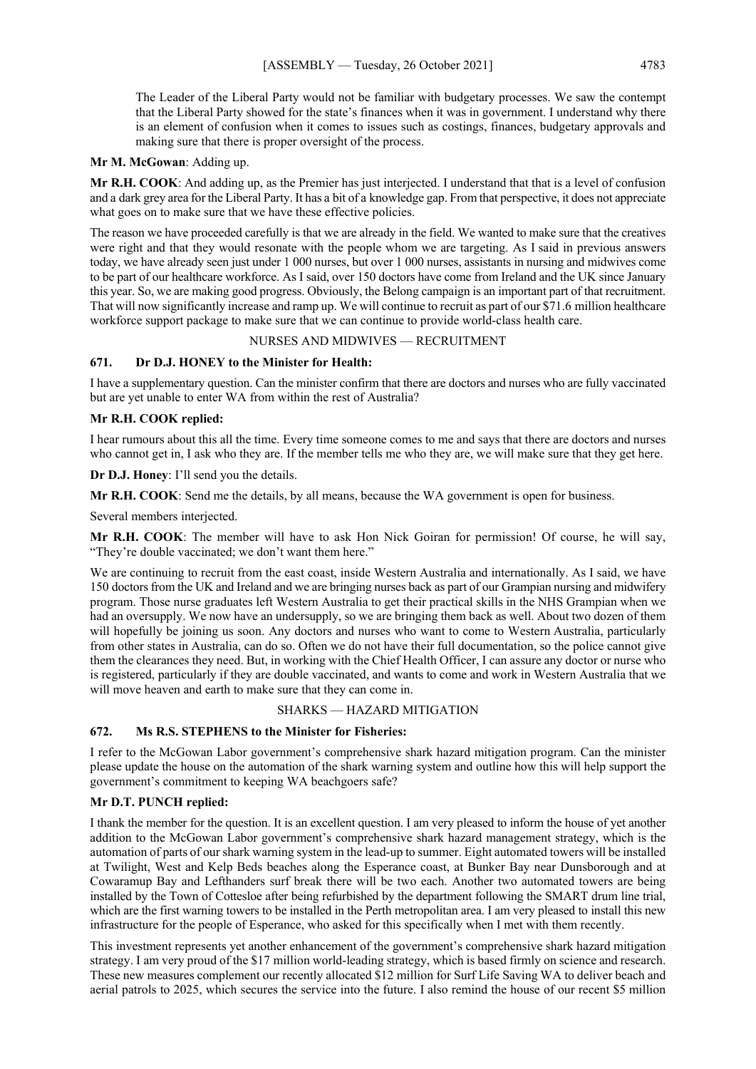The Leader of the Liberal Party would not be familiar with budgetary processes. We saw the contempt that the Liberal Party showed for the state's finances when it was in government. I understand why there is an element of confusion when it comes to issues such as costings, finances, budgetary approvals and making sure that there is proper oversight of the process.

**Mr M. McGowan**: Adding up.

**Mr R.H. COOK**: And adding up, as the Premier has just interjected. I understand that that is a level of confusion and a dark grey area for the Liberal Party. It has a bit of a knowledge gap. From that perspective, it does not appreciate what goes on to make sure that we have these effective policies.

The reason we have proceeded carefully is that we are already in the field. We wanted to make sure that the creatives were right and that they would resonate with the people whom we are targeting. As I said in previous answers today, we have already seen just under 1 000 nurses, but over 1 000 nurses, assistants in nursing and midwives come to be part of our healthcare workforce. As I said, over 150 doctors have come from Ireland and the UK since January this year. So, we are making good progress. Obviously, the Belong campaign is an important part of that recruitment. That will now significantly increase and ramp up. We will continue to recruit as part of our $71.6 million healthcare workforce support package to make sure that we can continue to provide world-class health care.

NURSES AND MIDWIVES — RECRUITMENT

**671. Dr D.J. HONEY to the Minister for Health:**

I have a supplementary question. Can the minister confirm that there are doctors and nurses who are fully vaccinated but are yet unable to enter WA from within the rest of Australia?

**Mr R.H. COOK replied:**

I hear rumours about this all the time. Every time someone comes to me and says that there are doctors and nurses who cannot get in, I ask who they are. If the member tells me who they are, we will make sure that they get here.

**Dr D.J. Honey**: I'll send you the details.

**Mr R.H. COOK**: Send me the details, by all means, because the WA government is open for business.

Several members interjected.

**Mr R.H. COOK**: The member will have to ask Hon Nick Goiran for permission! Of course, he will say, "They're double vaccinated; we don't want them here."

We are continuing to recruit from the east coast, inside Western Australia and internationally. As I said, we have 150 doctors from the UK and Ireland and we are bringing nurses back as part of our Grampian nursing and midwifery program. Those nurse graduates left Western Australia to get their practical skills in the NHS Grampian when we had an oversupply. We now have an undersupply, so we are bringing them back as well. About two dozen of them will hopefully be joining us soon. Any doctors and nurses who want to come to Western Australia, particularly from other states in Australia, can do so. Often we do not have their full documentation, so the police cannot give them the clearances they need. But, in working with the Chief Health Officer, I can assure any doctor or nurse who is registered, particularly if they are double vaccinated, and wants to come and work in Western Australia that we will move heaven and earth to make sure that they can come in.

SHARKS — HAZARD MITIGATION

**672. Ms R.S. STEPHENS to the Minister for Fisheries:**

I refer to the McGowan Labor government's comprehensive shark hazard mitigation program. Can the minister please update the house on the automation of the shark warning system and outline how this will help support the government's commitment to keeping WA beachgoers safe?

**Mr D.T. PUNCH replied:**

I thank the member for the question. It is an excellent question. I am very pleased to inform the house of yet another addition to the McGowan Labor government's comprehensive shark hazard management strategy, which is the automation of parts of our shark warning system in the lead-up to summer. Eight automated towers will be installed at Twilight, West and Kelp Beds beaches along the Esperance coast, at Bunker Bay near Dunsborough and at Cowaramup Bay and Lefthanders surf break there will be two each. Another two automated towers are being installed by the Town of Cottesloe after being refurbished by the department following the SMART drum line trial, which are the first warning towers to be installed in the Perth metropolitan area. I am very pleased to install this new infrastructure for the people of Esperance, who asked for this specifically when I met with them recently.

This investment represents yet another enhancement of the government's comprehensive shark hazard mitigation strategy. I am very proud of the $17 million world-leading strategy, which is based firmly on science and research. These new measures complement our recently allocated $12 million for Surf Life Saving WA to deliver beach and aerial patrols to 2025, which secures the service into the future. I also remind the house of our recent $5 million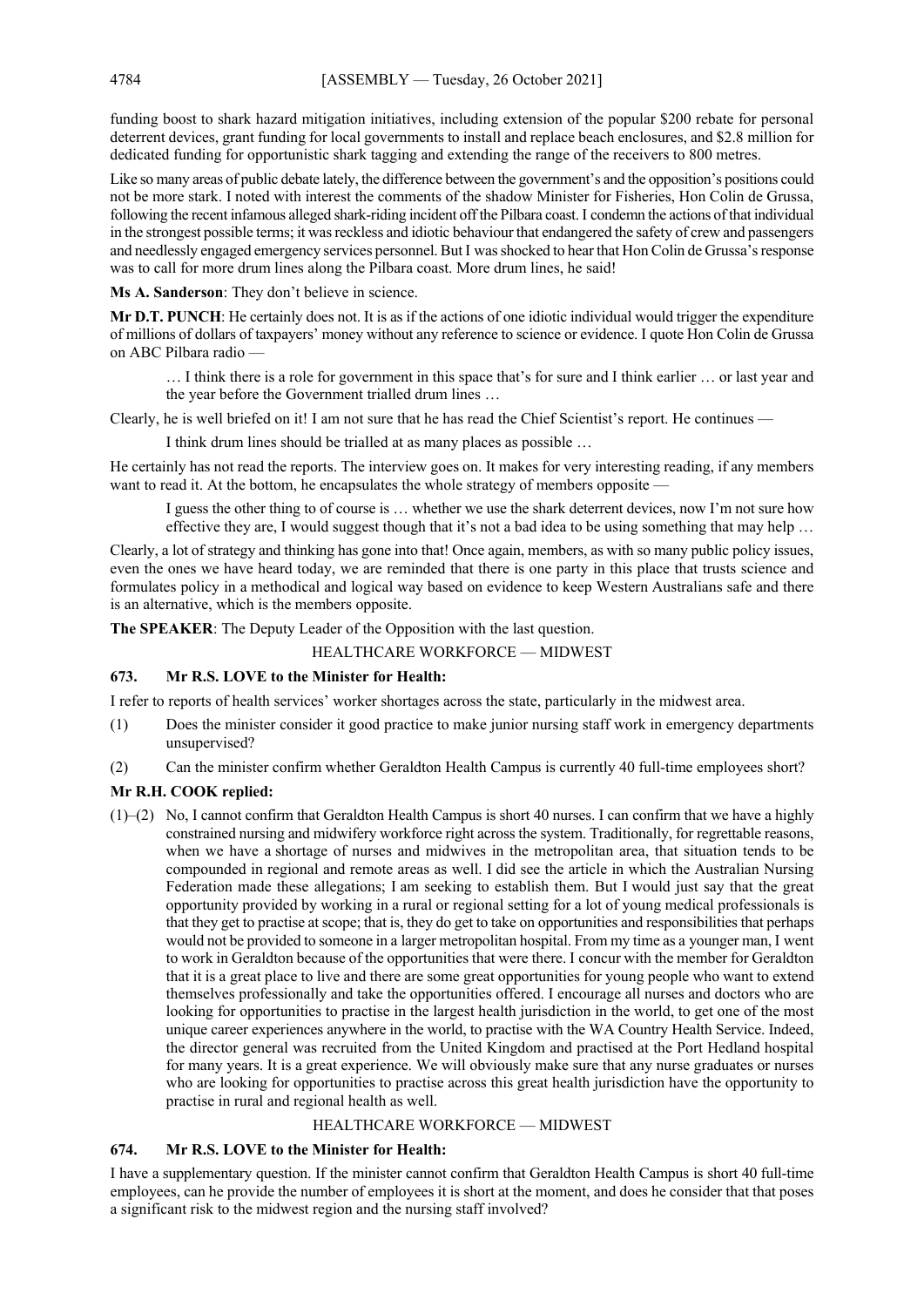funding boost to shark hazard mitigation initiatives, including extension of the popular $200 rebate for personal deterrent devices, grant funding for local governments to install and replace beach enclosures, and $2.8 million for dedicated funding for opportunistic shark tagging and extending the range of the receivers to 800 metres.

Like so many areas of public debate lately, the difference between the government's and the opposition's positions could not be more stark. I noted with interest the comments of the shadow Minister for Fisheries, Hon Colin de Grussa, following the recent infamous alleged shark-riding incident off the Pilbara coast. I condemn the actions of that individual in the strongest possible terms; it was reckless and idiotic behaviour that endangered the safety of crew and passengers and needlessly engaged emergency services personnel. But I was shocked to hear that Hon Colin de Grussa's response was to call for more drum lines along the Pilbara coast. More drum lines, he said!

**Ms A. Sanderson**: They don't believe in science.

**Mr D.T. PUNCH**: He certainly does not. It is as if the actions of one idiotic individual would trigger the expenditure of millions of dollars of taxpayers' money without any reference to science or evidence. I quote Hon Colin de Grussa on ABC Pilbara radio —

> … I think there is a role for government in this space that's for sure and I think earlier … or last year and the year before the Government trialled drum lines …

Clearly, he is well briefed on it! I am not sure that he has read the Chief Scientist's report. He continues —

> I think drum lines should be trialled at as many places as possible …

He certainly has not read the reports. The interview goes on. It makes for very interesting reading, if any members want to read it. At the bottom, he encapsulates the whole strategy of members opposite —

> I guess the other thing to of course is … whether we use the shark deterrent devices, now I'm not sure how effective they are, I would suggest though that it's not a bad idea to be using something that may help …

Clearly, a lot of strategy and thinking has gone into that! Once again, members, as with so many public policy issues, even the ones we have heard today, we are reminded that there is one party in this place that trusts science and formulates policy in a methodical and logical way based on evidence to keep Western Australians safe and there is an alternative, which is the members opposite.

**The SPEAKER**: The Deputy Leader of the Opposition with the last question.

## HEALTHCARE WORKFORCE — MIDWEST

### 673. Mr R.S. LOVE to the Minister for Health:

I refer to reports of health services' worker shortages across the state, particularly in the midwest area.

(1) Does the minister consider it good practice to make junior nursing staff work in emergency departments unsupervised?

(2) Can the minister confirm whether Geraldton Health Campus is currently 40 full-time employees short?

**Mr R.H. COOK replied:**

(1)–(2) No, I cannot confirm that Geraldton Health Campus is short 40 nurses. I can confirm that we have a highly constrained nursing and midwifery workforce right across the system. Traditionally, for regrettable reasons, when we have a shortage of nurses and midwives in the metropolitan area, that situation tends to be compounded in regional and remote areas as well. I did see the article in which the Australian Nursing Federation made these allegations; I am seeking to establish them. But I would just say that the great opportunity provided by working in a rural or regional setting for a lot of young medical professionals is that they get to practise at scope; that is, they do get to take on opportunities and responsibilities that perhaps would not be provided to someone in a larger metropolitan hospital. From my time as a younger man, I went to work in Geraldton because of the opportunities that were there. I concur with the member for Geraldton that it is a great place to live and there are some great opportunities for young people who want to extend themselves professionally and take the opportunities offered. I encourage all nurses and doctors who are looking for opportunities to practise in the largest health jurisdiction in the world, to get one of the most unique career experiences anywhere in the world, to practise with the WA Country Health Service. Indeed, the director general was recruited from the United Kingdom and practised at the Port Hedland hospital for many years. It is a great experience. We will obviously make sure that any nurse graduates or nurses who are looking for opportunities to practise across this great health jurisdiction have the opportunity to practise in rural and regional health as well.

## HEALTHCARE WORKFORCE — MIDWEST

### 674. Mr R.S. LOVE to the Minister for Health:

I have a supplementary question. If the minister cannot confirm that Geraldton Health Campus is short 40 full-time employees, can he provide the number of employees it is short at the moment, and does he consider that that poses a significant risk to the midwest region and the nursing staff involved?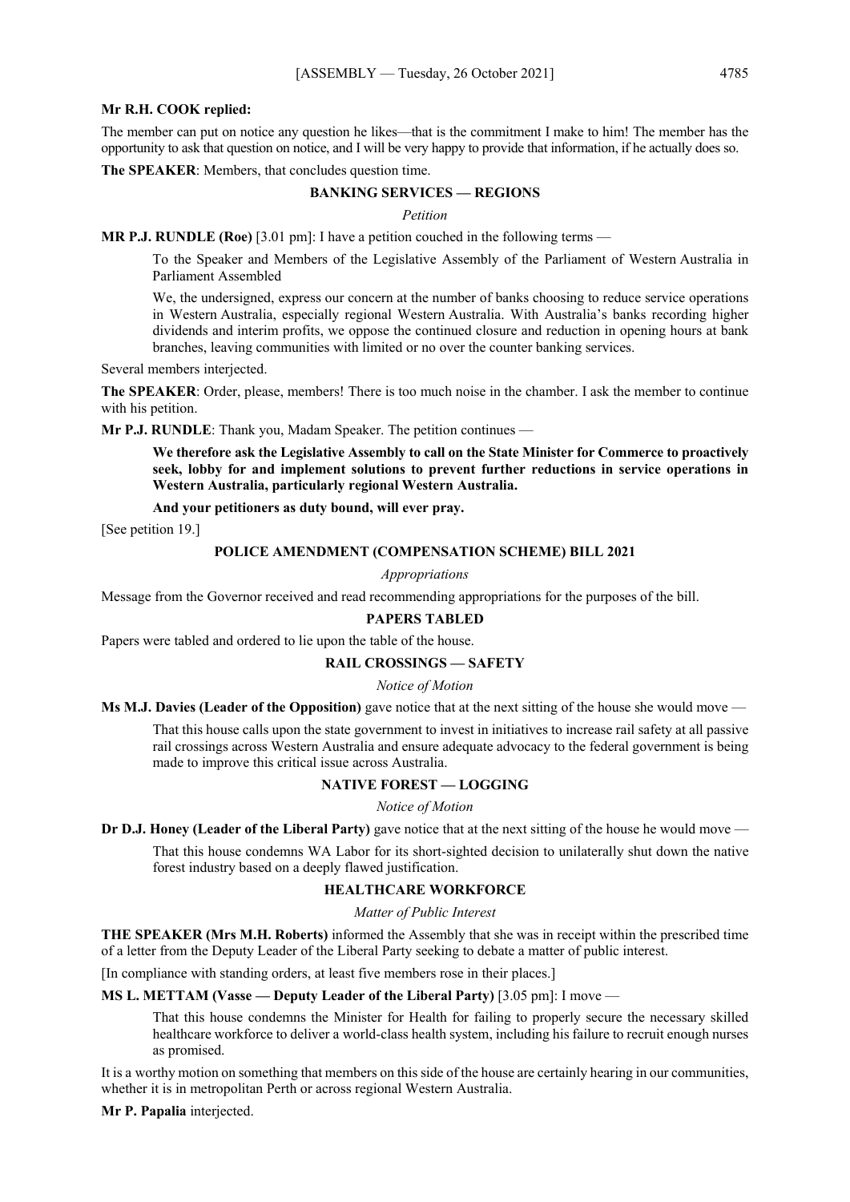**Mr R.H. COOK replied:**

The member can put on notice any question he likes—that is the commitment I make to him! The member has the opportunity to ask that question on notice, and I will be very happy to provide that information, if he actually does so.

**The SPEAKER**: Members, that concludes question time.

## BANKING SERVICES — REGIONS

*Petition*

**MR P.J. RUNDLE (Roe)** [3.01 pm]: I have a petition couched in the following terms —

> To the Speaker and Members of the Legislative Assembly of the Parliament of Western Australia in Parliament Assembled
>
> We, the undersigned, express our concern at the number of banks choosing to reduce service operations in Western Australia, especially regional Western Australia. With Australia's banks recording higher dividends and interim profits, we oppose the continued closure and reduction in opening hours at bank branches, leaving communities with limited or no over the counter banking services.

Several members interjected.

**The SPEAKER**: Order, please, members! There is too much noise in the chamber. I ask the member to continue with his petition.

**Mr P.J. RUNDLE**: Thank you, Madam Speaker. The petition continues —

> **We therefore ask the Legislative Assembly to call on the State Minister for Commerce to proactively seek, lobby for and implement solutions to prevent further reductions in service operations in Western Australia, particularly regional Western Australia.**
>
> **And your petitioners as duty bound, will ever pray.**

[See petition 19.]

## POLICE AMENDMENT (COMPENSATION SCHEME) BILL 2021

*Appropriations*

Message from the Governor received and read recommending appropriations for the purposes of the bill.

## PAPERS TABLED

Papers were tabled and ordered to lie upon the table of the house.

## RAIL CROSSINGS — SAFETY

*Notice of Motion*

**Ms M.J. Davies (Leader of the Opposition)** gave notice that at the next sitting of the house she would move —

> That this house calls upon the state government to invest in initiatives to increase rail safety at all passive rail crossings across Western Australia and ensure adequate advocacy to the federal government is being made to improve this critical issue across Australia.

## NATIVE FOREST — LOGGING

*Notice of Motion*

**Dr D.J. Honey (Leader of the Liberal Party)** gave notice that at the next sitting of the house he would move —

> That this house condemns WA Labor for its short-sighted decision to unilaterally shut down the native forest industry based on a deeply flawed justification.

## HEALTHCARE WORKFORCE

*Matter of Public Interest*

**THE SPEAKER (Mrs M.H. Roberts)** informed the Assembly that she was in receipt within the prescribed time of a letter from the Deputy Leader of the Liberal Party seeking to debate a matter of public interest.

[In compliance with standing orders, at least five members rose in their places.]

**MS L. METTAM (Vasse — Deputy Leader of the Liberal Party)** [3.05 pm]: I move —

> That this house condemns the Minister for Health for failing to properly secure the necessary skilled healthcare workforce to deliver a world-class health system, including his failure to recruit enough nurses as promised.

It is a worthy motion on something that members on this side of the house are certainly hearing in our communities, whether it is in metropolitan Perth or across regional Western Australia.

**Mr P. Papalia** interjected.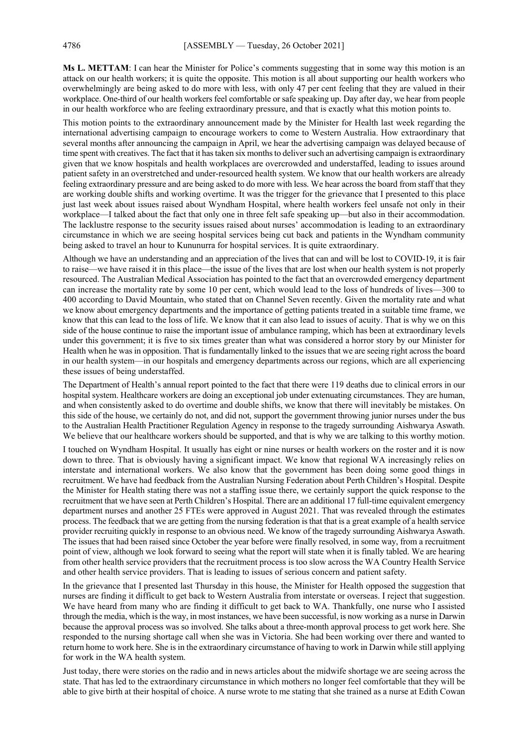**Ms L. METTAM**: I can hear the Minister for Police's comments suggesting that in some way this motion is an attack on our health workers; it is quite the opposite. This motion is all about supporting our health workers who overwhelmingly are being asked to do more with less, with only 47 per cent feeling that they are valued in their workplace. One-third of our health workers feel comfortable or safe speaking up. Day after day, we hear from people in our health workforce who are feeling extraordinary pressure, and that is exactly what this motion points to.

This motion points to the extraordinary announcement made by the Minister for Health last week regarding the international advertising campaign to encourage workers to come to Western Australia. How extraordinary that several months after announcing the campaign in April, we hear the advertising campaign was delayed because of time spent with creatives. The fact that it has taken six months to deliver such an advertising campaign is extraordinary given that we know hospitals and health workplaces are overcrowded and understaffed, leading to issues around patient safety in an overstretched and under-resourced health system. We know that our health workers are already feeling extraordinary pressure and are being asked to do more with less. We hear across the board from staff that they are working double shifts and working overtime. It was the trigger for the grievance that I presented to this place just last week about issues raised about Wyndham Hospital, where health workers feel unsafe not only in their workplace—I talked about the fact that only one in three felt safe speaking up—but also in their accommodation. The lacklustre response to the security issues raised about nurses' accommodation is leading to an extraordinary circumstance in which we are seeing hospital services being cut back and patients in the Wyndham community being asked to travel an hour to Kununurra for hospital services. It is quite extraordinary.

Although we have an understanding and an appreciation of the lives that can and will be lost to COVID-19, it is fair to raise—we have raised it in this place—the issue of the lives that are lost when our health system is not properly resourced. The Australian Medical Association has pointed to the fact that an overcrowded emergency department can increase the mortality rate by some 10 per cent, which would lead to the loss of hundreds of lives—300 to 400 according to David Mountain, who stated that on Channel Seven recently. Given the mortality rate and what we know about emergency departments and the importance of getting patients treated in a suitable time frame, we know that this can lead to the loss of life. We know that it can also lead to issues of acuity. That is why we on this side of the house continue to raise the important issue of ambulance ramping, which has been at extraordinary levels under this government; it is five to six times greater than what was considered a horror story by our Minister for Health when he was in opposition. That is fundamentally linked to the issues that we are seeing right across the board in our health system—in our hospitals and emergency departments across our regions, which are all experiencing these issues of being understaffed.

The Department of Health's annual report pointed to the fact that there were 119 deaths due to clinical errors in our hospital system. Healthcare workers are doing an exceptional job under extenuating circumstances. They are human, and when consistently asked to do overtime and double shifts, we know that there will inevitably be mistakes. On this side of the house, we certainly do not, and did not, support the government throwing junior nurses under the bus to the Australian Health Practitioner Regulation Agency in response to the tragedy surrounding Aishwarya Aswath. We believe that our healthcare workers should be supported, and that is why we are talking to this worthy motion.

I touched on Wyndham Hospital. It usually has eight or nine nurses or health workers on the roster and it is now down to three. That is obviously having a significant impact. We know that regional WA increasingly relies on interstate and international workers. We also know that the government has been doing some good things in recruitment. We have had feedback from the Australian Nursing Federation about Perth Children's Hospital. Despite the Minister for Health stating there was not a staffing issue there, we certainly support the quick response to the recruitment that we have seen at Perth Children's Hospital. There are an additional 17 full-time equivalent emergency department nurses and another 25 FTEs were approved in August 2021. That was revealed through the estimates process. The feedback that we are getting from the nursing federation is that that is a great example of a health service provider recruiting quickly in response to an obvious need. We know of the tragedy surrounding Aishwarya Aswath. The issues that had been raised since October the year before were finally resolved, in some way, from a recruitment point of view, although we look forward to seeing what the report will state when it is finally tabled. We are hearing from other health service providers that the recruitment process is too slow across the WA Country Health Service and other health service providers. That is leading to issues of serious concern and patient safety.

In the grievance that I presented last Thursday in this house, the Minister for Health opposed the suggestion that nurses are finding it difficult to get back to Western Australia from interstate or overseas. I reject that suggestion. We have heard from many who are finding it difficult to get back to WA. Thankfully, one nurse who I assisted through the media, which is the way, in most instances, we have been successful, is now working as a nurse in Darwin because the approval process was so involved. She talks about a three-month approval process to get work here. She responded to the nursing shortage call when she was in Victoria. She had been working over there and wanted to return home to work here. She is in the extraordinary circumstance of having to work in Darwin while still applying for work in the WA health system.

Just today, there were stories on the radio and in news articles about the midwife shortage we are seeing across the state. That has led to the extraordinary circumstance in which mothers no longer feel comfortable that they will be able to give birth at their hospital of choice. A nurse wrote to me stating that she trained as a nurse at Edith Cowan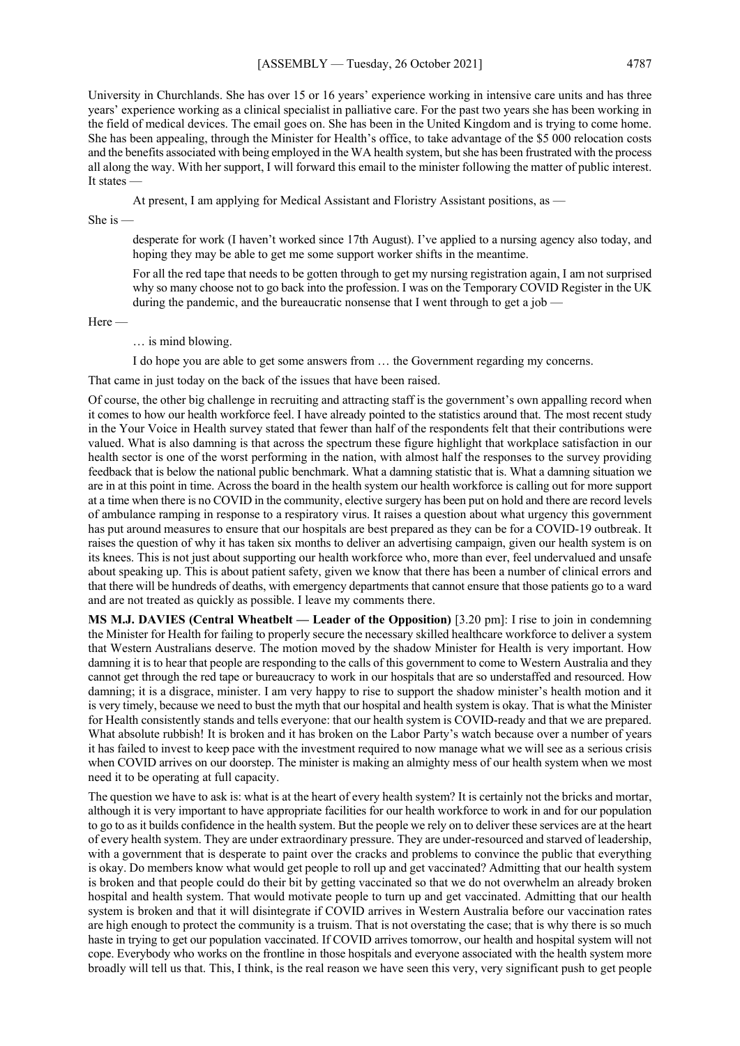University in Churchlands. She has over 15 or 16 years' experience working in intensive care units and has three years' experience working as a clinical specialist in palliative care. For the past two years she has been working in the field of medical devices. The email goes on. She has been in the United Kingdom and is trying to come home. She has been appealing, through the Minister for Health's office, to take advantage of the $5 000 relocation costs and the benefits associated with being employed in the WA health system, but she has been frustrated with the process all along the way. With her support, I will forward this email to the minister following the matter of public interest. It states —

> At present, I am applying for Medical Assistant and Floristry Assistant positions, as —

She is —

> desperate for work (I haven't worked since 17th August). I've applied to a nursing agency also today, and hoping they may be able to get me some support worker shifts in the meantime.
>
> For all the red tape that needs to be gotten through to get my nursing registration again, I am not surprised why so many choose not to go back into the profession. I was on the Temporary COVID Register in the UK during the pandemic, and the bureaucratic nonsense that I went through to get a job —

Here —

> … is mind blowing.
>
> I do hope you are able to get some answers from … the Government regarding my concerns.

That came in just today on the back of the issues that have been raised.

Of course, the other big challenge in recruiting and attracting staff is the government's own appalling record when it comes to how our health workforce feel. I have already pointed to the statistics around that. The most recent study in the Your Voice in Health survey stated that fewer than half of the respondents felt that their contributions were valued. What is also damning is that across the spectrum these figure highlight that workplace satisfaction in our health sector is one of the worst performing in the nation, with almost half the responses to the survey providing feedback that is below the national public benchmark. What a damning statistic that is. What a damning situation we are in at this point in time. Across the board in the health system our health workforce is calling out for more support at a time when there is no COVID in the community, elective surgery has been put on hold and there are record levels of ambulance ramping in response to a respiratory virus. It raises a question about what urgency this government has put around measures to ensure that our hospitals are best prepared as they can be for a COVID-19 outbreak. It raises the question of why it has taken six months to deliver an advertising campaign, given our health system is on its knees. This is not just about supporting our health workforce who, more than ever, feel undervalued and unsafe about speaking up. This is about patient safety, given we know that there has been a number of clinical errors and that there will be hundreds of deaths, with emergency departments that cannot ensure that those patients go to a ward and are not treated as quickly as possible. I leave my comments there.

**MS M.J. DAVIES (Central Wheatbelt — Leader of the Opposition)** [3.20 pm]: I rise to join in condemning the Minister for Health for failing to properly secure the necessary skilled healthcare workforce to deliver a system that Western Australians deserve. The motion moved by the shadow Minister for Health is very important. How damning it is to hear that people are responding to the calls of this government to come to Western Australia and they cannot get through the red tape or bureaucracy to work in our hospitals that are so understaffed and resourced. How damning; it is a disgrace, minister. I am very happy to rise to support the shadow minister's health motion and it is very timely, because we need to bust the myth that our hospital and health system is okay. That is what the Minister for Health consistently stands and tells everyone: that our health system is COVID-ready and that we are prepared. What absolute rubbish! It is broken and it has broken on the Labor Party's watch because over a number of years it has failed to invest to keep pace with the investment required to now manage what we will see as a serious crisis when COVID arrives on our doorstep. The minister is making an almighty mess of our health system when we most need it to be operating at full capacity.

The question we have to ask is: what is at the heart of every health system? It is certainly not the bricks and mortar, although it is very important to have appropriate facilities for our health workforce to work in and for our population to go to as it builds confidence in the health system. But the people we rely on to deliver these services are at the heart of every health system. They are under extraordinary pressure. They are under-resourced and starved of leadership, with a government that is desperate to paint over the cracks and problems to convince the public that everything is okay. Do members know what would get people to roll up and get vaccinated? Admitting that our health system is broken and that people could do their bit by getting vaccinated so that we do not overwhelm an already broken hospital and health system. That would motivate people to turn up and get vaccinated. Admitting that our health system is broken and that it will disintegrate if COVID arrives in Western Australia before our vaccination rates are high enough to protect the community is a truism. That is not overstating the case; that is why there is so much haste in trying to get our population vaccinated. If COVID arrives tomorrow, our health and hospital system will not cope. Everybody who works on the frontline in those hospitals and everyone associated with the health system more broadly will tell us that. This, I think, is the real reason we have seen this very, very significant push to get people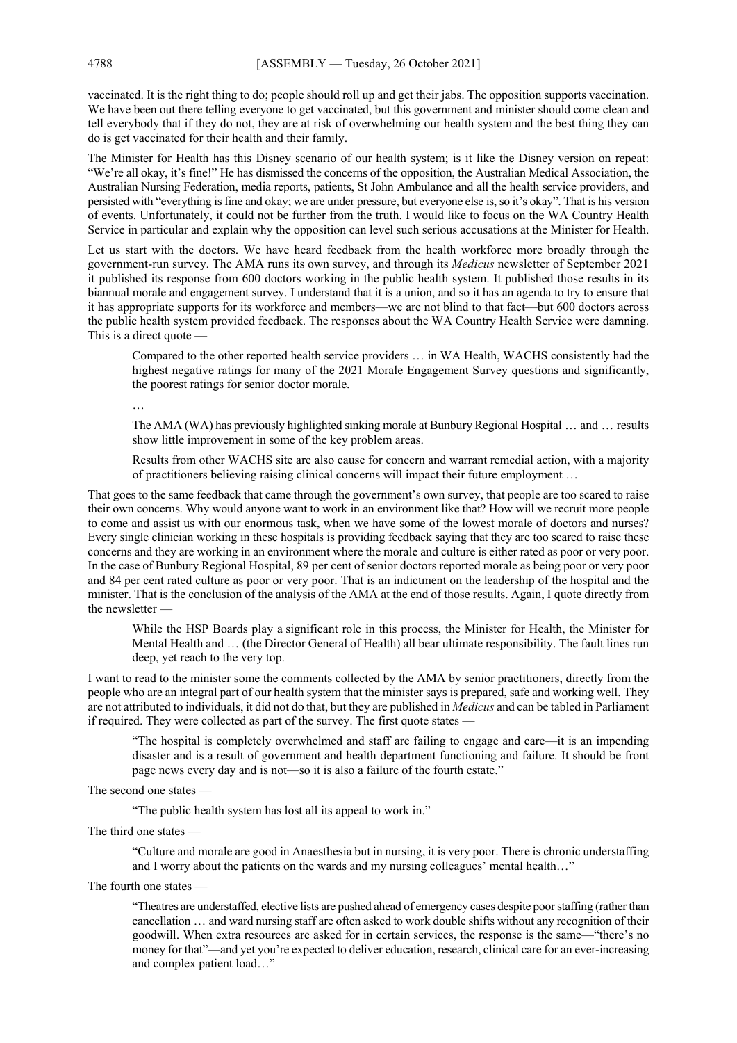vaccinated. It is the right thing to do; people should roll up and get their jabs. The opposition supports vaccination. We have been out there telling everyone to get vaccinated, but this government and minister should come clean and tell everybody that if they do not, they are at risk of overwhelming our health system and the best thing they can do is get vaccinated for their health and their family.

The Minister for Health has this Disney scenario of our health system; is it like the Disney version on repeat: "We're all okay, it's fine!" He has dismissed the concerns of the opposition, the Australian Medical Association, the Australian Nursing Federation, media reports, patients, St John Ambulance and all the health service providers, and persisted with "everything is fine and okay; we are under pressure, but everyone else is, so it's okay". That is his version of events. Unfortunately, it could not be further from the truth. I would like to focus on the WA Country Health Service in particular and explain why the opposition can level such serious accusations at the Minister for Health.

Let us start with the doctors. We have heard feedback from the health workforce more broadly through the government-run survey. The AMA runs its own survey, and through its *Medicus* newsletter of September 2021 it published its response from 600 doctors working in the public health system. It published those results in its biannual morale and engagement survey. I understand that it is a union, and so it has an agenda to try to ensure that it has appropriate supports for its workforce and members—we are not blind to that fact—but 600 doctors across the public health system provided feedback. The responses about the WA Country Health Service were damning. This is a direct quote —

> Compared to the other reported health service providers … in WA Health, WACHS consistently had the highest negative ratings for many of the 2021 Morale Engagement Survey questions and significantly, the poorest ratings for senior doctor morale.
>
> …
>
> The AMA (WA) has previously highlighted sinking morale at Bunbury Regional Hospital … and … results show little improvement in some of the key problem areas.
>
> Results from other WACHS site are also cause for concern and warrant remedial action, with a majority of practitioners believing raising clinical concerns will impact their future employment …

That goes to the same feedback that came through the government's own survey, that people are too scared to raise their own concerns. Why would anyone want to work in an environment like that? How will we recruit more people to come and assist us with our enormous task, when we have some of the lowest morale of doctors and nurses? Every single clinician working in these hospitals is providing feedback saying that they are too scared to raise these concerns and they are working in an environment where the morale and culture is either rated as poor or very poor. In the case of Bunbury Regional Hospital, 89 per cent of senior doctors reported morale as being poor or very poor and 84 per cent rated culture as poor or very poor. That is an indictment on the leadership of the hospital and the minister. That is the conclusion of the analysis of the AMA at the end of those results. Again, I quote directly from the newsletter —

> While the HSP Boards play a significant role in this process, the Minister for Health, the Minister for Mental Health and … (the Director General of Health) all bear ultimate responsibility. The fault lines run deep, yet reach to the very top.

I want to read to the minister some the comments collected by the AMA by senior practitioners, directly from the people who are an integral part of our health system that the minister says is prepared, safe and working well. They are not attributed to individuals, it did not do that, but they are published in *Medicus* and can be tabled in Parliament if required. They were collected as part of the survey. The first quote states —

> "The hospital is completely overwhelmed and staff are failing to engage and care—it is an impending disaster and is a result of government and health department functioning and failure. It should be front page news every day and is not—so it is also a failure of the fourth estate."

The second one states —

> "The public health system has lost all its appeal to work in."

The third one states —

> "Culture and morale are good in Anaesthesia but in nursing, it is very poor. There is chronic understaffing and I worry about the patients on the wards and my nursing colleagues' mental health…"

The fourth one states —

> "Theatres are understaffed, elective lists are pushed ahead of emergency cases despite poor staffing (rather than cancellation … and ward nursing staff are often asked to work double shifts without any recognition of their goodwill. When extra resources are asked for in certain services, the response is the same—"there's no money for that"—and yet you're expected to deliver education, research, clinical care for an ever-increasing and complex patient load…"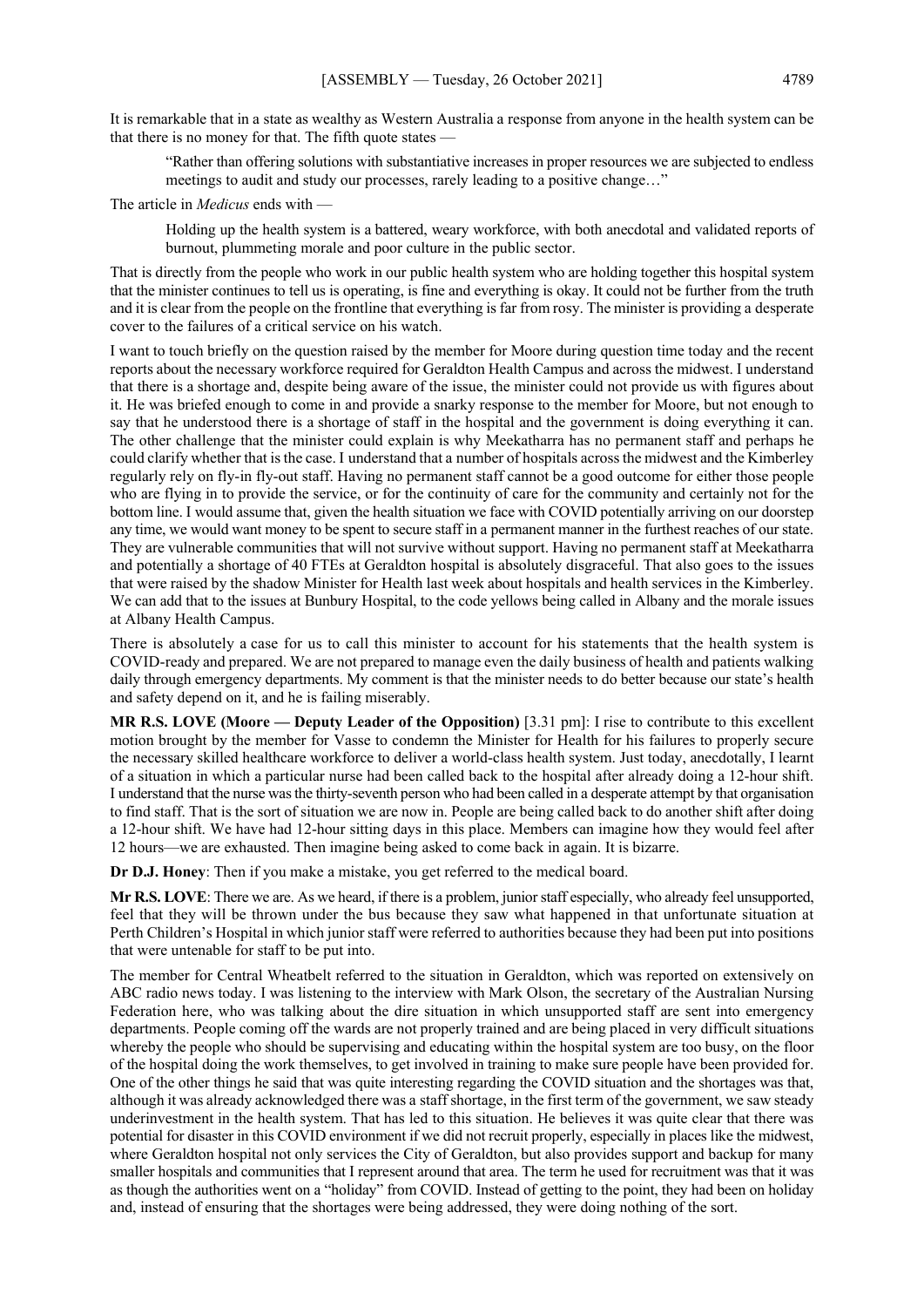It is remarkable that in a state as wealthy as Western Australia a response from anyone in the health system can be that there is no money for that. The fifth quote states —

> "Rather than offering solutions with substantiative increases in proper resources we are subjected to endless meetings to audit and study our processes, rarely leading to a positive change…"

The article in *Medicus* ends with —

> Holding up the health system is a battered, weary workforce, with both anecdotal and validated reports of burnout, plummeting morale and poor culture in the public sector.

That is directly from the people who work in our public health system who are holding together this hospital system that the minister continues to tell us is operating, is fine and everything is okay. It could not be further from the truth and it is clear from the people on the frontline that everything is far from rosy. The minister is providing a desperate cover to the failures of a critical service on his watch.

I want to touch briefly on the question raised by the member for Moore during question time today and the recent reports about the necessary workforce required for Geraldton Health Campus and across the midwest. I understand that there is a shortage and, despite being aware of the issue, the minister could not provide us with figures about it. He was briefed enough to come in and provide a snarky response to the member for Moore, but not enough to say that he understood there is a shortage of staff in the hospital and the government is doing everything it can. The other challenge that the minister could explain is why Meekatharra has no permanent staff and perhaps he could clarify whether that is the case. I understand that a number of hospitals across the midwest and the Kimberley regularly rely on fly-in fly-out staff. Having no permanent staff cannot be a good outcome for either those people who are flying in to provide the service, or for the continuity of care for the community and certainly not for the bottom line. I would assume that, given the health situation we face with COVID potentially arriving on our doorstep any time, we would want money to be spent to secure staff in a permanent manner in the furthest reaches of our state. They are vulnerable communities that will not survive without support. Having no permanent staff at Meekatharra and potentially a shortage of 40 FTEs at Geraldton hospital is absolutely disgraceful. That also goes to the issues that were raised by the shadow Minister for Health last week about hospitals and health services in the Kimberley. We can add that to the issues at Bunbury Hospital, to the code yellows being called in Albany and the morale issues at Albany Health Campus.

There is absolutely a case for us to call this minister to account for his statements that the health system is COVID-ready and prepared. We are not prepared to manage even the daily business of health and patients walking daily through emergency departments. My comment is that the minister needs to do better because our state's health and safety depend on it, and he is failing miserably.

**MR R.S. LOVE (Moore — Deputy Leader of the Opposition)** [3.31 pm]: I rise to contribute to this excellent motion brought by the member for Vasse to condemn the Minister for Health for his failures to properly secure the necessary skilled healthcare workforce to deliver a world-class health system. Just today, anecdotally, I learnt of a situation in which a particular nurse had been called back to the hospital after already doing a 12-hour shift. I understand that the nurse was the thirty-seventh person who had been called in a desperate attempt by that organisation to find staff. That is the sort of situation we are now in. People are being called back to do another shift after doing a 12-hour shift. We have had 12-hour sitting days in this place. Members can imagine how they would feel after 12 hours—we are exhausted. Then imagine being asked to come back in again. It is bizarre.

**Dr D.J. Honey**: Then if you make a mistake, you get referred to the medical board.

**Mr R.S. LOVE**: There we are. As we heard, if there is a problem, junior staff especially, who already feel unsupported, feel that they will be thrown under the bus because they saw what happened in that unfortunate situation at Perth Children's Hospital in which junior staff were referred to authorities because they had been put into positions that were untenable for staff to be put into.

The member for Central Wheatbelt referred to the situation in Geraldton, which was reported on extensively on ABC radio news today. I was listening to the interview with Mark Olson, the secretary of the Australian Nursing Federation here, who was talking about the dire situation in which unsupported staff are sent into emergency departments. People coming off the wards are not properly trained and are being placed in very difficult situations whereby the people who should be supervising and educating within the hospital system are too busy, on the floor of the hospital doing the work themselves, to get involved in training to make sure people have been provided for. One of the other things he said that was quite interesting regarding the COVID situation and the shortages was that, although it was already acknowledged there was a staff shortage, in the first term of the government, we saw steady underinvestment in the health system. That has led to this situation. He believes it was quite clear that there was potential for disaster in this COVID environment if we did not recruit properly, especially in places like the midwest, where Geraldton hospital not only services the City of Geraldton, but also provides support and backup for many smaller hospitals and communities that I represent around that area. The term he used for recruitment was that it was as though the authorities went on a "holiday" from COVID. Instead of getting to the point, they had been on holiday and, instead of ensuring that the shortages were being addressed, they were doing nothing of the sort.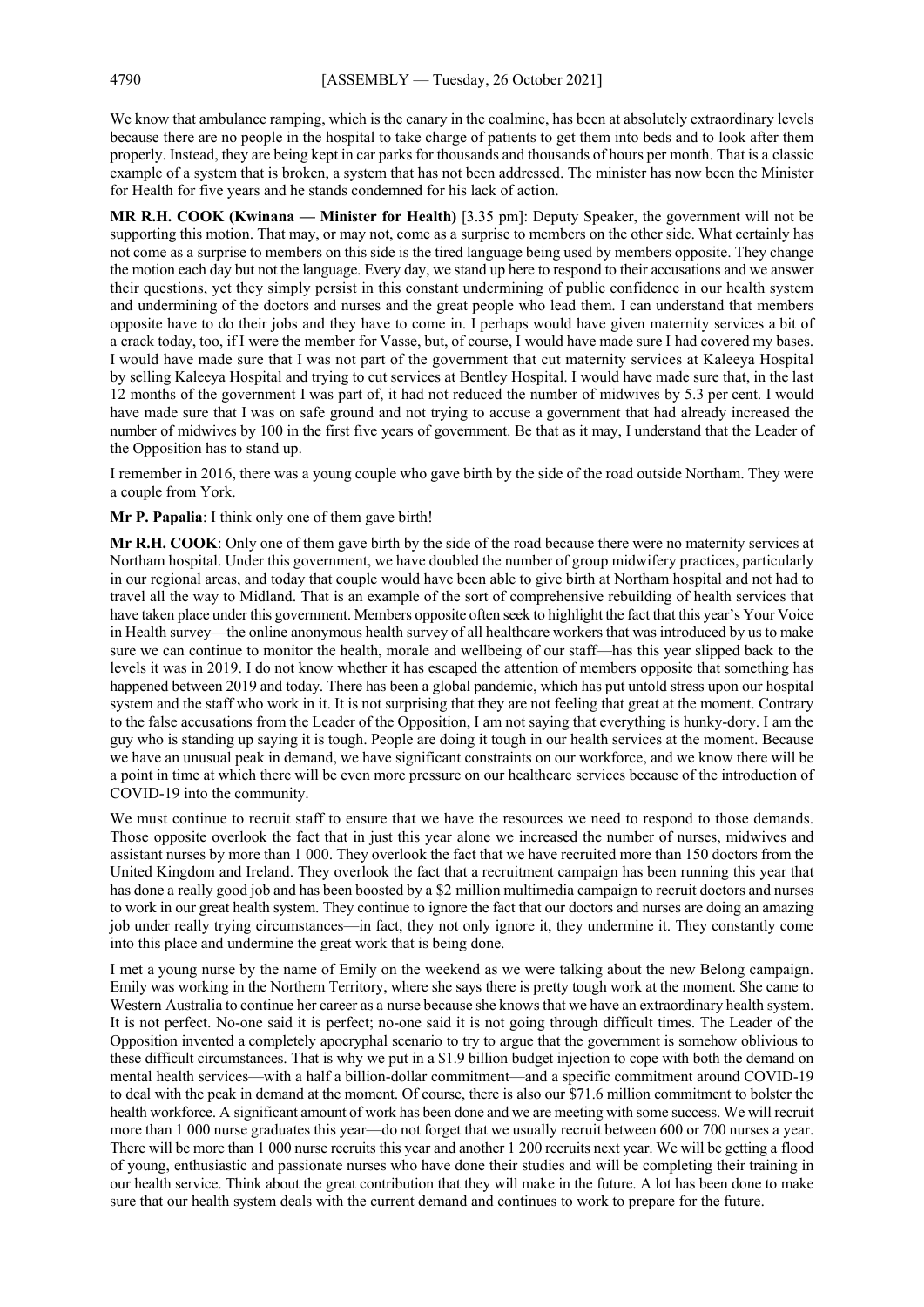We know that ambulance ramping, which is the canary in the coalmine, has been at absolutely extraordinary levels because there are no people in the hospital to take charge of patients to get them into beds and to look after them properly. Instead, they are being kept in car parks for thousands and thousands of hours per month. That is a classic example of a system that is broken, a system that has not been addressed. The minister has now been the Minister for Health for five years and he stands condemned for his lack of action.

**MR R.H. COOK (Kwinana — Minister for Health)** [3.35 pm]: Deputy Speaker, the government will not be supporting this motion. That may, or may not, come as a surprise to members on the other side. What certainly has not come as a surprise to members on this side is the tired language being used by members opposite. They change the motion each day but not the language. Every day, we stand up here to respond to their accusations and we answer their questions, yet they simply persist in this constant undermining of public confidence in our health system and undermining of the doctors and nurses and the great people who lead them. I can understand that members opposite have to do their jobs and they have to come in. I perhaps would have given maternity services a bit of a crack today, too, if I were the member for Vasse, but, of course, I would have made sure I had covered my bases. I would have made sure that I was not part of the government that cut maternity services at Kaleeya Hospital by selling Kaleeya Hospital and trying to cut services at Bentley Hospital. I would have made sure that, in the last 12 months of the government I was part of, it had not reduced the number of midwives by 5.3 per cent. I would have made sure that I was on safe ground and not trying to accuse a government that had already increased the number of midwives by 100 in the first five years of government. Be that as it may, I understand that the Leader of the Opposition has to stand up.

I remember in 2016, there was a young couple who gave birth by the side of the road outside Northam. They were a couple from York.

**Mr P. Papalia**: I think only one of them gave birth!

**Mr R.H. COOK**: Only one of them gave birth by the side of the road because there were no maternity services at Northam hospital. Under this government, we have doubled the number of group midwifery practices, particularly in our regional areas, and today that couple would have been able to give birth at Northam hospital and not had to travel all the way to Midland. That is an example of the sort of comprehensive rebuilding of health services that have taken place under this government. Members opposite often seek to highlight the fact that this year's Your Voice in Health survey—the online anonymous health survey of all healthcare workers that was introduced by us to make sure we can continue to monitor the health, morale and wellbeing of our staff—has this year slipped back to the levels it was in 2019. I do not know whether it has escaped the attention of members opposite that something has happened between 2019 and today. There has been a global pandemic, which has put untold stress upon our hospital system and the staff who work in it. It is not surprising that they are not feeling that great at the moment. Contrary to the false accusations from the Leader of the Opposition, I am not saying that everything is hunky-dory. I am the guy who is standing up saying it is tough. People are doing it tough in our health services at the moment. Because we have an unusual peak in demand, we have significant constraints on our workforce, and we know there will be a point in time at which there will be even more pressure on our healthcare services because of the introduction of COVID-19 into the community.

We must continue to recruit staff to ensure that we have the resources we need to respond to those demands. Those opposite overlook the fact that in just this year alone we increased the number of nurses, midwives and assistant nurses by more than 1 000. They overlook the fact that we have recruited more than 150 doctors from the United Kingdom and Ireland. They overlook the fact that a recruitment campaign has been running this year that has done a really good job and has been boosted by a $2 million multimedia campaign to recruit doctors and nurses to work in our great health system. They continue to ignore the fact that our doctors and nurses are doing an amazing job under really trying circumstances—in fact, they not only ignore it, they undermine it. They constantly come into this place and undermine the great work that is being done.

I met a young nurse by the name of Emily on the weekend as we were talking about the new Belong campaign. Emily was working in the Northern Territory, where she says there is pretty tough work at the moment. She came to Western Australia to continue her career as a nurse because she knows that we have an extraordinary health system. It is not perfect. No-one said it is perfect; no-one said it is not going through difficult times. The Leader of the Opposition invented a completely apocryphal scenario to try to argue that the government is somehow oblivious to these difficult circumstances. That is why we put in a $1.9 billion budget injection to cope with both the demand on mental health services—with a half a billion-dollar commitment—and a specific commitment around COVID-19 to deal with the peak in demand at the moment. Of course, there is also our $71.6 million commitment to bolster the health workforce. A significant amount of work has been done and we are meeting with some success. We will recruit more than 1 000 nurse graduates this year—do not forget that we usually recruit between 600 or 700 nurses a year. There will be more than 1 000 nurse recruits this year and another 1 200 recruits next year. We will be getting a flood of young, enthusiastic and passionate nurses who have done their studies and will be completing their training in our health service. Think about the great contribution that they will make in the future. A lot has been done to make sure that our health system deals with the current demand and continues to work to prepare for the future.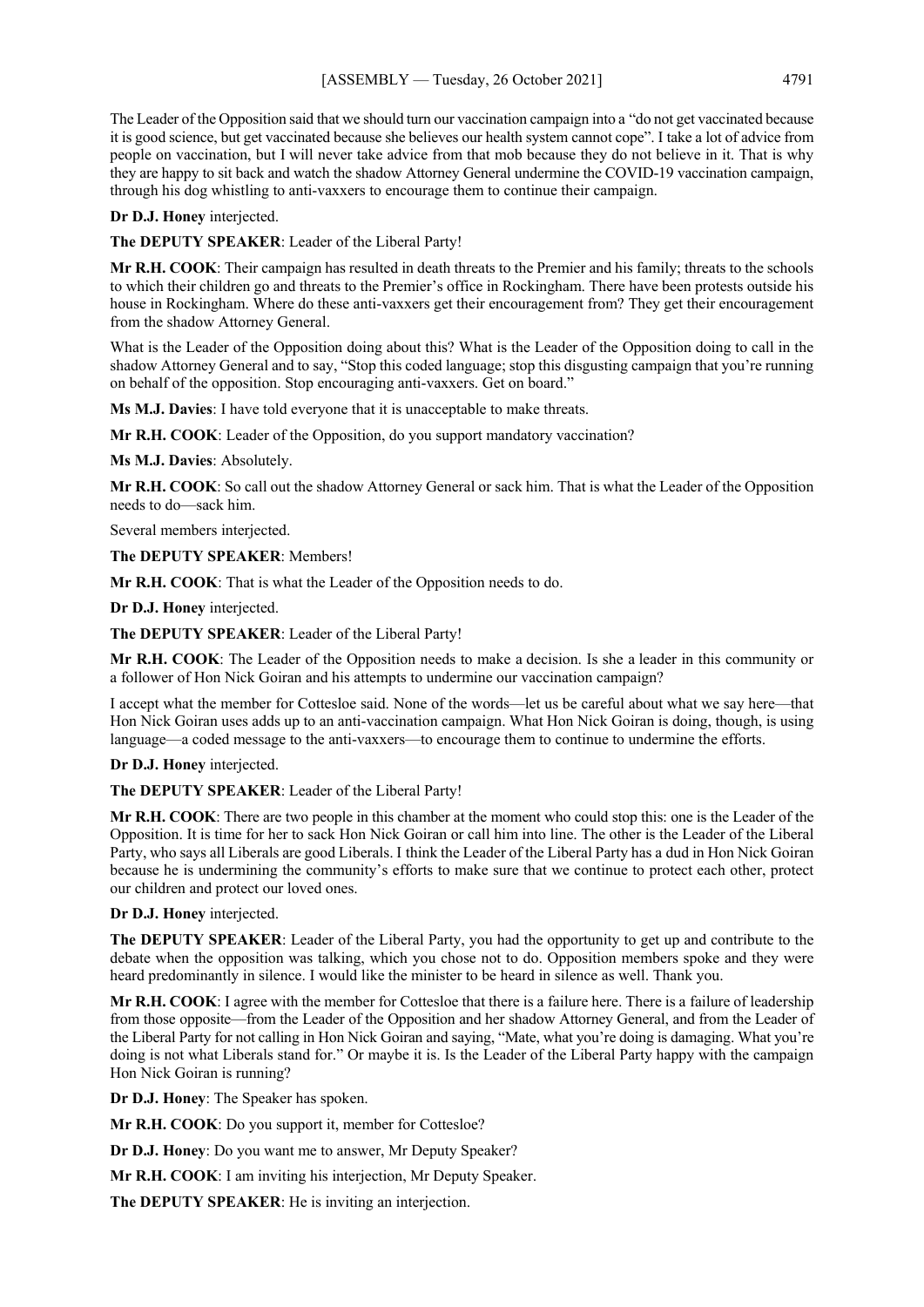The Leader of the Opposition said that we should turn our vaccination campaign into a "do not get vaccinated because it is good science, but get vaccinated because she believes our health system cannot cope". I take a lot of advice from people on vaccination, but I will never take advice from that mob because they do not believe in it. That is why they are happy to sit back and watch the shadow Attorney General undermine the COVID-19 vaccination campaign, through his dog whistling to anti-vaxxers to encourage them to continue their campaign.

**Dr D.J. Honey** interjected.

**The DEPUTY SPEAKER**: Leader of the Liberal Party!

**Mr R.H. COOK**: Their campaign has resulted in death threats to the Premier and his family; threats to the schools to which their children go and threats to the Premier's office in Rockingham. There have been protests outside his house in Rockingham. Where do these anti-vaxxers get their encouragement from? They get their encouragement from the shadow Attorney General.

What is the Leader of the Opposition doing about this? What is the Leader of the Opposition doing to call in the shadow Attorney General and to say, "Stop this coded language; stop this disgusting campaign that you're running on behalf of the opposition. Stop encouraging anti-vaxxers. Get on board."

**Ms M.J. Davies**: I have told everyone that it is unacceptable to make threats.

**Mr R.H. COOK**: Leader of the Opposition, do you support mandatory vaccination?

**Ms M.J. Davies**: Absolutely.

**Mr R.H. COOK**: So call out the shadow Attorney General or sack him. That is what the Leader of the Opposition needs to do—sack him.

Several members interjected.

**The DEPUTY SPEAKER**: Members!

**Mr R.H. COOK**: That is what the Leader of the Opposition needs to do.

**Dr D.J. Honey** interjected.

**The DEPUTY SPEAKER**: Leader of the Liberal Party!

**Mr R.H. COOK**: The Leader of the Opposition needs to make a decision. Is she a leader in this community or a follower of Hon Nick Goiran and his attempts to undermine our vaccination campaign?

I accept what the member for Cottesloe said. None of the words—let us be careful about what we say here—that Hon Nick Goiran uses adds up to an anti-vaccination campaign. What Hon Nick Goiran is doing, though, is using language—a coded message to the anti-vaxxers—to encourage them to continue to undermine the efforts.

**Dr D.J. Honey** interjected.

**The DEPUTY SPEAKER**: Leader of the Liberal Party!

**Mr R.H. COOK**: There are two people in this chamber at the moment who could stop this: one is the Leader of the Opposition. It is time for her to sack Hon Nick Goiran or call him into line. The other is the Leader of the Liberal Party, who says all Liberals are good Liberals. I think the Leader of the Liberal Party has a dud in Hon Nick Goiran because he is undermining the community's efforts to make sure that we continue to protect each other, protect our children and protect our loved ones.

**Dr D.J. Honey** interjected.

**The DEPUTY SPEAKER**: Leader of the Liberal Party, you had the opportunity to get up and contribute to the debate when the opposition was talking, which you chose not to do. Opposition members spoke and they were heard predominantly in silence. I would like the minister to be heard in silence as well. Thank you.

**Mr R.H. COOK**: I agree with the member for Cottesloe that there is a failure here. There is a failure of leadership from those opposite—from the Leader of the Opposition and her shadow Attorney General, and from the Leader of the Liberal Party for not calling in Hon Nick Goiran and saying, "Mate, what you're doing is damaging. What you're doing is not what Liberals stand for." Or maybe it is. Is the Leader of the Liberal Party happy with the campaign Hon Nick Goiran is running?

**Dr D.J. Honey**: The Speaker has spoken.

**Mr R.H. COOK**: Do you support it, member for Cottesloe?

**Dr D.J. Honey**: Do you want me to answer, Mr Deputy Speaker?

**Mr R.H. COOK**: I am inviting his interjection, Mr Deputy Speaker.

**The DEPUTY SPEAKER**: He is inviting an interjection.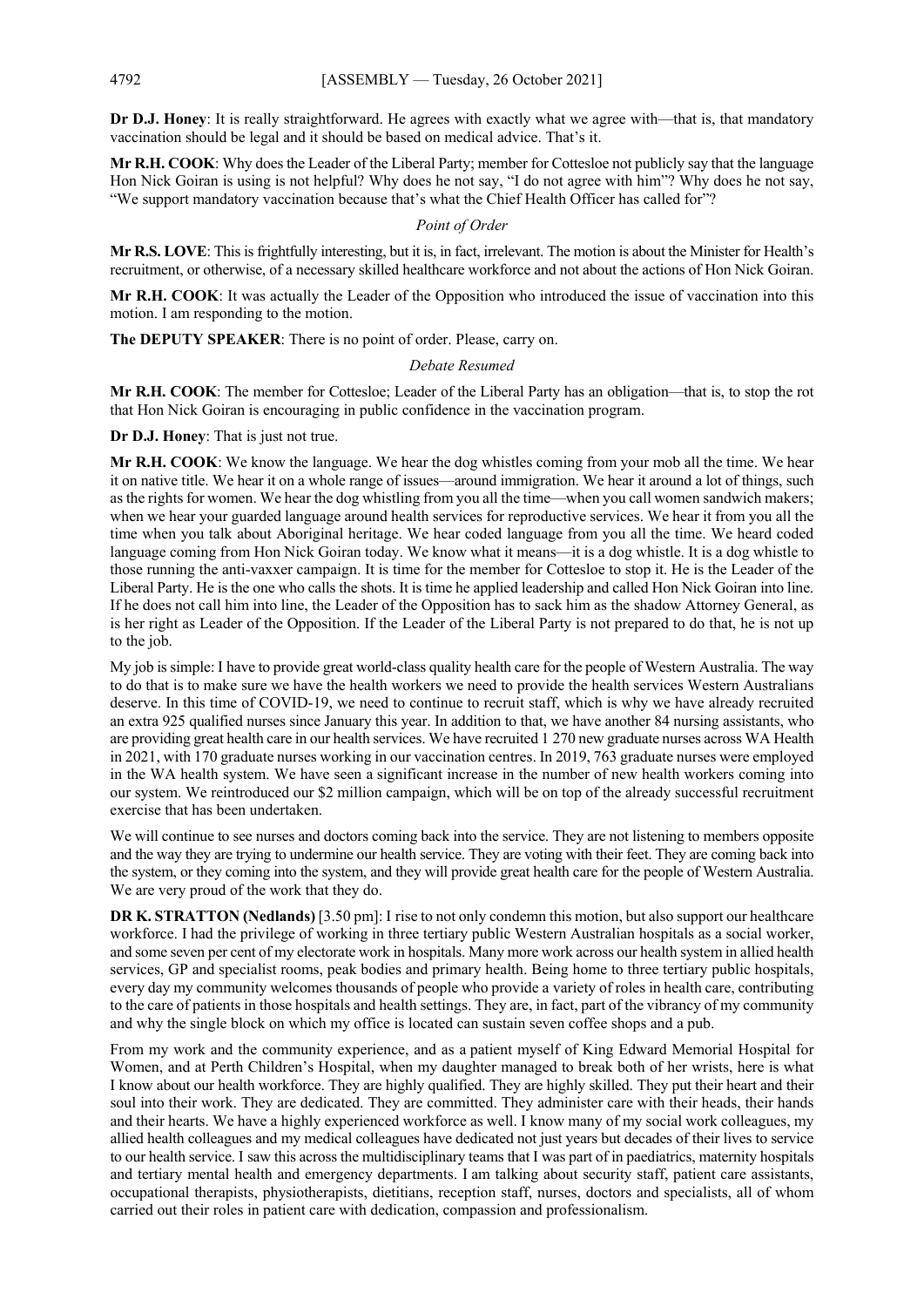**Dr D.J. Honey**: It is really straightforward. He agrees with exactly what we agree with—that is, that mandatory vaccination should be legal and it should be based on medical advice. That's it.

**Mr R.H. COOK**: Why does the Leader of the Liberal Party; member for Cottesloe not publicly say that the language Hon Nick Goiran is using is not helpful? Why does he not say, "I do not agree with him"? Why does he not say, "We support mandatory vaccination because that's what the Chief Health Officer has called for"?

*Point of Order*

**Mr R.S. LOVE**: This is frightfully interesting, but it is, in fact, irrelevant. The motion is about the Minister for Health's recruitment, or otherwise, of a necessary skilled healthcare workforce and not about the actions of Hon Nick Goiran.

**Mr R.H. COOK**: It was actually the Leader of the Opposition who introduced the issue of vaccination into this motion. I am responding to the motion.

**The DEPUTY SPEAKER**: There is no point of order. Please, carry on.

*Debate Resumed*

**Mr R.H. COOK**: The member for Cottesloe; Leader of the Liberal Party has an obligation—that is, to stop the rot that Hon Nick Goiran is encouraging in public confidence in the vaccination program.

**Dr D.J. Honey**: That is just not true.

**Mr R.H. COOK**: We know the language. We hear the dog whistles coming from your mob all the time. We hear it on native title. We hear it on a whole range of issues—around immigration. We hear it around a lot of things, such as the rights for women. We hear the dog whistling from you all the time—when you call women sandwich makers; when we hear your guarded language around health services for reproductive services. We hear it from you all the time when you talk about Aboriginal heritage. We hear coded language from you all the time. We heard coded language coming from Hon Nick Goiran today. We know what it means—it is a dog whistle. It is a dog whistle to those running the anti-vaxxer campaign. It is time for the member for Cottesloe to stop it. He is the Leader of the Liberal Party. He is the one who calls the shots. It is time he applied leadership and called Hon Nick Goiran into line. If he does not call him into line, the Leader of the Opposition has to sack him as the shadow Attorney General, as is her right as Leader of the Opposition. If the Leader of the Liberal Party is not prepared to do that, he is not up to the job.

My job is simple: I have to provide great world-class quality health care for the people of Western Australia. The way to do that is to make sure we have the health workers we need to provide the health services Western Australians deserve. In this time of COVID-19, we need to continue to recruit staff, which is why we have already recruited an extra 925 qualified nurses since January this year. In addition to that, we have another 84 nursing assistants, who are providing great health care in our health services. We have recruited 1 270 new graduate nurses across WA Health in 2021, with 170 graduate nurses working in our vaccination centres. In 2019, 763 graduate nurses were employed in the WA health system. We have seen a significant increase in the number of new health workers coming into our system. We reintroduced our $2 million campaign, which will be on top of the already successful recruitment exercise that has been undertaken.

We will continue to see nurses and doctors coming back into the service. They are not listening to members opposite and the way they are trying to undermine our health service. They are voting with their feet. They are coming back into the system, or they coming into the system, and they will provide great health care for the people of Western Australia. We are very proud of the work that they do.

**DR K. STRATTON (Nedlands)** [3.50 pm]: I rise to not only condemn this motion, but also support our healthcare workforce. I had the privilege of working in three tertiary public Western Australian hospitals as a social worker, and some seven per cent of my electorate work in hospitals. Many more work across our health system in allied health services, GP and specialist rooms, peak bodies and primary health. Being home to three tertiary public hospitals, every day my community welcomes thousands of people who provide a variety of roles in health care, contributing to the care of patients in those hospitals and health settings. They are, in fact, part of the vibrancy of my community and why the single block on which my office is located can sustain seven coffee shops and a pub.

From my work and the community experience, and as a patient myself of King Edward Memorial Hospital for Women, and at Perth Children's Hospital, when my daughter managed to break both of her wrists, here is what I know about our health workforce. They are highly qualified. They are highly skilled. They put their heart and their soul into their work. They are dedicated. They are committed. They administer care with their heads, their hands and their hearts. We have a highly experienced workforce as well. I know many of my social work colleagues, my allied health colleagues and my medical colleagues have dedicated not just years but decades of their lives to service to our health service. I saw this across the multidisciplinary teams that I was part of in paediatrics, maternity hospitals and tertiary mental health and emergency departments. I am talking about security staff, patient care assistants, occupational therapists, physiotherapists, dietitians, reception staff, nurses, doctors and specialists, all of whom carried out their roles in patient care with dedication, compassion and professionalism.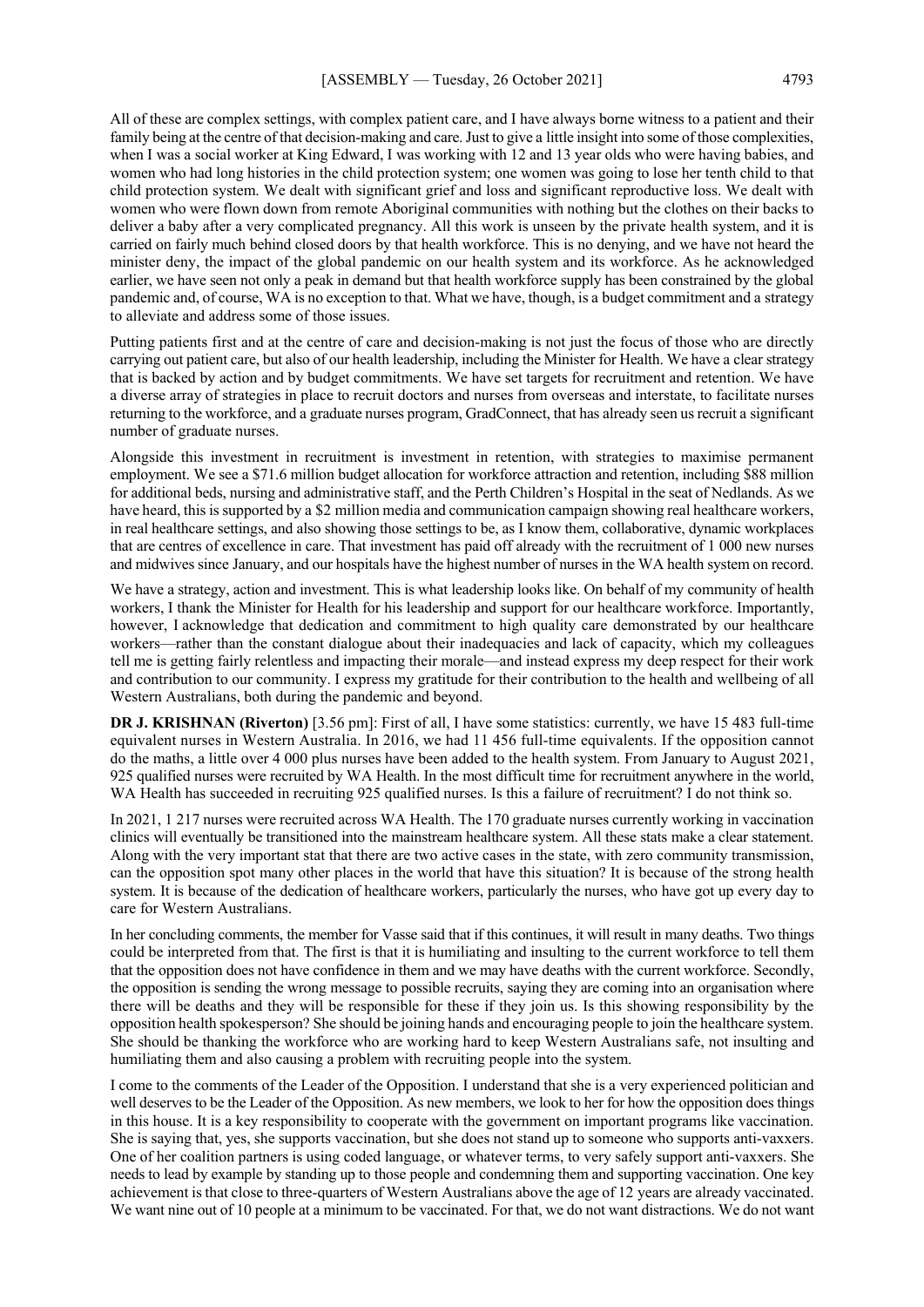All of these are complex settings, with complex patient care, and I have always borne witness to a patient and their family being at the centre of that decision-making and care. Just to give a little insight into some of those complexities, when I was a social worker at King Edward, I was working with 12 and 13 year olds who were having babies, and women who had long histories in the child protection system; one women was going to lose her tenth child to that child protection system. We dealt with significant grief and loss and significant reproductive loss. We dealt with women who were flown down from remote Aboriginal communities with nothing but the clothes on their backs to deliver a baby after a very complicated pregnancy. All this work is unseen by the private health system, and it is carried on fairly much behind closed doors by that health workforce. This is no denying, and we have not heard the minister deny, the impact of the global pandemic on our health system and its workforce. As he acknowledged earlier, we have seen not only a peak in demand but that health workforce supply has been constrained by the global pandemic and, of course, WA is no exception to that. What we have, though, is a budget commitment and a strategy to alleviate and address some of those issues.

Putting patients first and at the centre of care and decision-making is not just the focus of those who are directly carrying out patient care, but also of our health leadership, including the Minister for Health. We have a clear strategy that is backed by action and by budget commitments. We have set targets for recruitment and retention. We have a diverse array of strategies in place to recruit doctors and nurses from overseas and interstate, to facilitate nurses returning to the workforce, and a graduate nurses program, GradConnect, that has already seen us recruit a significant number of graduate nurses.

Alongside this investment in recruitment is investment in retention, with strategies to maximise permanent employment. We see a $71.6 million budget allocation for workforce attraction and retention, including $88 million for additional beds, nursing and administrative staff, and the Perth Children's Hospital in the seat of Nedlands. As we have heard, this is supported by a $2 million media and communication campaign showing real healthcare workers, in real healthcare settings, and also showing those settings to be, as I know them, collaborative, dynamic workplaces that are centres of excellence in care. That investment has paid off already with the recruitment of 1 000 new nurses and midwives since January, and our hospitals have the highest number of nurses in the WA health system on record.

We have a strategy, action and investment. This is what leadership looks like. On behalf of my community of health workers, I thank the Minister for Health for his leadership and support for our healthcare workforce. Importantly, however, I acknowledge that dedication and commitment to high quality care demonstrated by our healthcare workers—rather than the constant dialogue about their inadequacies and lack of capacity, which my colleagues tell me is getting fairly relentless and impacting their morale—and instead express my deep respect for their work and contribution to our community. I express my gratitude for their contribution to the health and wellbeing of all Western Australians, both during the pandemic and beyond.

**DR J. KRISHNAN (Riverton)** [3.56 pm]: First of all, I have some statistics: currently, we have 15 483 full-time equivalent nurses in Western Australia. In 2016, we had 11 456 full-time equivalents. If the opposition cannot do the maths, a little over 4 000 plus nurses have been added to the health system. From January to August 2021, 925 qualified nurses were recruited by WA Health. In the most difficult time for recruitment anywhere in the world, WA Health has succeeded in recruiting 925 qualified nurses. Is this a failure of recruitment? I do not think so.

In 2021, 1 217 nurses were recruited across WA Health. The 170 graduate nurses currently working in vaccination clinics will eventually be transitioned into the mainstream healthcare system. All these stats make a clear statement. Along with the very important stat that there are two active cases in the state, with zero community transmission, can the opposition spot many other places in the world that have this situation? It is because of the strong health system. It is because of the dedication of healthcare workers, particularly the nurses, who have got up every day to care for Western Australians.

In her concluding comments, the member for Vasse said that if this continues, it will result in many deaths. Two things could be interpreted from that. The first is that it is humiliating and insulting to the current workforce to tell them that the opposition does not have confidence in them and we may have deaths with the current workforce. Secondly, the opposition is sending the wrong message to possible recruits, saying they are coming into an organisation where there will be deaths and they will be responsible for these if they join us. Is this showing responsibility by the opposition health spokesperson? She should be joining hands and encouraging people to join the healthcare system. She should be thanking the workforce who are working hard to keep Western Australians safe, not insulting and humiliating them and also causing a problem with recruiting people into the system.

I come to the comments of the Leader of the Opposition. I understand that she is a very experienced politician and well deserves to be the Leader of the Opposition. As new members, we look to her for how the opposition does things in this house. It is a key responsibility to cooperate with the government on important programs like vaccination. She is saying that, yes, she supports vaccination, but she does not stand up to someone who supports anti-vaxxers. One of her coalition partners is using coded language, or whatever terms, to very safely support anti-vaxxers. She needs to lead by example by standing up to those people and condemning them and supporting vaccination. One key achievement is that close to three-quarters of Western Australians above the age of 12 years are already vaccinated. We want nine out of 10 people at a minimum to be vaccinated. For that, we do not want distractions. We do not want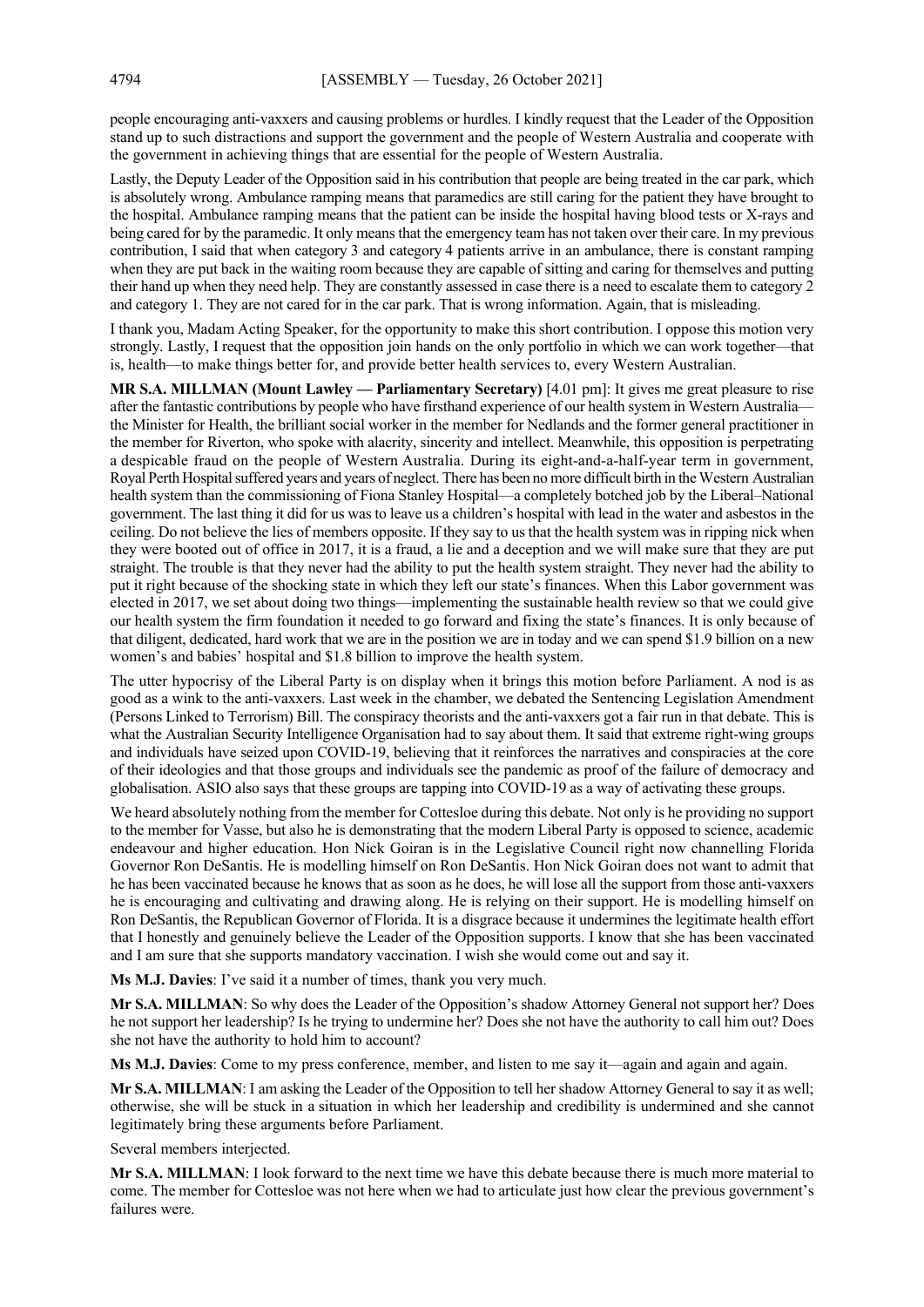people encouraging anti-vaxxers and causing problems or hurdles. I kindly request that the Leader of the Opposition stand up to such distractions and support the government and the people of Western Australia and cooperate with the government in achieving things that are essential for the people of Western Australia.

Lastly, the Deputy Leader of the Opposition said in his contribution that people are being treated in the car park, which is absolutely wrong. Ambulance ramping means that paramedics are still caring for the patient they have brought to the hospital. Ambulance ramping means that the patient can be inside the hospital having blood tests or X-rays and being cared for by the paramedic. It only means that the emergency team has not taken over their care. In my previous contribution, I said that when category 3 and category 4 patients arrive in an ambulance, there is constant ramping when they are put back in the waiting room because they are capable of sitting and caring for themselves and putting their hand up when they need help. They are constantly assessed in case there is a need to escalate them to category 2 and category 1. They are not cared for in the car park. That is wrong information. Again, that is misleading.

I thank you, Madam Acting Speaker, for the opportunity to make this short contribution. I oppose this motion very strongly. Lastly, I request that the opposition join hands on the only portfolio in which we can work together—that is, health—to make things better for, and provide better health services to, every Western Australian.

**MR S.A. MILLMAN (Mount Lawley — Parliamentary Secretary)** [4.01 pm]: It gives me great pleasure to rise after the fantastic contributions by people who have firsthand experience of our health system in Western Australia—the Minister for Health, the brilliant social worker in the member for Nedlands and the former general practitioner in the member for Riverton, who spoke with alacrity, sincerity and intellect. Meanwhile, this opposition is perpetrating a despicable fraud on the people of Western Australia. During its eight-and-a-half-year term in government, Royal Perth Hospital suffered years and years of neglect. There has been no more difficult birth in the Western Australian health system than the commissioning of Fiona Stanley Hospital—a completely botched job by the Liberal–National government. The last thing it did for us was to leave us a children's hospital with lead in the water and asbestos in the ceiling. Do not believe the lies of members opposite. If they say to us that the health system was in ripping nick when they were booted out of office in 2017, it is a fraud, a lie and a deception and we will make sure that they are put straight. The trouble is that they never had the ability to put the health system straight. They never had the ability to put it right because of the shocking state in which they left our state's finances. When this Labor government was elected in 2017, we set about doing two things—implementing the sustainable health review so that we could give our health system the firm foundation it needed to go forward and fixing the state's finances. It is only because of that diligent, dedicated, hard work that we are in the position we are in today and we can spend $1.9 billion on a new women's and babies' hospital and $1.8 billion to improve the health system.

The utter hypocrisy of the Liberal Party is on display when it brings this motion before Parliament. A nod is as good as a wink to the anti-vaxxers. Last week in the chamber, we debated the Sentencing Legislation Amendment (Persons Linked to Terrorism) Bill. The conspiracy theorists and the anti-vaxxers got a fair run in that debate. This is what the Australian Security Intelligence Organisation had to say about them. It said that extreme right-wing groups and individuals have seized upon COVID-19, believing that it reinforces the narratives and conspiracies at the core of their ideologies and that those groups and individuals see the pandemic as proof of the failure of democracy and globalisation. ASIO also says that these groups are tapping into COVID-19 as a way of activating these groups.

We heard absolutely nothing from the member for Cottesloe during this debate. Not only is he providing no support to the member for Vasse, but also he is demonstrating that the modern Liberal Party is opposed to science, academic endeavour and higher education. Hon Nick Goiran is in the Legislative Council right now channelling Florida Governor Ron DeSantis. He is modelling himself on Ron DeSantis. Hon Nick Goiran does not want to admit that he has been vaccinated because he knows that as soon as he does, he will lose all the support from those anti-vaxxers he is encouraging and cultivating and drawing along. He is relying on their support. He is modelling himself on Ron DeSantis, the Republican Governor of Florida. It is a disgrace because it undermines the legitimate health effort that I honestly and genuinely believe the Leader of the Opposition supports. I know that she has been vaccinated and I am sure that she supports mandatory vaccination. I wish she would come out and say it.

**Ms M.J. Davies**: I've said it a number of times, thank you very much.

**Mr S.A. MILLMAN**: So why does the Leader of the Opposition's shadow Attorney General not support her? Does he not support her leadership? Is he trying to undermine her? Does she not have the authority to call him out? Does she not have the authority to hold him to account?

**Ms M.J. Davies**: Come to my press conference, member, and listen to me say it—again and again and again.

**Mr S.A. MILLMAN**: I am asking the Leader of the Opposition to tell her shadow Attorney General to say it as well; otherwise, she will be stuck in a situation in which her leadership and credibility is undermined and she cannot legitimately bring these arguments before Parliament.

Several members interjected.

**Mr S.A. MILLMAN**: I look forward to the next time we have this debate because there is much more material to come. The member for Cottesloe was not here when we had to articulate just how clear the previous government's failures were.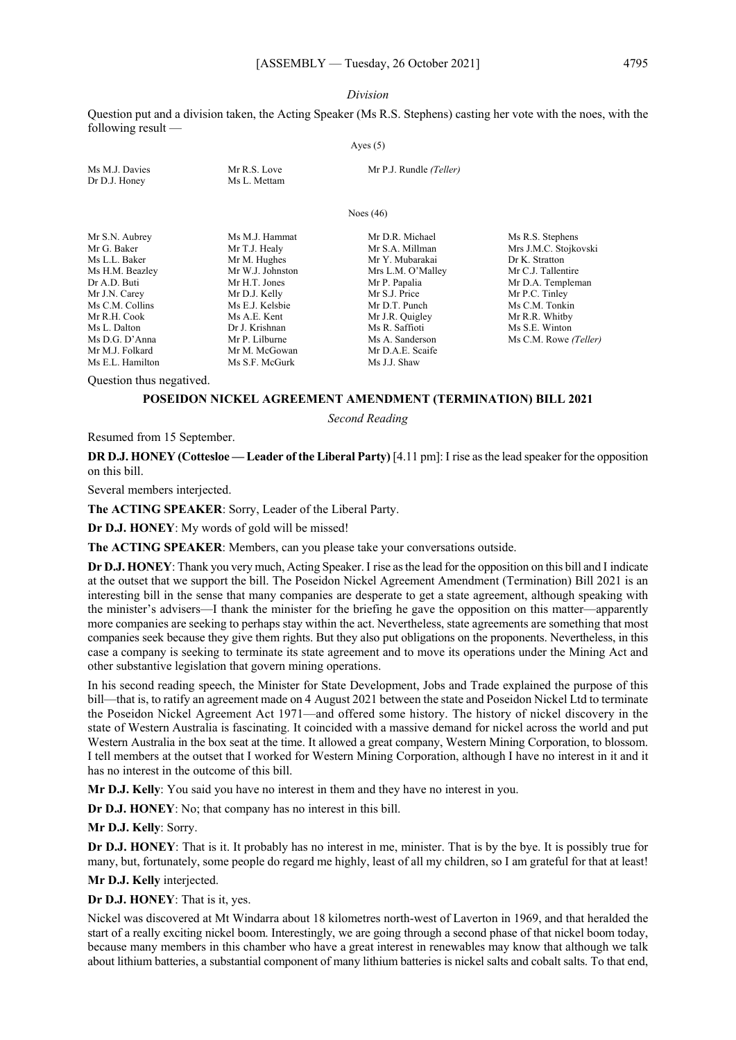*Division*

Question put and a division taken, the Acting Speaker (Ms R.S. Stephens) casting her vote with the noes, with the following result —

Ayes (5)

| | | |
|---|---|---|
| Ms M.J. Davies | Mr R.S. Love | Mr P.J. Rundle *(Teller)* |
| Dr D.J. Honey | Ms L. Mettam | |

Noes (46)

| | | | |
|---|---|---|---|
| Mr S.N. Aubrey | Ms M.J. Hammat | Mr D.R. Michael | Ms R.S. Stephens |
| Mr G. Baker | Mr T.J. Healy | Mr S.A. Millman | Mrs J.M.C. Stojkovski |
| Ms L.L. Baker | Mr M. Hughes | Mr Y. Mubarakai | Dr K. Stratton |
| Ms H.M. Beazley | Mr W.J. Johnston | Mrs L.M. O'Malley | Mr C.J. Tallentire |
| Dr A.D. Buti | Mr H.T. Jones | Mr P. Papalia | Mr D.A. Templeman |
| Mr J.N. Carey | Mr D.J. Kelly | Mr S.J. Price | Mr P.C. Tinley |
| Ms C.M. Collins | Ms E.J. Kelsbie | Mr D.T. Punch | Ms C.M. Tonkin |
| Mr R.H. Cook | Ms A.E. Kent | Mr J.R. Quigley | Mr R.R. Whitby |
| Ms L. Dalton | Dr J. Krishnan | Ms R. Saffioti | Ms S.E. Winton |
| Ms D.G. D'Anna | Mr P. Lilburne | Ms A. Sanderson | Ms C.M. Rowe *(Teller)* |
| Mr M.J. Folkard | Mr M. McGowan | Mr D.A.E. Scaife | |
| Ms E.L. Hamilton | Ms S.F. McGurk | Ms J.J. Shaw | |

Question thus negatived.

## POSEIDON NICKEL AGREEMENT AMENDMENT (TERMINATION) BILL 2021

*Second Reading*

Resumed from 15 September.

**DR D.J. HONEY (Cottesloe — Leader of the Liberal Party)** [4.11 pm]: I rise as the lead speaker for the opposition on this bill.

Several members interjected.

**The ACTING SPEAKER**: Sorry, Leader of the Liberal Party.

**Dr D.J. HONEY**: My words of gold will be missed!

**The ACTING SPEAKER**: Members, can you please take your conversations outside.

**Dr D.J. HONEY**: Thank you very much, Acting Speaker. I rise as the lead for the opposition on this bill and I indicate at the outset that we support the bill. The Poseidon Nickel Agreement Amendment (Termination) Bill 2021 is an interesting bill in the sense that many companies are desperate to get a state agreement, although speaking with the minister's advisers—I thank the minister for the briefing he gave the opposition on this matter—apparently more companies are seeking to perhaps stay within the act. Nevertheless, state agreements are something that most companies seek because they give them rights. But they also put obligations on the proponents. Nevertheless, in this case a company is seeking to terminate its state agreement and to move its operations under the Mining Act and other substantive legislation that govern mining operations.

In his second reading speech, the Minister for State Development, Jobs and Trade explained the purpose of this bill—that is, to ratify an agreement made on 4 August 2021 between the state and Poseidon Nickel Ltd to terminate the Poseidon Nickel Agreement Act 1971—and offered some history. The history of nickel discovery in the state of Western Australia is fascinating. It coincided with a massive demand for nickel across the world and put Western Australia in the box seat at the time. It allowed a great company, Western Mining Corporation, to blossom. I tell members at the outset that I worked for Western Mining Corporation, although I have no interest in it and it has no interest in the outcome of this bill.

**Mr D.J. Kelly**: You said you have no interest in them and they have no interest in you.

**Dr D.J. HONEY**: No; that company has no interest in this bill.

**Mr D.J. Kelly**: Sorry.

**Dr D.J. HONEY**: That is it. It probably has no interest in me, minister. That is by the bye. It is possibly true for many, but, fortunately, some people do regard me highly, least of all my children, so I am grateful for that at least!

**Mr D.J. Kelly** interjected.

**Dr D.J. HONEY**: That is it, yes.

Nickel was discovered at Mt Windarra about 18 kilometres north-west of Laverton in 1969, and that heralded the start of a really exciting nickel boom. Interestingly, we are going through a second phase of that nickel boom today, because many members in this chamber who have a great interest in renewables may know that although we talk about lithium batteries, a substantial component of many lithium batteries is nickel salts and cobalt salts. To that end,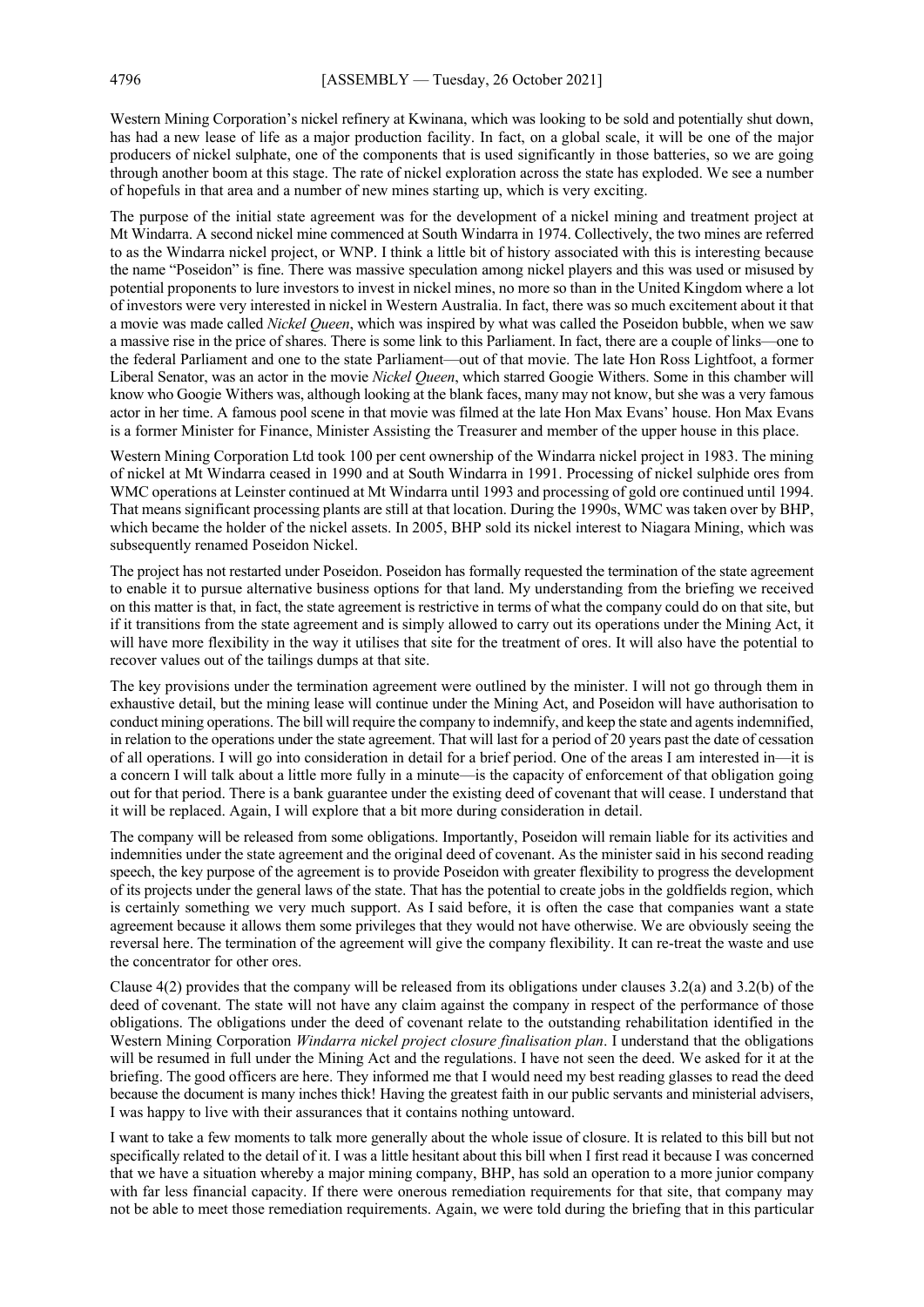Western Mining Corporation's nickel refinery at Kwinana, which was looking to be sold and potentially shut down, has had a new lease of life as a major production facility. In fact, on a global scale, it will be one of the major producers of nickel sulphate, one of the components that is used significantly in those batteries, so we are going through another boom at this stage. The rate of nickel exploration across the state has exploded. We see a number of hopefuls in that area and a number of new mines starting up, which is very exciting.

The purpose of the initial state agreement was for the development of a nickel mining and treatment project at Mt Windarra. A second nickel mine commenced at South Windarra in 1974. Collectively, the two mines are referred to as the Windarra nickel project, or WNP. I think a little bit of history associated with this is interesting because the name "Poseidon" is fine. There was massive speculation among nickel players and this was used or misused by potential proponents to lure investors to invest in nickel mines, no more so than in the United Kingdom where a lot of investors were very interested in nickel in Western Australia. In fact, there was so much excitement about it that a movie was made called *Nickel Queen*, which was inspired by what was called the Poseidon bubble, when we saw a massive rise in the price of shares. There is some link to this Parliament. In fact, there are a couple of links—one to the federal Parliament and one to the state Parliament—out of that movie. The late Hon Ross Lightfoot, a former Liberal Senator, was an actor in the movie *Nickel Queen*, which starred Googie Withers. Some in this chamber will know who Googie Withers was, although looking at the blank faces, many may not know, but she was a very famous actor in her time. A famous pool scene in that movie was filmed at the late Hon Max Evans' house. Hon Max Evans is a former Minister for Finance, Minister Assisting the Treasurer and member of the upper house in this place.

Western Mining Corporation Ltd took 100 per cent ownership of the Windarra nickel project in 1983. The mining of nickel at Mt Windarra ceased in 1990 and at South Windarra in 1991. Processing of nickel sulphide ores from WMC operations at Leinster continued at Mt Windarra until 1993 and processing of gold ore continued until 1994. That means significant processing plants are still at that location. During the 1990s, WMC was taken over by BHP, which became the holder of the nickel assets. In 2005, BHP sold its nickel interest to Niagara Mining, which was subsequently renamed Poseidon Nickel.

The project has not restarted under Poseidon. Poseidon has formally requested the termination of the state agreement to enable it to pursue alternative business options for that land. My understanding from the briefing we received on this matter is that, in fact, the state agreement is restrictive in terms of what the company could do on that site, but if it transitions from the state agreement and is simply allowed to carry out its operations under the Mining Act, it will have more flexibility in the way it utilises that site for the treatment of ores. It will also have the potential to recover values out of the tailings dumps at that site.

The key provisions under the termination agreement were outlined by the minister. I will not go through them in exhaustive detail, but the mining lease will continue under the Mining Act, and Poseidon will have authorisation to conduct mining operations. The bill will require the company to indemnify, and keep the state and agents indemnified, in relation to the operations under the state agreement. That will last for a period of 20 years past the date of cessation of all operations. I will go into consideration in detail for a brief period. One of the areas I am interested in—it is a concern I will talk about a little more fully in a minute—is the capacity of enforcement of that obligation going out for that period. There is a bank guarantee under the existing deed of covenant that will cease. I understand that it will be replaced. Again, I will explore that a bit more during consideration in detail.

The company will be released from some obligations. Importantly, Poseidon will remain liable for its activities and indemnities under the state agreement and the original deed of covenant. As the minister said in his second reading speech, the key purpose of the agreement is to provide Poseidon with greater flexibility to progress the development of its projects under the general laws of the state. That has the potential to create jobs in the goldfields region, which is certainly something we very much support. As I said before, it is often the case that companies want a state agreement because it allows them some privileges that they would not have otherwise. We are obviously seeing the reversal here. The termination of the agreement will give the company flexibility. It can re-treat the waste and use the concentrator for other ores.

Clause 4(2) provides that the company will be released from its obligations under clauses 3.2(a) and 3.2(b) of the deed of covenant. The state will not have any claim against the company in respect of the performance of those obligations. The obligations under the deed of covenant relate to the outstanding rehabilitation identified in the Western Mining Corporation *Windarra nickel project closure finalisation plan*. I understand that the obligations will be resumed in full under the Mining Act and the regulations. I have not seen the deed. We asked for it at the briefing. The good officers are here. They informed me that I would need my best reading glasses to read the deed because the document is many inches thick! Having the greatest faith in our public servants and ministerial advisers, I was happy to live with their assurances that it contains nothing untoward.

I want to take a few moments to talk more generally about the whole issue of closure. It is related to this bill but not specifically related to the detail of it. I was a little hesitant about this bill when I first read it because I was concerned that we have a situation whereby a major mining company, BHP, has sold an operation to a more junior company with far less financial capacity. If there were onerous remediation requirements for that site, that company may not be able to meet those remediation requirements. Again, we were told during the briefing that in this particular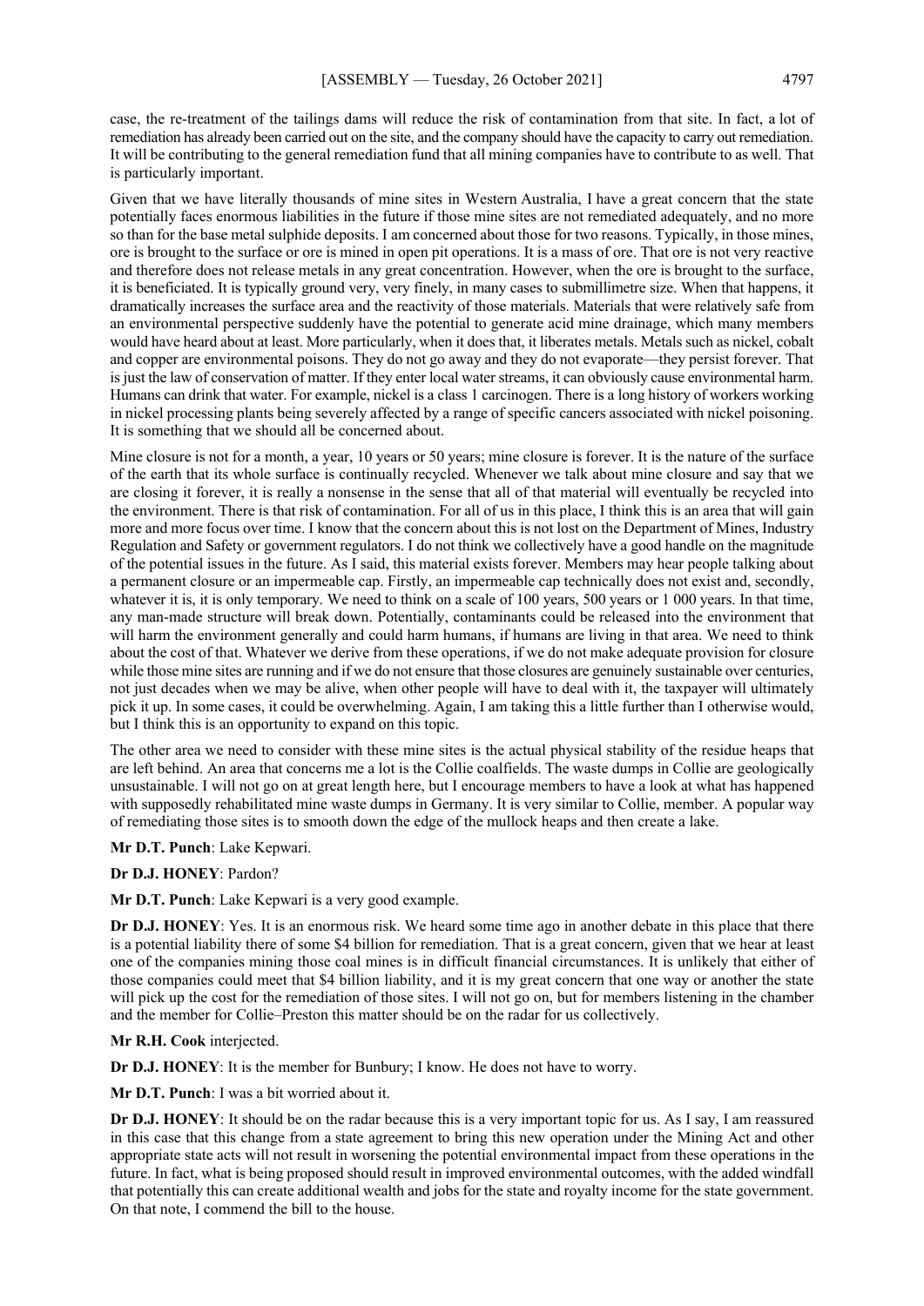case, the re-treatment of the tailings dams will reduce the risk of contamination from that site. In fact, a lot of remediation has already been carried out on the site, and the company should have the capacity to carry out remediation. It will be contributing to the general remediation fund that all mining companies have to contribute to as well. That is particularly important.

Given that we have literally thousands of mine sites in Western Australia, I have a great concern that the state potentially faces enormous liabilities in the future if those mine sites are not remediated adequately, and no more so than for the base metal sulphide deposits. I am concerned about those for two reasons. Typically, in those mines, ore is brought to the surface or ore is mined in open pit operations. It is a mass of ore. That ore is not very reactive and therefore does not release metals in any great concentration. However, when the ore is brought to the surface, it is beneficiated. It is typically ground very, very finely, in many cases to submillimetre size. When that happens, it dramatically increases the surface area and the reactivity of those materials. Materials that were relatively safe from an environmental perspective suddenly have the potential to generate acid mine drainage, which many members would have heard about at least. More particularly, when it does that, it liberates metals. Metals such as nickel, cobalt and copper are environmental poisons. They do not go away and they do not evaporate—they persist forever. That is just the law of conservation of matter. If they enter local water streams, it can obviously cause environmental harm. Humans can drink that water. For example, nickel is a class 1 carcinogen. There is a long history of workers working in nickel processing plants being severely affected by a range of specific cancers associated with nickel poisoning. It is something that we should all be concerned about.

Mine closure is not for a month, a year, 10 years or 50 years; mine closure is forever. It is the nature of the surface of the earth that its whole surface is continually recycled. Whenever we talk about mine closure and say that we are closing it forever, it is really a nonsense in the sense that all of that material will eventually be recycled into the environment. There is that risk of contamination. For all of us in this place, I think this is an area that will gain more and more focus over time. I know that the concern about this is not lost on the Department of Mines, Industry Regulation and Safety or government regulators. I do not think we collectively have a good handle on the magnitude of the potential issues in the future. As I said, this material exists forever. Members may hear people talking about a permanent closure or an impermeable cap. Firstly, an impermeable cap technically does not exist and, secondly, whatever it is, it is only temporary. We need to think on a scale of 100 years, 500 years or 1 000 years. In that time, any man-made structure will break down. Potentially, contaminants could be released into the environment that will harm the environment generally and could harm humans, if humans are living in that area. We need to think about the cost of that. Whatever we derive from these operations, if we do not make adequate provision for closure while those mine sites are running and if we do not ensure that those closures are genuinely sustainable over centuries, not just decades when we may be alive, when other people will have to deal with it, the taxpayer will ultimately pick it up. In some cases, it could be overwhelming. Again, I am taking this a little further than I otherwise would, but I think this is an opportunity to expand on this topic.

The other area we need to consider with these mine sites is the actual physical stability of the residue heaps that are left behind. An area that concerns me a lot is the Collie coalfields. The waste dumps in Collie are geologically unsustainable. I will not go on at great length here, but I encourage members to have a look at what has happened with supposedly rehabilitated mine waste dumps in Germany. It is very similar to Collie, member. A popular way of remediating those sites is to smooth down the edge of the mullock heaps and then create a lake.

**Mr D.T. Punch**: Lake Kepwari.

**Dr D.J. HONEY**: Pardon?

**Mr D.T. Punch**: Lake Kepwari is a very good example.

**Dr D.J. HONEY**: Yes. It is an enormous risk. We heard some time ago in another debate in this place that there is a potential liability there of some $4 billion for remediation. That is a great concern, given that we hear at least one of the companies mining those coal mines is in difficult financial circumstances. It is unlikely that either of those companies could meet that $4 billion liability, and it is my great concern that one way or another the state will pick up the cost for the remediation of those sites. I will not go on, but for members listening in the chamber and the member for Collie–Preston this matter should be on the radar for us collectively.

**Mr R.H. Cook** interjected.

**Dr D.J. HONEY**: It is the member for Bunbury; I know. He does not have to worry.

**Mr D.T. Punch**: I was a bit worried about it.

**Dr D.J. HONEY**: It should be on the radar because this is a very important topic for us. As I say, I am reassured in this case that this change from a state agreement to bring this new operation under the Mining Act and other appropriate state acts will not result in worsening the potential environmental impact from these operations in the future. In fact, what is being proposed should result in improved environmental outcomes, with the added windfall that potentially this can create additional wealth and jobs for the state and royalty income for the state government. On that note, I commend the bill to the house.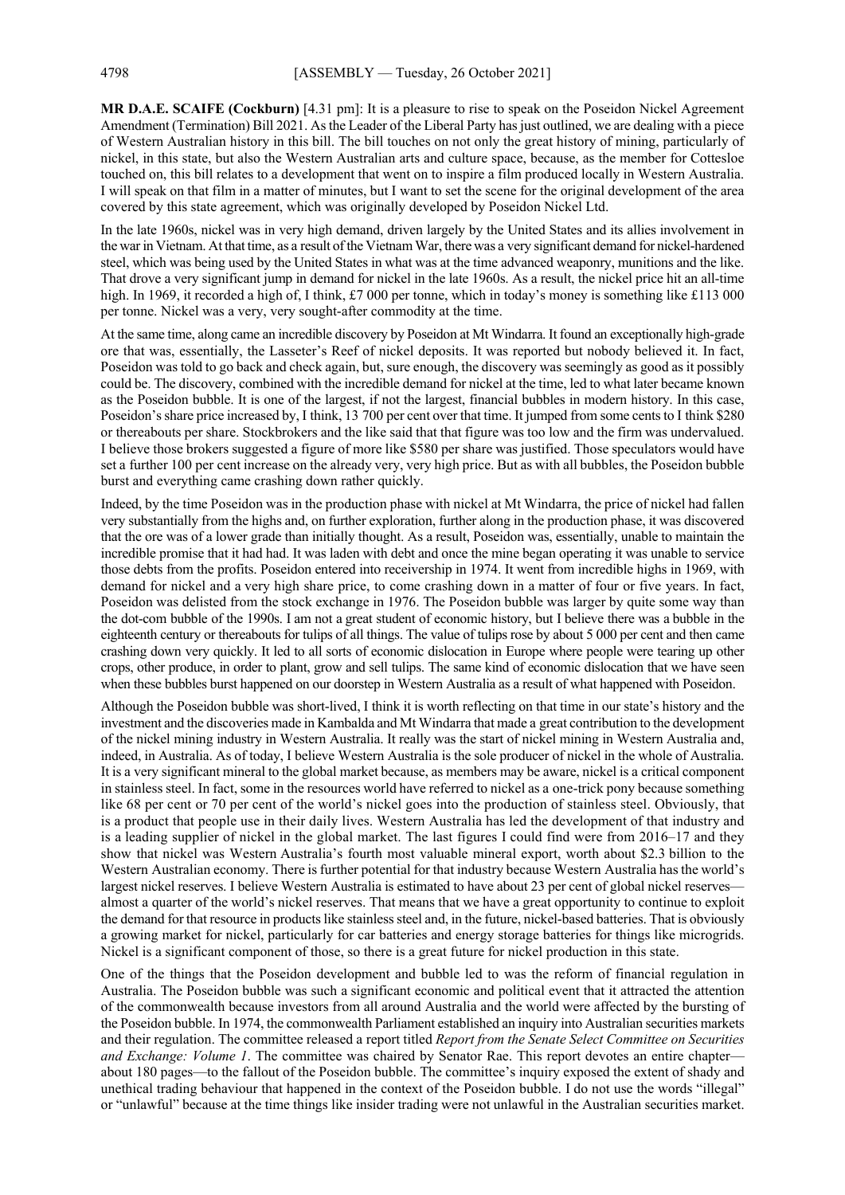**MR D.A.E. SCAIFE (Cockburn)** [4.31 pm]: It is a pleasure to rise to speak on the Poseidon Nickel Agreement Amendment (Termination) Bill 2021. As the Leader of the Liberal Party has just outlined, we are dealing with a piece of Western Australian history in this bill. The bill touches on not only the great history of mining, particularly of nickel, in this state, but also the Western Australian arts and culture space, because, as the member for Cottesloe touched on, this bill relates to a development that went on to inspire a film produced locally in Western Australia. I will speak on that film in a matter of minutes, but I want to set the scene for the original development of the area covered by this state agreement, which was originally developed by Poseidon Nickel Ltd.

In the late 1960s, nickel was in very high demand, driven largely by the United States and its allies involvement in the war in Vietnam. At that time, as a result of the Vietnam War, there was a very significant demand for nickel-hardened steel, which was being used by the United States in what was at the time advanced weaponry, munitions and the like. That drove a very significant jump in demand for nickel in the late 1960s. As a result, the nickel price hit an all-time high. In 1969, it recorded a high of, I think, £7 000 per tonne, which in today's money is something like £113 000 per tonne. Nickel was a very, very sought-after commodity at the time.

At the same time, along came an incredible discovery by Poseidon at Mt Windarra. It found an exceptionally high-grade ore that was, essentially, the Lasseter's Reef of nickel deposits. It was reported but nobody believed it. In fact, Poseidon was told to go back and check again, but, sure enough, the discovery was seemingly as good as it possibly could be. The discovery, combined with the incredible demand for nickel at the time, led to what later became known as the Poseidon bubble. It is one of the largest, if not the largest, financial bubbles in modern history. In this case, Poseidon's share price increased by, I think, 13 700 per cent over that time. It jumped from some cents to I think $280 or thereabouts per share. Stockbrokers and the like said that that figure was too low and the firm was undervalued. I believe those brokers suggested a figure of more like $580 per share was justified. Those speculators would have set a further 100 per cent increase on the already very, very high price. But as with all bubbles, the Poseidon bubble burst and everything came crashing down rather quickly.

Indeed, by the time Poseidon was in the production phase with nickel at Mt Windarra, the price of nickel had fallen very substantially from the highs and, on further exploration, further along in the production phase, it was discovered that the ore was of a lower grade than initially thought. As a result, Poseidon was, essentially, unable to maintain the incredible promise that it had had. It was laden with debt and once the mine began operating it was unable to service those debts from the profits. Poseidon entered into receivership in 1974. It went from incredible highs in 1969, with demand for nickel and a very high share price, to come crashing down in a matter of four or five years. In fact, Poseidon was delisted from the stock exchange in 1976. The Poseidon bubble was larger by quite some way than the dot-com bubble of the 1990s. I am not a great student of economic history, but I believe there was a bubble in the eighteenth century or thereabouts for tulips of all things. The value of tulips rose by about 5 000 per cent and then came crashing down very quickly. It led to all sorts of economic dislocation in Europe where people were tearing up other crops, other produce, in order to plant, grow and sell tulips. The same kind of economic dislocation that we have seen when these bubbles burst happened on our doorstep in Western Australia as a result of what happened with Poseidon.

Although the Poseidon bubble was short-lived, I think it is worth reflecting on that time in our state's history and the investment and the discoveries made in Kambalda and Mt Windarra that made a great contribution to the development of the nickel mining industry in Western Australia. It really was the start of nickel mining in Western Australia and, indeed, in Australia. As of today, I believe Western Australia is the sole producer of nickel in the whole of Australia. It is a very significant mineral to the global market because, as members may be aware, nickel is a critical component in stainless steel. In fact, some in the resources world have referred to nickel as a one-trick pony because something like 68 per cent or 70 per cent of the world's nickel goes into the production of stainless steel. Obviously, that is a product that people use in their daily lives. Western Australia has led the development of that industry and is a leading supplier of nickel in the global market. The last figures I could find were from 2016–17 and they show that nickel was Western Australia's fourth most valuable mineral export, worth about $2.3 billion to the Western Australian economy. There is further potential for that industry because Western Australia has the world's largest nickel reserves. I believe Western Australia is estimated to have about 23 per cent of global nickel reserves—almost a quarter of the world's nickel reserves. That means that we have a great opportunity to continue to exploit the demand for that resource in products like stainless steel and, in the future, nickel-based batteries. That is obviously a growing market for nickel, particularly for car batteries and energy storage batteries for things like microgrids. Nickel is a significant component of those, so there is a great future for nickel production in this state.

One of the things that the Poseidon development and bubble led to was the reform of financial regulation in Australia. The Poseidon bubble was such a significant economic and political event that it attracted the attention of the commonwealth because investors from all around Australia and the world were affected by the bursting of the Poseidon bubble. In 1974, the commonwealth Parliament established an inquiry into Australian securities markets and their regulation. The committee released a report titled *Report from the Senate Select Committee on Securities and Exchange: Volume 1*. The committee was chaired by Senator Rae. This report devotes an entire chapter—about 180 pages—to the fallout of the Poseidon bubble. The committee's inquiry exposed the extent of shady and unethical trading behaviour that happened in the context of the Poseidon bubble. I do not use the words "illegal" or "unlawful" because at the time things like insider trading were not unlawful in the Australian securities market.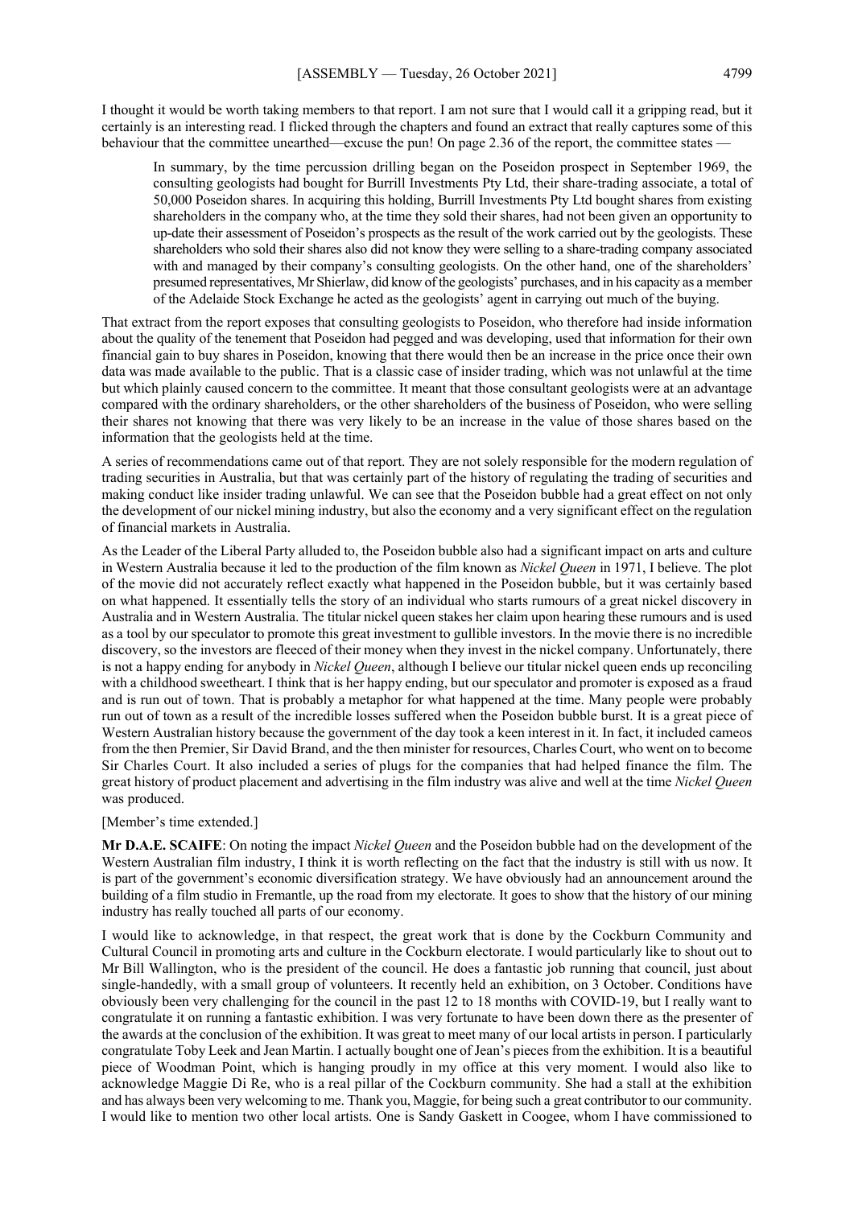I thought it would be worth taking members to that report. I am not sure that I would call it a gripping read, but it certainly is an interesting read. I flicked through the chapters and found an extract that really captures some of this behaviour that the committee unearthed—excuse the pun! On page 2.36 of the report, the committee states —

> In summary, by the time percussion drilling began on the Poseidon prospect in September 1969, the consulting geologists had bought for Burrill Investments Pty Ltd, their share-trading associate, a total of 50,000 Poseidon shares. In acquiring this holding, Burrill Investments Pty Ltd bought shares from existing shareholders in the company who, at the time they sold their shares, had not been given an opportunity to up-date their assessment of Poseidon's prospects as the result of the work carried out by the geologists. These shareholders who sold their shares also did not know they were selling to a share-trading company associated with and managed by their company's consulting geologists. On the other hand, one of the shareholders' presumed representatives, Mr Shierlaw, did know of the geologists' purchases, and in his capacity as a member of the Adelaide Stock Exchange he acted as the geologists' agent in carrying out much of the buying.

That extract from the report exposes that consulting geologists to Poseidon, who therefore had inside information about the quality of the tenement that Poseidon had pegged and was developing, used that information for their own financial gain to buy shares in Poseidon, knowing that there would then be an increase in the price once their own data was made available to the public. That is a classic case of insider trading, which was not unlawful at the time but which plainly caused concern to the committee. It meant that those consultant geologists were at an advantage compared with the ordinary shareholders, or the other shareholders of the business of Poseidon, who were selling their shares not knowing that there was very likely to be an increase in the value of those shares based on the information that the geologists held at the time.

A series of recommendations came out of that report. They are not solely responsible for the modern regulation of trading securities in Australia, but that was certainly part of the history of regulating the trading of securities and making conduct like insider trading unlawful. We can see that the Poseidon bubble had a great effect on not only the development of our nickel mining industry, but also the economy and a very significant effect on the regulation of financial markets in Australia.

As the Leader of the Liberal Party alluded to, the Poseidon bubble also had a significant impact on arts and culture in Western Australia because it led to the production of the film known as *Nickel Queen* in 1971, I believe. The plot of the movie did not accurately reflect exactly what happened in the Poseidon bubble, but it was certainly based on what happened. It essentially tells the story of an individual who starts rumours of a great nickel discovery in Australia and in Western Australia. The titular nickel queen stakes her claim upon hearing these rumours and is used as a tool by our speculator to promote this great investment to gullible investors. In the movie there is no incredible discovery, so the investors are fleeced of their money when they invest in the nickel company. Unfortunately, there is not a happy ending for anybody in *Nickel Queen*, although I believe our titular nickel queen ends up reconciling with a childhood sweetheart. I think that is her happy ending, but our speculator and promoter is exposed as a fraud and is run out of town. That is probably a metaphor for what happened at the time. Many people were probably run out of town as a result of the incredible losses suffered when the Poseidon bubble burst. It is a great piece of Western Australian history because the government of the day took a keen interest in it. In fact, it included cameos from the then Premier, Sir David Brand, and the then minister for resources, Charles Court, who went on to become Sir Charles Court. It also included a series of plugs for the companies that had helped finance the film. The great history of product placement and advertising in the film industry was alive and well at the time *Nickel Queen* was produced.

[Member's time extended.]

**Mr D.A.E. SCAIFE**: On noting the impact *Nickel Queen* and the Poseidon bubble had on the development of the Western Australian film industry, I think it is worth reflecting on the fact that the industry is still with us now. It is part of the government's economic diversification strategy. We have obviously had an announcement around the building of a film studio in Fremantle, up the road from my electorate. It goes to show that the history of our mining industry has really touched all parts of our economy.

I would like to acknowledge, in that respect, the great work that is done by the Cockburn Community and Cultural Council in promoting arts and culture in the Cockburn electorate. I would particularly like to shout out to Mr Bill Wallington, who is the president of the council. He does a fantastic job running that council, just about single-handedly, with a small group of volunteers. It recently held an exhibition, on 3 October. Conditions have obviously been very challenging for the council in the past 12 to 18 months with COVID-19, but I really want to congratulate it on running a fantastic exhibition. I was very fortunate to have been down there as the presenter of the awards at the conclusion of the exhibition. It was great to meet many of our local artists in person. I particularly congratulate Toby Leek and Jean Martin. I actually bought one of Jean's pieces from the exhibition. It is a beautiful piece of Woodman Point, which is hanging proudly in my office at this very moment. I would also like to acknowledge Maggie Di Re, who is a real pillar of the Cockburn community. She had a stall at the exhibition and has always been very welcoming to me. Thank you, Maggie, for being such a great contributor to our community. I would like to mention two other local artists. One is Sandy Gaskett in Coogee, whom I have commissioned to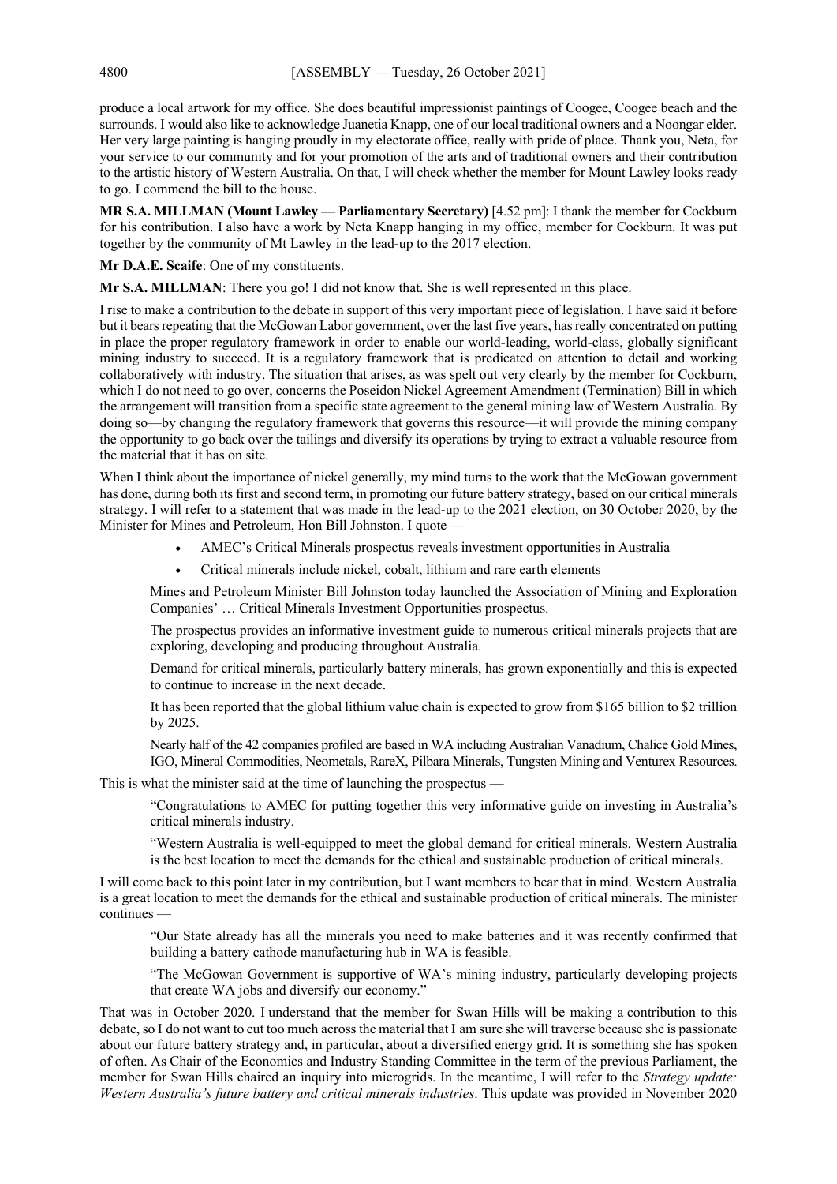produce a local artwork for my office. She does beautiful impressionist paintings of Coogee, Coogee beach and the surrounds. I would also like to acknowledge Juanetia Knapp, one of our local traditional owners and a Noongar elder. Her very large painting is hanging proudly in my electorate office, really with pride of place. Thank you, Neta, for your service to our community and for your promotion of the arts and of traditional owners and their contribution to the artistic history of Western Australia. On that, I will check whether the member for Mount Lawley looks ready to go. I commend the bill to the house.

**MR S.A. MILLMAN (Mount Lawley — Parliamentary Secretary)** [4.52 pm]: I thank the member for Cockburn for his contribution. I also have a work by Neta Knapp hanging in my office, member for Cockburn. It was put together by the community of Mt Lawley in the lead-up to the 2017 election.

**Mr D.A.E. Scaife**: One of my constituents.

**Mr S.A. MILLMAN**: There you go! I did not know that. She is well represented in this place.

I rise to make a contribution to the debate in support of this very important piece of legislation. I have said it before but it bears repeating that the McGowan Labor government, over the last five years, has really concentrated on putting in place the proper regulatory framework in order to enable our world-leading, world-class, globally significant mining industry to succeed. It is a regulatory framework that is predicated on attention to detail and working collaboratively with industry. The situation that arises, as was spelt out very clearly by the member for Cockburn, which I do not need to go over, concerns the Poseidon Nickel Agreement Amendment (Termination) Bill in which the arrangement will transition from a specific state agreement to the general mining law of Western Australia. By doing so—by changing the regulatory framework that governs this resource—it will provide the mining company the opportunity to go back over the tailings and diversify its operations by trying to extract a valuable resource from the material that it has on site.

When I think about the importance of nickel generally, my mind turns to the work that the McGowan government has done, during both its first and second term, in promoting our future battery strategy, based on our critical minerals strategy. I will refer to a statement that was made in the lead-up to the 2021 election, on 30 October 2020, by the Minister for Mines and Petroleum, Hon Bill Johnston. I quote —

> - AMEC's Critical Minerals prospectus reveals investment opportunities in Australia
> - Critical minerals include nickel, cobalt, lithium and rare earth elements
>
> Mines and Petroleum Minister Bill Johnston today launched the Association of Mining and Exploration Companies' … Critical Minerals Investment Opportunities prospectus.
>
> The prospectus provides an informative investment guide to numerous critical minerals projects that are exploring, developing and producing throughout Australia.
>
> Demand for critical minerals, particularly battery minerals, has grown exponentially and this is expected to continue to increase in the next decade.
>
> It has been reported that the global lithium value chain is expected to grow from $165 billion to $2 trillion by 2025.
>
> Nearly half of the 42 companies profiled are based in WA including Australian Vanadium, Chalice Gold Mines, IGO, Mineral Commodities, Neometals, RareX, Pilbara Minerals, Tungsten Mining and Venturex Resources.

This is what the minister said at the time of launching the prospectus —

> "Congratulations to AMEC for putting together this very informative guide on investing in Australia's critical minerals industry.
>
> "Western Australia is well-equipped to meet the global demand for critical minerals. Western Australia is the best location to meet the demands for the ethical and sustainable production of critical minerals.

I will come back to this point later in my contribution, but I want members to bear that in mind. Western Australia is a great location to meet the demands for the ethical and sustainable production of critical minerals. The minister continues —

> "Our State already has all the minerals you need to make batteries and it was recently confirmed that building a battery cathode manufacturing hub in WA is feasible.
>
> "The McGowan Government is supportive of WA's mining industry, particularly developing projects that create WA jobs and diversify our economy."

That was in October 2020. I understand that the member for Swan Hills will be making a contribution to this debate, so I do not want to cut too much across the material that I am sure she will traverse because she is passionate about our future battery strategy and, in particular, about a diversified energy grid. It is something she has spoken of often. As Chair of the Economics and Industry Standing Committee in the term of the previous Parliament, the member for Swan Hills chaired an inquiry into microgrids. In the meantime, I will refer to the *Strategy update: Western Australia's future battery and critical minerals industries*. This update was provided in November 2020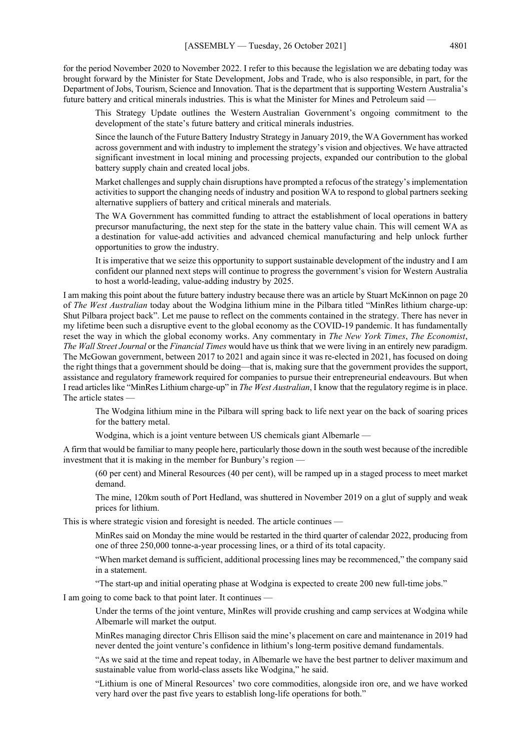for the period November 2020 to November 2022. I refer to this because the legislation we are debating today was brought forward by the Minister for State Development, Jobs and Trade, who is also responsible, in part, for the Department of Jobs, Tourism, Science and Innovation. That is the department that is supporting Western Australia's future battery and critical minerals industries. This is what the Minister for Mines and Petroleum said —

> This Strategy Update outlines the Western Australian Government's ongoing commitment to the development of the state's future battery and critical minerals industries.
>
> Since the launch of the Future Battery Industry Strategy in January 2019, the WA Government has worked across government and with industry to implement the strategy's vision and objectives. We have attracted significant investment in local mining and processing projects, expanded our contribution to the global battery supply chain and created local jobs.
>
> Market challenges and supply chain disruptions have prompted a refocus of the strategy's implementation activities to support the changing needs of industry and position WA to respond to global partners seeking alternative suppliers of battery and critical minerals and materials.
>
> The WA Government has committed funding to attract the establishment of local operations in battery precursor manufacturing, the next step for the state in the battery value chain. This will cement WA as a destination for value-add activities and advanced chemical manufacturing and help unlock further opportunities to grow the industry.
>
> It is imperative that we seize this opportunity to support sustainable development of the industry and I am confident our planned next steps will continue to progress the government's vision for Western Australia to host a world-leading, value-adding industry by 2025.

I am making this point about the future battery industry because there was an article by Stuart McKinnon on page 20 of *The West Australian* today about the Wodgina lithium mine in the Pilbara titled "MinRes lithium charge-up: Shut Pilbara project back". Let me pause to reflect on the comments contained in the strategy. There has never in my lifetime been such a disruptive event to the global economy as the COVID-19 pandemic. It has fundamentally reset the way in which the global economy works. Any commentary in *The New York Times*, *The Economist*, *The Wall Street Journal* or the *Financial Times* would have us think that we were living in an entirely new paradigm. The McGowan government, between 2017 to 2021 and again since it was re-elected in 2021, has focused on doing the right things that a government should be doing—that is, making sure that the government provides the support, assistance and regulatory framework required for companies to pursue their entrepreneurial endeavours. But when I read articles like "MinRes Lithium charge-up" in *The West Australian*, I know that the regulatory regime is in place. The article states —

> The Wodgina lithium mine in the Pilbara will spring back to life next year on the back of soaring prices for the battery metal.
>
> Wodgina, which is a joint venture between US chemicals giant Albemarle —

A firm that would be familiar to many people here, particularly those down in the south west because of the incredible investment that it is making in the member for Bunbury's region —

> (60 per cent) and Mineral Resources (40 per cent), will be ramped up in a staged process to meet market demand.
>
> The mine, 120km south of Port Hedland, was shuttered in November 2019 on a glut of supply and weak prices for lithium.

This is where strategic vision and foresight is needed. The article continues —

> MinRes said on Monday the mine would be restarted in the third quarter of calendar 2022, producing from one of three 250,000 tonne-a-year processing lines, or a third of its total capacity.
>
> "When market demand is sufficient, additional processing lines may be recommenced," the company said in a statement.
>
> "The start-up and initial operating phase at Wodgina is expected to create 200 new full-time jobs."

I am going to come back to that point later. It continues —

> Under the terms of the joint venture, MinRes will provide crushing and camp services at Wodgina while Albemarle will market the output.
>
> MinRes managing director Chris Ellison said the mine's placement on care and maintenance in 2019 had never dented the joint venture's confidence in lithium's long-term positive demand fundamentals.
>
> "As we said at the time and repeat today, in Albemarle we have the best partner to deliver maximum and sustainable value from world-class assets like Wodgina," he said.
>
> "Lithium is one of Mineral Resources' two core commodities, alongside iron ore, and we have worked very hard over the past five years to establish long-life operations for both."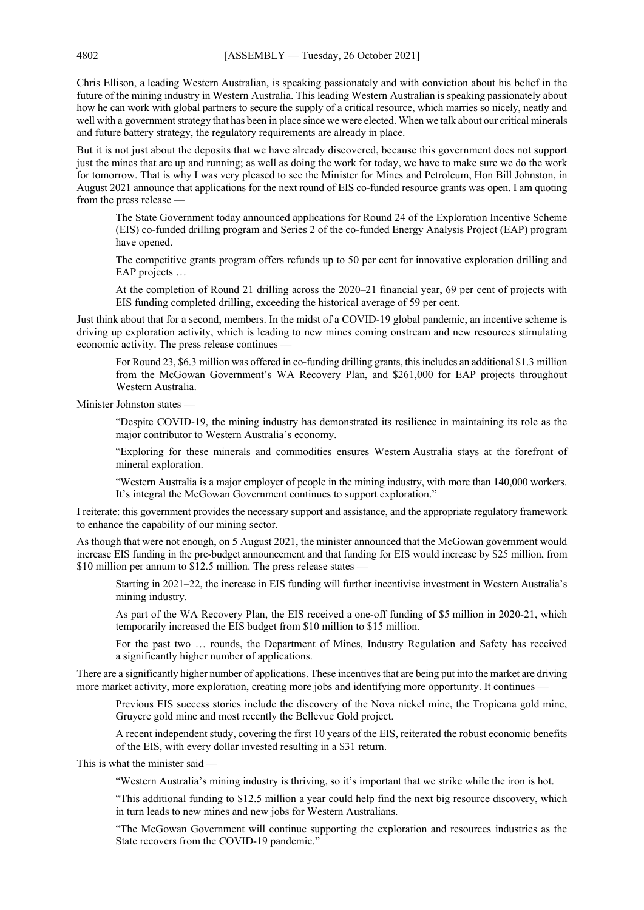Chris Ellison, a leading Western Australian, is speaking passionately and with conviction about his belief in the future of the mining industry in Western Australia. This leading Western Australian is speaking passionately about how he can work with global partners to secure the supply of a critical resource, which marries so nicely, neatly and well with a government strategy that has been in place since we were elected. When we talk about our critical minerals and future battery strategy, the regulatory requirements are already in place.

But it is not just about the deposits that we have already discovered, because this government does not support just the mines that are up and running; as well as doing the work for today, we have to make sure we do the work for tomorrow. That is why I was very pleased to see the Minister for Mines and Petroleum, Hon Bill Johnston, in August 2021 announce that applications for the next round of EIS co-funded resource grants was open. I am quoting from the press release —

> The State Government today announced applications for Round 24 of the Exploration Incentive Scheme (EIS) co-funded drilling program and Series 2 of the co-funded Energy Analysis Project (EAP) program have opened.
>
> The competitive grants program offers refunds up to 50 per cent for innovative exploration drilling and EAP projects …
>
> At the completion of Round 21 drilling across the 2020–21 financial year, 69 per cent of projects with EIS funding completed drilling, exceeding the historical average of 59 per cent.

Just think about that for a second, members. In the midst of a COVID-19 global pandemic, an incentive scheme is driving up exploration activity, which is leading to new mines coming onstream and new resources stimulating economic activity. The press release continues —

> For Round 23, $6.3 million was offered in co-funding drilling grants, this includes an additional $1.3 million from the McGowan Government's WA Recovery Plan, and $261,000 for EAP projects throughout Western Australia.

Minister Johnston states —

> "Despite COVID-19, the mining industry has demonstrated its resilience in maintaining its role as the major contributor to Western Australia's economy.
>
> "Exploring for these minerals and commodities ensures Western Australia stays at the forefront of mineral exploration.
>
> "Western Australia is a major employer of people in the mining industry, with more than 140,000 workers. It's integral the McGowan Government continues to support exploration."

I reiterate: this government provides the necessary support and assistance, and the appropriate regulatory framework to enhance the capability of our mining sector.

As though that were not enough, on 5 August 2021, the minister announced that the McGowan government would increase EIS funding in the pre-budget announcement and that funding for EIS would increase by $25 million, from $10 million per annum to $12.5 million. The press release states —

> Starting in 2021–22, the increase in EIS funding will further incentivise investment in Western Australia's mining industry.
>
> As part of the WA Recovery Plan, the EIS received a one-off funding of $5 million in 2020-21, which temporarily increased the EIS budget from $10 million to $15 million.
>
> For the past two … rounds, the Department of Mines, Industry Regulation and Safety has received a significantly higher number of applications.

There are a significantly higher number of applications. These incentives that are being put into the market are driving more market activity, more exploration, creating more jobs and identifying more opportunity. It continues —

> Previous EIS success stories include the discovery of the Nova nickel mine, the Tropicana gold mine, Gruyere gold mine and most recently the Bellevue Gold project.
>
> A recent independent study, covering the first 10 years of the EIS, reiterated the robust economic benefits of the EIS, with every dollar invested resulting in a $31 return.

This is what the minister said —

> "Western Australia's mining industry is thriving, so it's important that we strike while the iron is hot.
>
> "This additional funding to $12.5 million a year could help find the next big resource discovery, which in turn leads to new mines and new jobs for Western Australians.
>
> "The McGowan Government will continue supporting the exploration and resources industries as the State recovers from the COVID-19 pandemic."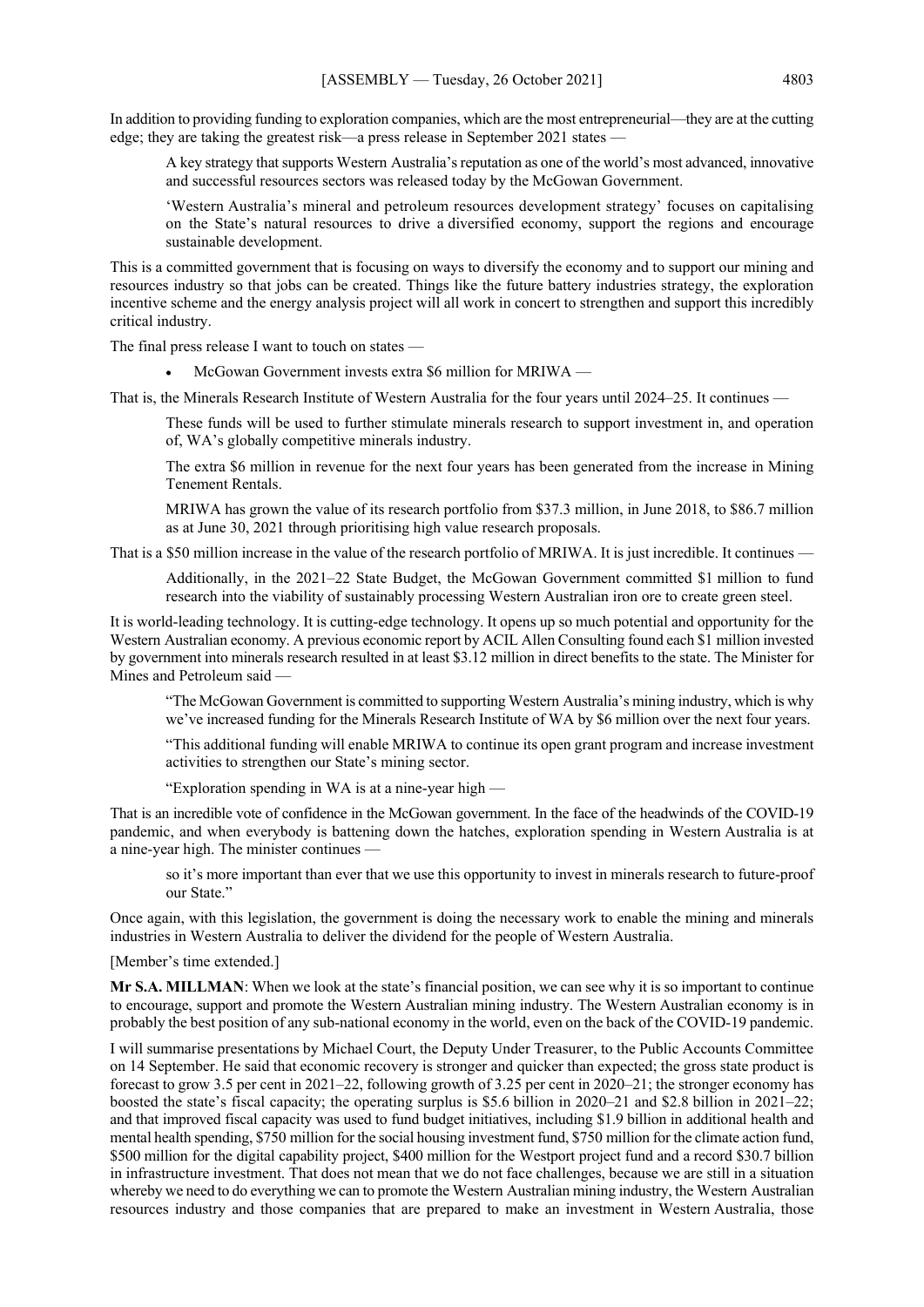In addition to providing funding to exploration companies, which are the most entrepreneurial—they are at the cutting edge; they are taking the greatest risk—a press release in September 2021 states —

> A key strategy that supports Western Australia's reputation as one of the world's most advanced, innovative and successful resources sectors was released today by the McGowan Government.
>
> 'Western Australia's mineral and petroleum resources development strategy' focuses on capitalising on the State's natural resources to drive a diversified economy, support the regions and encourage sustainable development.

This is a committed government that is focusing on ways to diversify the economy and to support our mining and resources industry so that jobs can be created. Things like the future battery industries strategy, the exploration incentive scheme and the energy analysis project will all work in concert to strengthen and support this incredibly critical industry.

The final press release I want to touch on states —

- McGowan Government invests extra $6 million for MRIWA —

That is, the Minerals Research Institute of Western Australia for the four years until 2024–25. It continues —

> These funds will be used to further stimulate minerals research to support investment in, and operation of, WA's globally competitive minerals industry.
>
> The extra $6 million in revenue for the next four years has been generated from the increase in Mining Tenement Rentals.
>
> MRIWA has grown the value of its research portfolio from $37.3 million, in June 2018, to $86.7 million as at June 30, 2021 through prioritising high value research proposals.

That is a $50 million increase in the value of the research portfolio of MRIWA. It is just incredible. It continues —

> Additionally, in the 2021–22 State Budget, the McGowan Government committed $1 million to fund research into the viability of sustainably processing Western Australian iron ore to create green steel.

It is world-leading technology. It is cutting-edge technology. It opens up so much potential and opportunity for the Western Australian economy. A previous economic report by ACIL Allen Consulting found each $1 million invested by government into minerals research resulted in at least $3.12 million in direct benefits to the state. The Minister for Mines and Petroleum said —

> "The McGowan Government is committed to supporting Western Australia's mining industry, which is why we've increased funding for the Minerals Research Institute of WA by $6 million over the next four years.
>
> "This additional funding will enable MRIWA to continue its open grant program and increase investment activities to strengthen our State's mining sector.
>
> "Exploration spending in WA is at a nine-year high —

That is an incredible vote of confidence in the McGowan government. In the face of the headwinds of the COVID-19 pandemic, and when everybody is battening down the hatches, exploration spending in Western Australia is at a nine-year high. The minister continues —

> so it's more important than ever that we use this opportunity to invest in minerals research to future-proof our State."

Once again, with this legislation, the government is doing the necessary work to enable the mining and minerals industries in Western Australia to deliver the dividend for the people of Western Australia.

[Member's time extended.]

**Mr S.A. MILLMAN**: When we look at the state's financial position, we can see why it is so important to continue to encourage, support and promote the Western Australian mining industry. The Western Australian economy is in probably the best position of any sub-national economy in the world, even on the back of the COVID-19 pandemic.

I will summarise presentations by Michael Court, the Deputy Under Treasurer, to the Public Accounts Committee on 14 September. He said that economic recovery is stronger and quicker than expected; the gross state product is forecast to grow 3.5 per cent in 2021–22, following growth of 3.25 per cent in 2020–21; the stronger economy has boosted the state's fiscal capacity; the operating surplus is $5.6 billion in 2020–21 and $2.8 billion in 2021–22; and that improved fiscal capacity was used to fund budget initiatives, including $1.9 billion in additional health and mental health spending, $750 million for the social housing investment fund, $750 million for the climate action fund, $500 million for the digital capability project, $400 million for the Westport project fund and a record $30.7 billion in infrastructure investment. That does not mean that we do not face challenges, because we are still in a situation whereby we need to do everything we can to promote the Western Australian mining industry, the Western Australian resources industry and those companies that are prepared to make an investment in Western Australia, those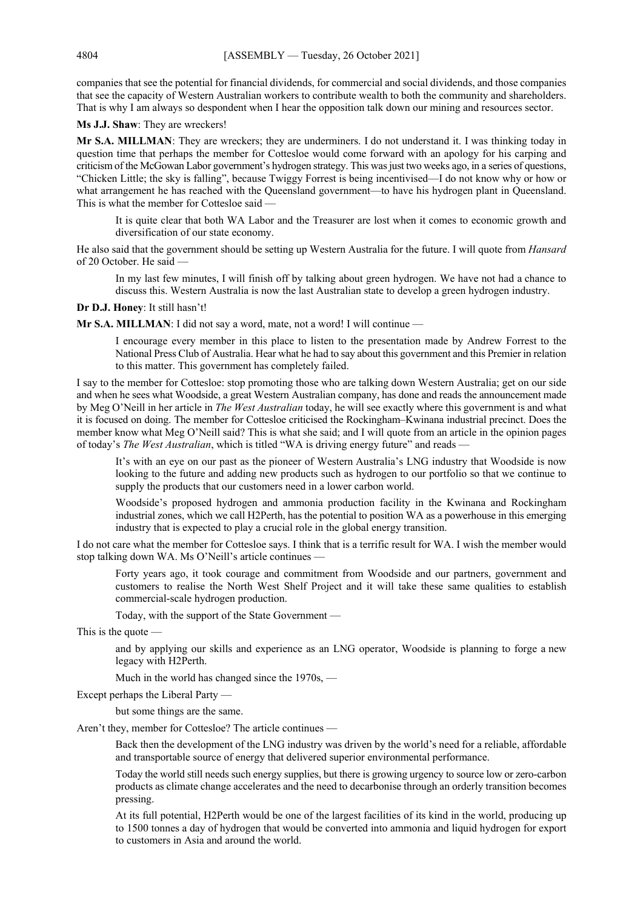companies that see the potential for financial dividends, for commercial and social dividends, and those companies that see the capacity of Western Australian workers to contribute wealth to both the community and shareholders. That is why I am always so despondent when I hear the opposition talk down our mining and resources sector.

**Ms J.J. Shaw**: They are wreckers!

**Mr S.A. MILLMAN**: They are wreckers; they are underminers. I do not understand it. I was thinking today in question time that perhaps the member for Cottesloe would come forward with an apology for his carping and criticism of the McGowan Labor government's hydrogen strategy. This was just two weeks ago, in a series of questions, "Chicken Little; the sky is falling", because Twiggy Forrest is being incentivised—I do not know why or how or what arrangement he has reached with the Queensland government—to have his hydrogen plant in Queensland. This is what the member for Cottesloe said —

> It is quite clear that both WA Labor and the Treasurer are lost when it comes to economic growth and diversification of our state economy.

He also said that the government should be setting up Western Australia for the future. I will quote from *Hansard* of 20 October. He said —

> In my last few minutes, I will finish off by talking about green hydrogen. We have not had a chance to discuss this. Western Australia is now the last Australian state to develop a green hydrogen industry.

**Dr D.J. Honey**: It still hasn't!

**Mr S.A. MILLMAN**: I did not say a word, mate, not a word! I will continue —

> I encourage every member in this place to listen to the presentation made by Andrew Forrest to the National Press Club of Australia. Hear what he had to say about this government and this Premier in relation to this matter. This government has completely failed.

I say to the member for Cottesloe: stop promoting those who are talking down Western Australia; get on our side and when he sees what Woodside, a great Western Australian company, has done and reads the announcement made by Meg O'Neill in her article in *The West Australian* today, he will see exactly where this government is and what it is focused on doing. The member for Cottesloe criticised the Rockingham–Kwinana industrial precinct. Does the member know what Meg O'Neill said? This is what she said; and I will quote from an article in the opinion pages of today's *The West Australian*, which is titled "WA is driving energy future" and reads —

> It's with an eye on our past as the pioneer of Western Australia's LNG industry that Woodside is now looking to the future and adding new products such as hydrogen to our portfolio so that we continue to supply the products that our customers need in a lower carbon world.
>
> Woodside's proposed hydrogen and ammonia production facility in the Kwinana and Rockingham industrial zones, which we call H2Perth, has the potential to position WA as a powerhouse in this emerging industry that is expected to play a crucial role in the global energy transition.

I do not care what the member for Cottesloe says. I think that is a terrific result for WA. I wish the member would stop talking down WA. Ms O'Neill's article continues —

> Forty years ago, it took courage and commitment from Woodside and our partners, government and customers to realise the North West Shelf Project and it will take these same qualities to establish commercial-scale hydrogen production.
>
> Today, with the support of the State Government —

This is the quote —

> and by applying our skills and experience as an LNG operator, Woodside is planning to forge a new legacy with H2Perth.
>
> Much in the world has changed since the 1970s, —

Except perhaps the Liberal Party —

> but some things are the same.

Aren't they, member for Cottesloe? The article continues —

> Back then the development of the LNG industry was driven by the world's need for a reliable, affordable and transportable source of energy that delivered superior environmental performance.
>
> Today the world still needs such energy supplies, but there is growing urgency to source low or zero-carbon products as climate change accelerates and the need to decarbonise through an orderly transition becomes pressing.
>
> At its full potential, H2Perth would be one of the largest facilities of its kind in the world, producing up to 1500 tonnes a day of hydrogen that would be converted into ammonia and liquid hydrogen for export to customers in Asia and around the world.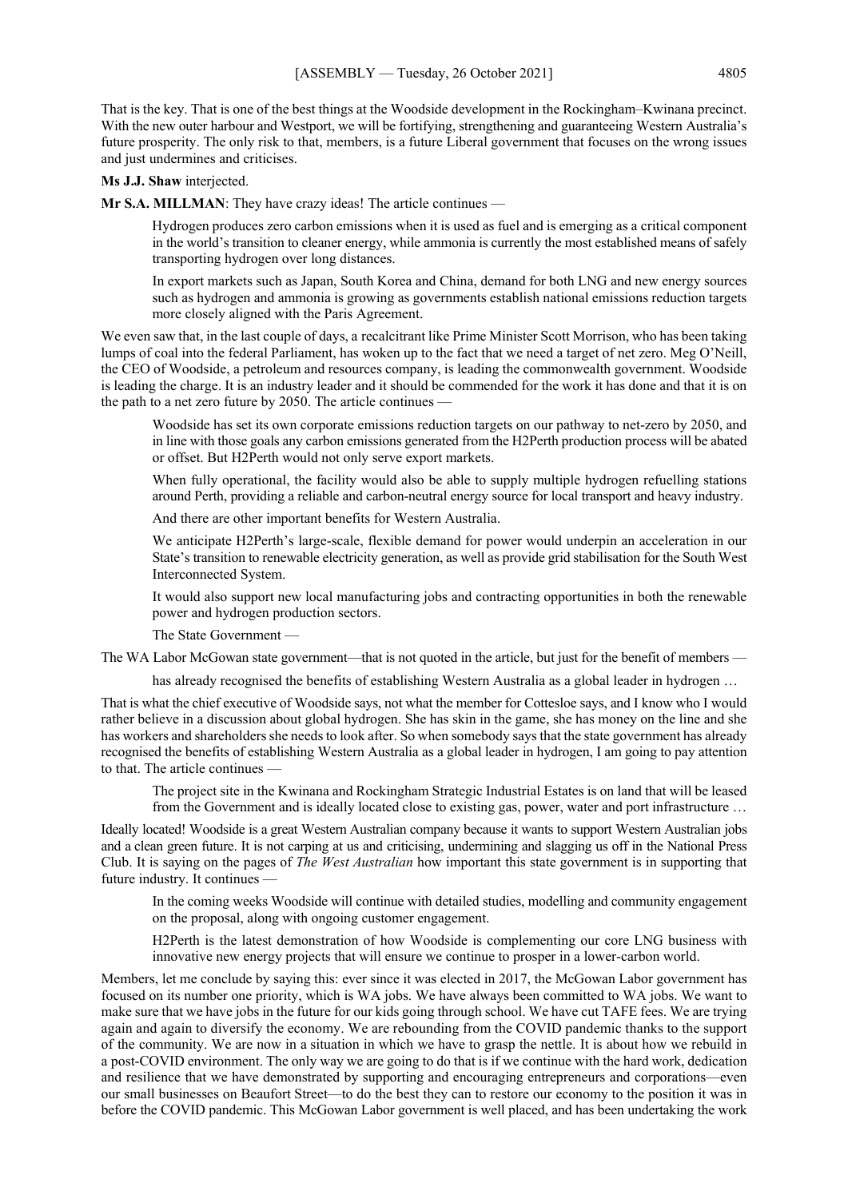That is the key. That is one of the best things at the Woodside development in the Rockingham–Kwinana precinct. With the new outer harbour and Westport, we will be fortifying, strengthening and guaranteeing Western Australia's future prosperity. The only risk to that, members, is a future Liberal government that focuses on the wrong issues and just undermines and criticises.

**Ms J.J. Shaw** interjected.

**Mr S.A. MILLMAN**: They have crazy ideas! The article continues —

> Hydrogen produces zero carbon emissions when it is used as fuel and is emerging as a critical component in the world's transition to cleaner energy, while ammonia is currently the most established means of safely transporting hydrogen over long distances.
>
> In export markets such as Japan, South Korea and China, demand for both LNG and new energy sources such as hydrogen and ammonia is growing as governments establish national emissions reduction targets more closely aligned with the Paris Agreement.

We even saw that, in the last couple of days, a recalcitrant like Prime Minister Scott Morrison, who has been taking lumps of coal into the federal Parliament, has woken up to the fact that we need a target of net zero. Meg O'Neill, the CEO of Woodside, a petroleum and resources company, is leading the commonwealth government. Woodside is leading the charge. It is an industry leader and it should be commended for the work it has done and that it is on the path to a net zero future by 2050. The article continues —

> Woodside has set its own corporate emissions reduction targets on our pathway to net-zero by 2050, and in line with those goals any carbon emissions generated from the H2Perth production process will be abated or offset. But H2Perth would not only serve export markets.
>
> When fully operational, the facility would also be able to supply multiple hydrogen refuelling stations around Perth, providing a reliable and carbon-neutral energy source for local transport and heavy industry.
>
> And there are other important benefits for Western Australia.
>
> We anticipate H2Perth's large-scale, flexible demand for power would underpin an acceleration in our State's transition to renewable electricity generation, as well as provide grid stabilisation for the South West Interconnected System.
>
> It would also support new local manufacturing jobs and contracting opportunities in both the renewable power and hydrogen production sectors.
>
> The State Government —

The WA Labor McGowan state government—that is not quoted in the article, but just for the benefit of members —

> has already recognised the benefits of establishing Western Australia as a global leader in hydrogen …

That is what the chief executive of Woodside says, not what the member for Cottesloe says, and I know who I would rather believe in a discussion about global hydrogen. She has skin in the game, she has money on the line and she has workers and shareholders she needs to look after. So when somebody says that the state government has already recognised the benefits of establishing Western Australia as a global leader in hydrogen, I am going to pay attention to that. The article continues —

> The project site in the Kwinana and Rockingham Strategic Industrial Estates is on land that will be leased from the Government and is ideally located close to existing gas, power, water and port infrastructure …

Ideally located! Woodside is a great Western Australian company because it wants to support Western Australian jobs and a clean green future. It is not carping at us and criticising, undermining and slagging us off in the National Press Club. It is saying on the pages of *The West Australian* how important this state government is in supporting that future industry. It continues —

> In the coming weeks Woodside will continue with detailed studies, modelling and community engagement on the proposal, along with ongoing customer engagement.
>
> H2Perth is the latest demonstration of how Woodside is complementing our core LNG business with innovative new energy projects that will ensure we continue to prosper in a lower-carbon world.

Members, let me conclude by saying this: ever since it was elected in 2017, the McGowan Labor government has focused on its number one priority, which is WA jobs. We have always been committed to WA jobs. We want to make sure that we have jobs in the future for our kids going through school. We have cut TAFE fees. We are trying again and again to diversify the economy. We are rebounding from the COVID pandemic thanks to the support of the community. We are now in a situation in which we have to grasp the nettle. It is about how we rebuild in a post-COVID environment. The only way we are going to do that is if we continue with the hard work, dedication and resilience that we have demonstrated by supporting and encouraging entrepreneurs and corporations—even our small businesses on Beaufort Street—to do the best they can to restore our economy to the position it was in before the COVID pandemic. This McGowan Labor government is well placed, and has been undertaking the work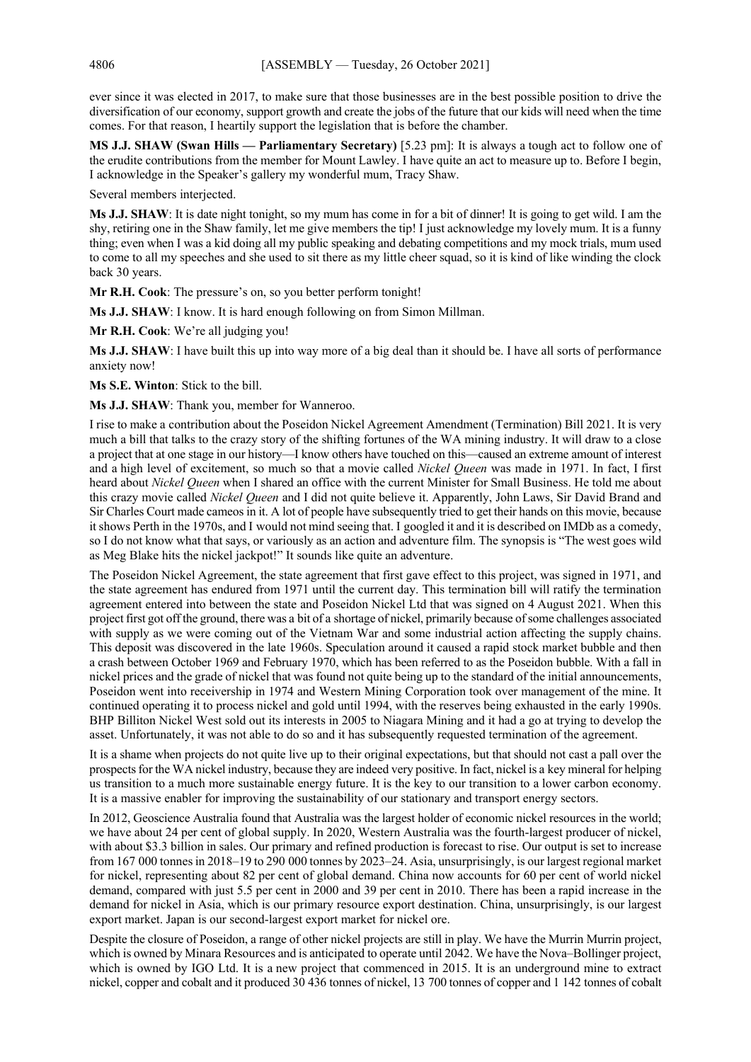ever since it was elected in 2017, to make sure that those businesses are in the best possible position to drive the diversification of our economy, support growth and create the jobs of the future that our kids will need when the time comes. For that reason, I heartily support the legislation that is before the chamber.

**MS J.J. SHAW (Swan Hills — Parliamentary Secretary)** [5.23 pm]: It is always a tough act to follow one of the erudite contributions from the member for Mount Lawley. I have quite an act to measure up to. Before I begin, I acknowledge in the Speaker's gallery my wonderful mum, Tracy Shaw.

Several members interjected.

**Ms J.J. SHAW**: It is date night tonight, so my mum has come in for a bit of dinner! It is going to get wild. I am the shy, retiring one in the Shaw family, let me give members the tip! I just acknowledge my lovely mum. It is a funny thing; even when I was a kid doing all my public speaking and debating competitions and my mock trials, mum used to come to all my speeches and she used to sit there as my little cheer squad, so it is kind of like winding the clock back 30 years.

**Mr R.H. Cook**: The pressure's on, so you better perform tonight!

**Ms J.J. SHAW**: I know. It is hard enough following on from Simon Millman.

**Mr R.H. Cook**: We're all judging you!

**Ms J.J. SHAW**: I have built this up into way more of a big deal than it should be. I have all sorts of performance anxiety now!

**Ms S.E. Winton**: Stick to the bill.

**Ms J.J. SHAW**: Thank you, member for Wanneroo.

I rise to make a contribution about the Poseidon Nickel Agreement Amendment (Termination) Bill 2021. It is very much a bill that talks to the crazy story of the shifting fortunes of the WA mining industry. It will draw to a close a project that at one stage in our history—I know others have touched on this—caused an extreme amount of interest and a high level of excitement, so much so that a movie called *Nickel Queen* was made in 1971. In fact, I first heard about *Nickel Queen* when I shared an office with the current Minister for Small Business. He told me about this crazy movie called *Nickel Queen* and I did not quite believe it. Apparently, John Laws, Sir David Brand and Sir Charles Court made cameos in it. A lot of people have subsequently tried to get their hands on this movie, because it shows Perth in the 1970s, and I would not mind seeing that. I googled it and it is described on IMDb as a comedy, so I do not know what that says, or variously as an action and adventure film. The synopsis is "The west goes wild as Meg Blake hits the nickel jackpot!" It sounds like quite an adventure.

The Poseidon Nickel Agreement, the state agreement that first gave effect to this project, was signed in 1971, and the state agreement has endured from 1971 until the current day. This termination bill will ratify the termination agreement entered into between the state and Poseidon Nickel Ltd that was signed on 4 August 2021. When this project first got off the ground, there was a bit of a shortage of nickel, primarily because of some challenges associated with supply as we were coming out of the Vietnam War and some industrial action affecting the supply chains. This deposit was discovered in the late 1960s. Speculation around it caused a rapid stock market bubble and then a crash between October 1969 and February 1970, which has been referred to as the Poseidon bubble. With a fall in nickel prices and the grade of nickel that was found not quite being up to the standard of the initial announcements, Poseidon went into receivership in 1974 and Western Mining Corporation took over management of the mine. It continued operating it to process nickel and gold until 1994, with the reserves being exhausted in the early 1990s. BHP Billiton Nickel West sold out its interests in 2005 to Niagara Mining and it had a go at trying to develop the asset. Unfortunately, it was not able to do so and it has subsequently requested termination of the agreement.

It is a shame when projects do not quite live up to their original expectations, but that should not cast a pall over the prospects for the WA nickel industry, because they are indeed very positive. In fact, nickel is a key mineral for helping us transition to a much more sustainable energy future. It is the key to our transition to a lower carbon economy. It is a massive enabler for improving the sustainability of our stationary and transport energy sectors.

In 2012, Geoscience Australia found that Australia was the largest holder of economic nickel resources in the world; we have about 24 per cent of global supply. In 2020, Western Australia was the fourth-largest producer of nickel, with about $3.3 billion in sales. Our primary and refined production is forecast to rise. Our output is set to increase from 167 000 tonnes in 2018–19 to 290 000 tonnes by 2023–24. Asia, unsurprisingly, is our largest regional market for nickel, representing about 82 per cent of global demand. China now accounts for 60 per cent of world nickel demand, compared with just 5.5 per cent in 2000 and 39 per cent in 2010. There has been a rapid increase in the demand for nickel in Asia, which is our primary resource export destination. China, unsurprisingly, is our largest export market. Japan is our second-largest export market for nickel ore.

Despite the closure of Poseidon, a range of other nickel projects are still in play. We have the Murrin Murrin project, which is owned by Minara Resources and is anticipated to operate until 2042. We have the Nova–Bollinger project, which is owned by IGO Ltd. It is a new project that commenced in 2015. It is an underground mine to extract nickel, copper and cobalt and it produced 30 436 tonnes of nickel, 13 700 tonnes of copper and 1 142 tonnes of cobalt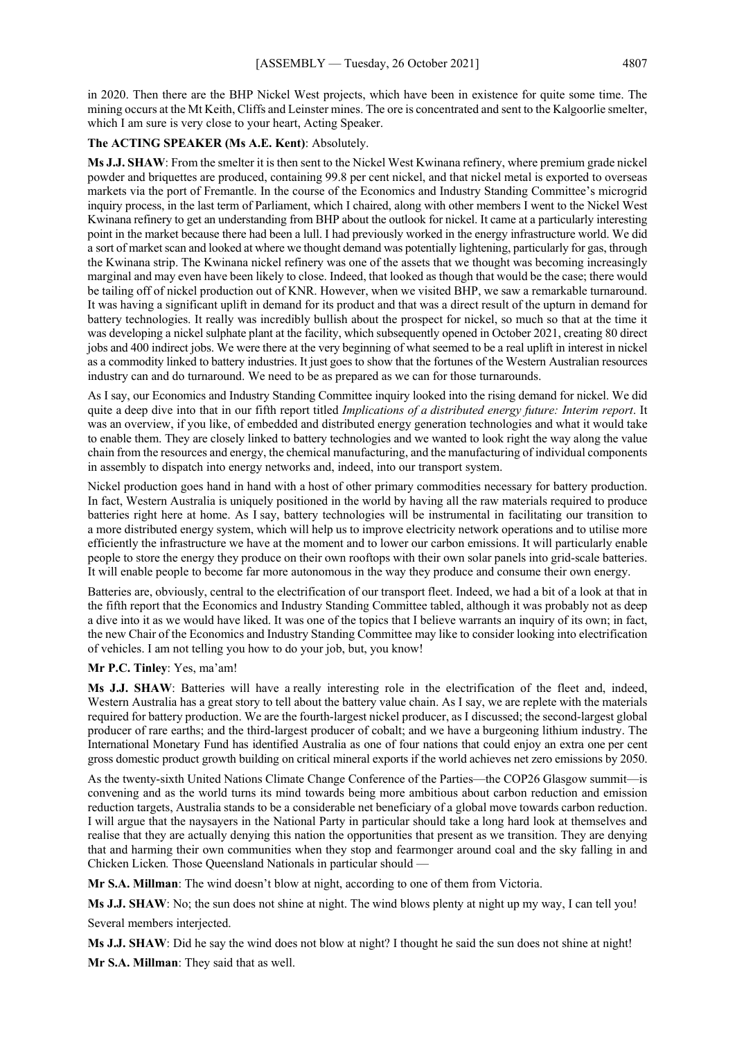in 2020. Then there are the BHP Nickel West projects, which have been in existence for quite some time. The mining occurs at the Mt Keith, Cliffs and Leinster mines. The ore is concentrated and sent to the Kalgoorlie smelter, which I am sure is very close to your heart, Acting Speaker.

**The ACTING SPEAKER (Ms A.E. Kent)**: Absolutely.

**Ms J.J. SHAW**: From the smelter it is then sent to the Nickel West Kwinana refinery, where premium grade nickel powder and briquettes are produced, containing 99.8 per cent nickel, and that nickel metal is exported to overseas markets via the port of Fremantle. In the course of the Economics and Industry Standing Committee's microgrid inquiry process, in the last term of Parliament, which I chaired, along with other members I went to the Nickel West Kwinana refinery to get an understanding from BHP about the outlook for nickel. It came at a particularly interesting point in the market because there had been a lull. I had previously worked in the energy infrastructure world. We did a sort of market scan and looked at where we thought demand was potentially lightening, particularly for gas, through the Kwinana strip. The Kwinana nickel refinery was one of the assets that we thought was becoming increasingly marginal and may even have been likely to close. Indeed, that looked as though that would be the case; there would be tailing off of nickel production out of KNR. However, when we visited BHP, we saw a remarkable turnaround. It was having a significant uplift in demand for its product and that was a direct result of the upturn in demand for battery technologies. It really was incredibly bullish about the prospect for nickel, so much so that at the time it was developing a nickel sulphate plant at the facility, which subsequently opened in October 2021, creating 80 direct jobs and 400 indirect jobs. We were there at the very beginning of what seemed to be a real uplift in interest in nickel as a commodity linked to battery industries. It just goes to show that the fortunes of the Western Australian resources industry can and do turnaround. We need to be as prepared as we can for those turnarounds.

As I say, our Economics and Industry Standing Committee inquiry looked into the rising demand for nickel. We did quite a deep dive into that in our fifth report titled *Implications of a distributed energy future: Interim report*. It was an overview, if you like, of embedded and distributed energy generation technologies and what it would take to enable them. They are closely linked to battery technologies and we wanted to look right the way along the value chain from the resources and energy, the chemical manufacturing, and the manufacturing of individual components in assembly to dispatch into energy networks and, indeed, into our transport system.

Nickel production goes hand in hand with a host of other primary commodities necessary for battery production. In fact, Western Australia is uniquely positioned in the world by having all the raw materials required to produce batteries right here at home. As I say, battery technologies will be instrumental in facilitating our transition to a more distributed energy system, which will help us to improve electricity network operations and to utilise more efficiently the infrastructure we have at the moment and to lower our carbon emissions. It will particularly enable people to store the energy they produce on their own rooftops with their own solar panels into grid-scale batteries. It will enable people to become far more autonomous in the way they produce and consume their own energy.

Batteries are, obviously, central to the electrification of our transport fleet. Indeed, we had a bit of a look at that in the fifth report that the Economics and Industry Standing Committee tabled, although it was probably not as deep a dive into it as we would have liked. It was one of the topics that I believe warrants an inquiry of its own; in fact, the new Chair of the Economics and Industry Standing Committee may like to consider looking into electrification of vehicles. I am not telling you how to do your job, but, you know!

**Mr P.C. Tinley**: Yes, ma'am!

**Ms J.J. SHAW**: Batteries will have a really interesting role in the electrification of the fleet and, indeed, Western Australia has a great story to tell about the battery value chain. As I say, we are replete with the materials required for battery production. We are the fourth-largest nickel producer, as I discussed; the second-largest global producer of rare earths; and the third-largest producer of cobalt; and we have a burgeoning lithium industry. The International Monetary Fund has identified Australia as one of four nations that could enjoy an extra one per cent gross domestic product growth building on critical mineral exports if the world achieves net zero emissions by 2050.

As the twenty-sixth United Nations Climate Change Conference of the Parties—the COP26 Glasgow summit—is convening and as the world turns its mind towards being more ambitious about carbon reduction and emission reduction targets, Australia stands to be a considerable net beneficiary of a global move towards carbon reduction. I will argue that the naysayers in the National Party in particular should take a long hard look at themselves and realise that they are actually denying this nation the opportunities that present as we transition. They are denying that and harming their own communities when they stop and fearmonger around coal and the sky falling in and Chicken Licken*.* Those Queensland Nationals in particular should —

**Mr S.A. Millman**: The wind doesn't blow at night, according to one of them from Victoria.

**Ms J.J. SHAW**: No; the sun does not shine at night. The wind blows plenty at night up my way, I can tell you!

Several members interjected.

**Ms J.J. SHAW**: Did he say the wind does not blow at night? I thought he said the sun does not shine at night!

**Mr S.A. Millman**: They said that as well.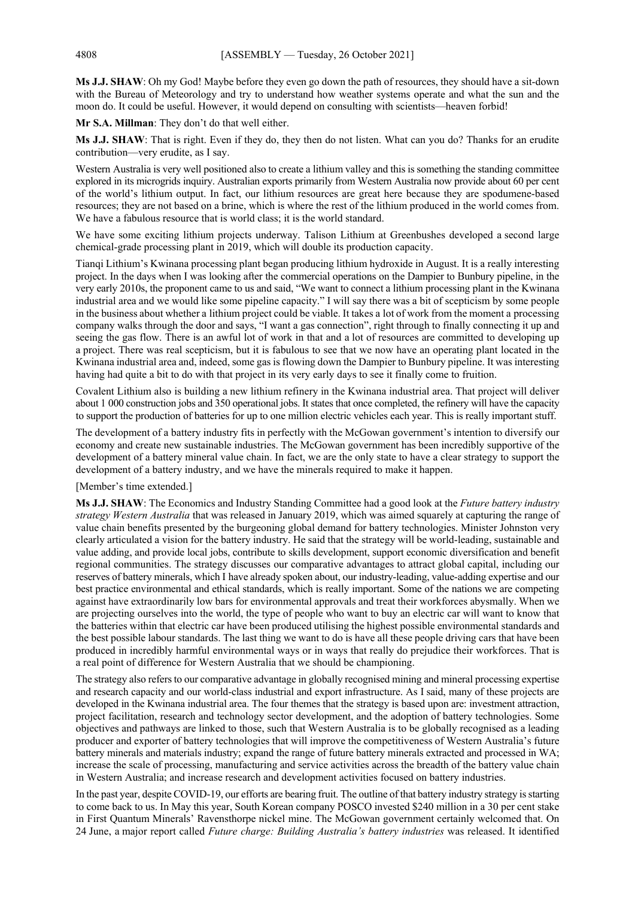**Ms J.J. SHAW**: Oh my God! Maybe before they even go down the path of resources, they should have a sit-down with the Bureau of Meteorology and try to understand how weather systems operate and what the sun and the moon do. It could be useful. However, it would depend on consulting with scientists—heaven forbid!

**Mr S.A. Millman**: They don't do that well either.

**Ms J.J. SHAW**: That is right. Even if they do, they then do not listen. What can you do? Thanks for an erudite contribution—very erudite, as I say.

Western Australia is very well positioned also to create a lithium valley and this is something the standing committee explored in its microgrids inquiry. Australian exports primarily from Western Australia now provide about 60 per cent of the world's lithium output. In fact, our lithium resources are great here because they are spodumene-based resources; they are not based on a brine, which is where the rest of the lithium produced in the world comes from. We have a fabulous resource that is world class; it is the world standard.

We have some exciting lithium projects underway. Talison Lithium at Greenbushes developed a second large chemical-grade processing plant in 2019, which will double its production capacity.

Tianqi Lithium's Kwinana processing plant began producing lithium hydroxide in August. It is a really interesting project. In the days when I was looking after the commercial operations on the Dampier to Bunbury pipeline, in the very early 2010s, the proponent came to us and said, "We want to connect a lithium processing plant in the Kwinana industrial area and we would like some pipeline capacity." I will say there was a bit of scepticism by some people in the business about whether a lithium project could be viable. It takes a lot of work from the moment a processing company walks through the door and says, "I want a gas connection", right through to finally connecting it up and seeing the gas flow. There is an awful lot of work in that and a lot of resources are committed to developing up a project. There was real scepticism, but it is fabulous to see that we now have an operating plant located in the Kwinana industrial area and, indeed, some gas is flowing down the Dampier to Bunbury pipeline. It was interesting having had quite a bit to do with that project in its very early days to see it finally come to fruition.

Covalent Lithium also is building a new lithium refinery in the Kwinana industrial area. That project will deliver about 1 000 construction jobs and 350 operational jobs. It states that once completed, the refinery will have the capacity to support the production of batteries for up to one million electric vehicles each year. This is really important stuff.

The development of a battery industry fits in perfectly with the McGowan government's intention to diversify our economy and create new sustainable industries. The McGowan government has been incredibly supportive of the development of a battery mineral value chain. In fact, we are the only state to have a clear strategy to support the development of a battery industry, and we have the minerals required to make it happen.

[Member's time extended.]

**Ms J.J. SHAW**: The Economics and Industry Standing Committee had a good look at the *Future battery industry strategy Western Australia* that was released in January 2019, which was aimed squarely at capturing the range of value chain benefits presented by the burgeoning global demand for battery technologies. Minister Johnston very clearly articulated a vision for the battery industry. He said that the strategy will be world-leading, sustainable and value adding, and provide local jobs, contribute to skills development, support economic diversification and benefit regional communities. The strategy discusses our comparative advantages to attract global capital, including our reserves of battery minerals, which I have already spoken about, our industry-leading, value-adding expertise and our best practice environmental and ethical standards, which is really important. Some of the nations we are competing against have extraordinarily low bars for environmental approvals and treat their workforces abysmally. When we are projecting ourselves into the world, the type of people who want to buy an electric car will want to know that the batteries within that electric car have been produced utilising the highest possible environmental standards and the best possible labour standards. The last thing we want to do is have all these people driving cars that have been produced in incredibly harmful environmental ways or in ways that really do prejudice their workforces. That is a real point of difference for Western Australia that we should be championing.

The strategy also refers to our comparative advantage in globally recognised mining and mineral processing expertise and research capacity and our world-class industrial and export infrastructure. As I said, many of these projects are developed in the Kwinana industrial area. The four themes that the strategy is based upon are: investment attraction, project facilitation, research and technology sector development, and the adoption of battery technologies. Some objectives and pathways are linked to those, such that Western Australia is to be globally recognised as a leading producer and exporter of battery technologies that will improve the competitiveness of Western Australia's future battery minerals and materials industry; expand the range of future battery minerals extracted and processed in WA; increase the scale of processing, manufacturing and service activities across the breadth of the battery value chain in Western Australia; and increase research and development activities focused on battery industries.

In the past year, despite COVID-19, our efforts are bearing fruit. The outline of that battery industry strategy is starting to come back to us. In May this year, South Korean company POSCO invested $240 million in a 30 per cent stake in First Quantum Minerals' Ravensthorpe nickel mine. The McGowan government certainly welcomed that. On 24 June, a major report called *Future charge: Building Australia's battery industries* was released. It identified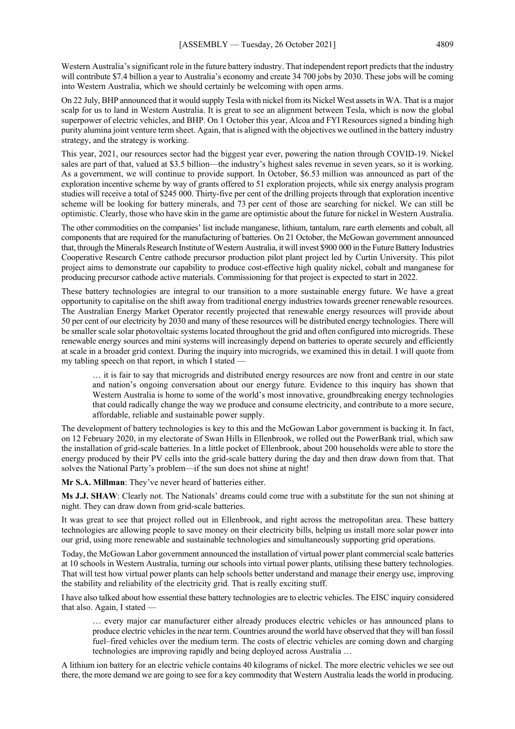Western Australia's significant role in the future battery industry. That independent report predicts that the industry will contribute $7.4 billion a year to Australia's economy and create 34 700 jobs by 2030. These jobs will be coming into Western Australia, which we should certainly be welcoming with open arms.

On 22 July, BHP announced that it would supply Tesla with nickel from its Nickel West assets in WA. That is a major scalp for us to land in Western Australia. It is great to see an alignment between Tesla, which is now the global superpower of electric vehicles, and BHP. On 1 October this year, Alcoa and FYI Resources signed a binding high purity alumina joint venture term sheet. Again, that is aligned with the objectives we outlined in the battery industry strategy, and the strategy is working.

This year, 2021, our resources sector had the biggest year ever, powering the nation through COVID-19. Nickel sales are part of that, valued at $3.5 billion—the industry's highest sales revenue in seven years, so it is working. As a government, we will continue to provide support. In October, $6.53 million was announced as part of the exploration incentive scheme by way of grants offered to 51 exploration projects, while six energy analysis program studies will receive a total of $245 000. Thirty-five per cent of the drilling projects through that exploration incentive scheme will be looking for battery minerals, and 73 per cent of those are searching for nickel. We can still be optimistic. Clearly, those who have skin in the game are optimistic about the future for nickel in Western Australia.

The other commodities on the companies' list include manganese, lithium, tantalum, rare earth elements and cobalt, all components that are required for the manufacturing of batteries. On 21 October, the McGowan government announced that, through the Minerals Research Institute of Western Australia, it will invest $900 000 in the Future Battery Industries Cooperative Research Centre cathode precursor production pilot plant project led by Curtin University. This pilot project aims to demonstrate our capability to produce cost-effective high quality nickel, cobalt and manganese for producing precursor cathode active materials. Commissioning for that project is expected to start in 2022.

These battery technologies are integral to our transition to a more sustainable energy future. We have a great opportunity to capitalise on the shift away from traditional energy industries towards greener renewable resources. The Australian Energy Market Operator recently projected that renewable energy resources will provide about 50 per cent of our electricity by 2030 and many of these resources will be distributed energy technologies. There will be smaller scale solar photovoltaic systems located throughout the grid and often configured into microgrids. These renewable energy sources and mini systems will increasingly depend on batteries to operate securely and efficiently at scale in a broader grid context. During the inquiry into microgrids, we examined this in detail. I will quote from my tabling speech on that report, in which I stated —

> … it is fair to say that microgrids and distributed energy resources are now front and centre in our state and nation's ongoing conversation about our energy future. Evidence to this inquiry has shown that Western Australia is home to some of the world's most innovative, groundbreaking energy technologies that could radically change the way we produce and consume electricity, and contribute to a more secure, affordable, reliable and sustainable power supply.

The development of battery technologies is key to this and the McGowan Labor government is backing it. In fact, on 12 February 2020, in my electorate of Swan Hills in Ellenbrook, we rolled out the PowerBank trial, which saw the installation of grid-scale batteries. In a little pocket of Ellenbrook, about 200 households were able to store the energy produced by their PV cells into the grid-scale battery during the day and then draw down from that. That solves the National Party's problem—if the sun does not shine at night!

**Mr S.A. Millman**: They've never heard of batteries either.

**Ms J.J. SHAW**: Clearly not. The Nationals' dreams could come true with a substitute for the sun not shining at night. They can draw down from grid-scale batteries.

It was great to see that project rolled out in Ellenbrook, and right across the metropolitan area. These battery technologies are allowing people to save money on their electricity bills, helping us install more solar power into our grid, using more renewable and sustainable technologies and simultaneously supporting grid operations.

Today, the McGowan Labor government announced the installation of virtual power plant commercial scale batteries at 10 schools in Western Australia, turning our schools into virtual power plants, utilising these battery technologies. That will test how virtual power plants can help schools better understand and manage their energy use, improving the stability and reliability of the electricity grid. That is really exciting stuff.

I have also talked about how essential these battery technologies are to electric vehicles. The EISC inquiry considered that also. Again, I stated —

> … every major car manufacturer either already produces electric vehicles or has announced plans to produce electric vehicles in the near term. Countries around the world have observed that they will ban fossil fuel–fired vehicles over the medium term. The costs of electric vehicles are coming down and charging technologies are improving rapidly and being deployed across Australia …

A lithium ion battery for an electric vehicle contains 40 kilograms of nickel. The more electric vehicles we see out there, the more demand we are going to see for a key commodity that Western Australia leads the world in producing.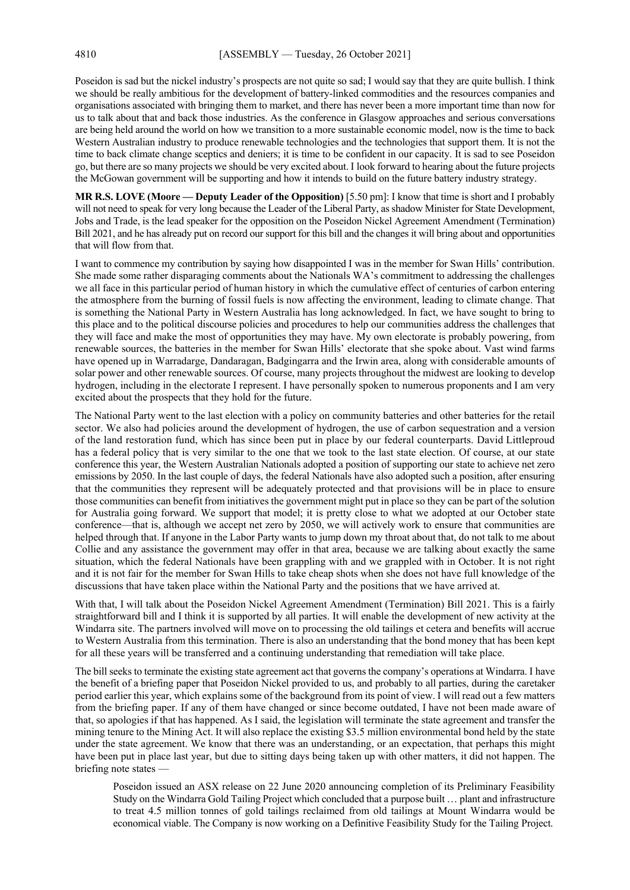Poseidon is sad but the nickel industry's prospects are not quite so sad; I would say that they are quite bullish. I think we should be really ambitious for the development of battery-linked commodities and the resources companies and organisations associated with bringing them to market, and there has never been a more important time than now for us to talk about that and back those industries. As the conference in Glasgow approaches and serious conversations are being held around the world on how we transition to a more sustainable economic model, now is the time to back Western Australian industry to produce renewable technologies and the technologies that support them. It is not the time to back climate change sceptics and deniers; it is time to be confident in our capacity. It is sad to see Poseidon go, but there are so many projects we should be very excited about. I look forward to hearing about the future projects the McGowan government will be supporting and how it intends to build on the future battery industry strategy.

**MR R.S. LOVE (Moore — Deputy Leader of the Opposition)** [5.50 pm]: I know that time is short and I probably will not need to speak for very long because the Leader of the Liberal Party, as shadow Minister for State Development, Jobs and Trade, is the lead speaker for the opposition on the Poseidon Nickel Agreement Amendment (Termination) Bill 2021, and he has already put on record our support for this bill and the changes it will bring about and opportunities that will flow from that.

I want to commence my contribution by saying how disappointed I was in the member for Swan Hills' contribution. She made some rather disparaging comments about the Nationals WA's commitment to addressing the challenges we all face in this particular period of human history in which the cumulative effect of centuries of carbon entering the atmosphere from the burning of fossil fuels is now affecting the environment, leading to climate change. That is something the National Party in Western Australia has long acknowledged. In fact, we have sought to bring to this place and to the political discourse policies and procedures to help our communities address the challenges that they will face and make the most of opportunities they may have. My own electorate is probably powering, from renewable sources, the batteries in the member for Swan Hills' electorate that she spoke about. Vast wind farms have opened up in Warradarge, Dandaragan, Badgingarra and the Irwin area, along with considerable amounts of solar power and other renewable sources. Of course, many projects throughout the midwest are looking to develop hydrogen, including in the electorate I represent. I have personally spoken to numerous proponents and I am very excited about the prospects that they hold for the future.

The National Party went to the last election with a policy on community batteries and other batteries for the retail sector. We also had policies around the development of hydrogen, the use of carbon sequestration and a version of the land restoration fund, which has since been put in place by our federal counterparts. David Littleproud has a federal policy that is very similar to the one that we took to the last state election. Of course, at our state conference this year, the Western Australian Nationals adopted a position of supporting our state to achieve net zero emissions by 2050. In the last couple of days, the federal Nationals have also adopted such a position, after ensuring that the communities they represent will be adequately protected and that provisions will be in place to ensure those communities can benefit from initiatives the government might put in place so they can be part of the solution for Australia going forward. We support that model; it is pretty close to what we adopted at our October state conference—that is, although we accept net zero by 2050, we will actively work to ensure that communities are helped through that. If anyone in the Labor Party wants to jump down my throat about that, do not talk to me about Collie and any assistance the government may offer in that area, because we are talking about exactly the same situation, which the federal Nationals have been grappling with and we grappled with in October. It is not right and it is not fair for the member for Swan Hills to take cheap shots when she does not have full knowledge of the discussions that have taken place within the National Party and the positions that we have arrived at.

With that, I will talk about the Poseidon Nickel Agreement Amendment (Termination) Bill 2021. This is a fairly straightforward bill and I think it is supported by all parties. It will enable the development of new activity at the Windarra site. The partners involved will move on to processing the old tailings et cetera and benefits will accrue to Western Australia from this termination. There is also an understanding that the bond money that has been kept for all these years will be transferred and a continuing understanding that remediation will take place.

The bill seeks to terminate the existing state agreement act that governs the company's operations at Windarra. I have the benefit of a briefing paper that Poseidon Nickel provided to us, and probably to all parties, during the caretaker period earlier this year, which explains some of the background from its point of view. I will read out a few matters from the briefing paper. If any of them have changed or since become outdated, I have not been made aware of that, so apologies if that has happened. As I said, the legislation will terminate the state agreement and transfer the mining tenure to the Mining Act. It will also replace the existing $3.5 million environmental bond held by the state under the state agreement. We know that there was an understanding, or an expectation, that perhaps this might have been put in place last year, but due to sitting days being taken up with other matters, it did not happen. The briefing note states —

> Poseidon issued an ASX release on 22 June 2020 announcing completion of its Preliminary Feasibility Study on the Windarra Gold Tailing Project which concluded that a purpose built … plant and infrastructure to treat 4.5 million tonnes of gold tailings reclaimed from old tailings at Mount Windarra would be economical viable. The Company is now working on a Definitive Feasibility Study for the Tailing Project.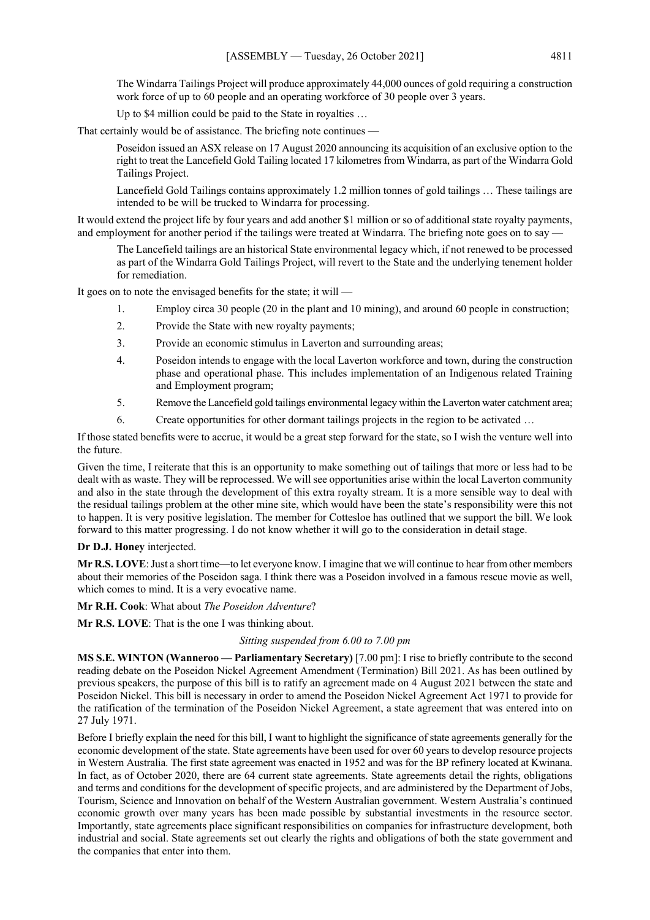The Windarra Tailings Project will produce approximately 44,000 ounces of gold requiring a construction work force of up to 60 people and an operating workforce of 30 people over 3 years.

Up to $4 million could be paid to the State in royalties …

That certainly would be of assistance. The briefing note continues —

Poseidon issued an ASX release on 17 August 2020 announcing its acquisition of an exclusive option to the right to treat the Lancefield Gold Tailing located 17 kilometres from Windarra, as part of the Windarra Gold Tailings Project.

Lancefield Gold Tailings contains approximately 1.2 million tonnes of gold tailings … These tailings are intended to be will be trucked to Windarra for processing.

It would extend the project life by four years and add another $1 million or so of additional state royalty payments, and employment for another period if the tailings were treated at Windarra. The briefing note goes on to say —

The Lancefield tailings are an historical State environmental legacy which, if not renewed to be processed as part of the Windarra Gold Tailings Project, will revert to the State and the underlying tenement holder for remediation.

It goes on to note the envisaged benefits for the state; it will —

1. Employ circa 30 people (20 in the plant and 10 mining), and around 60 people in construction;
2. Provide the State with new royalty payments;
3. Provide an economic stimulus in Laverton and surrounding areas;
4. Poseidon intends to engage with the local Laverton workforce and town, during the construction phase and operational phase. This includes implementation of an Indigenous related Training and Employment program;
5. Remove the Lancefield gold tailings environmental legacy within the Laverton water catchment area;
6. Create opportunities for other dormant tailings projects in the region to be activated …

If those stated benefits were to accrue, it would be a great step forward for the state, so I wish the venture well into the future.

Given the time, I reiterate that this is an opportunity to make something out of tailings that more or less had to be dealt with as waste. They will be reprocessed. We will see opportunities arise within the local Laverton community and also in the state through the development of this extra royalty stream. It is a more sensible way to deal with the residual tailings problem at the other mine site, which would have been the state's responsibility were this not to happen. It is very positive legislation. The member for Cottesloe has outlined that we support the bill. We look forward to this matter progressing. I do not know whether it will go to the consideration in detail stage.

**Dr D.J. Honey** interjected.

**Mr R.S. LOVE**: Just a short time—to let everyone know. I imagine that we will continue to hear from other members about their memories of the Poseidon saga. I think there was a Poseidon involved in a famous rescue movie as well, which comes to mind. It is a very evocative name.

**Mr R.H. Cook**: What about *The Poseidon Adventure*?

**Mr R.S. LOVE**: That is the one I was thinking about.

*Sitting suspended from 6.00 to 7.00 pm*

**MS S.E. WINTON (Wanneroo — Parliamentary Secretary)** [7.00 pm]: I rise to briefly contribute to the second reading debate on the Poseidon Nickel Agreement Amendment (Termination) Bill 2021. As has been outlined by previous speakers, the purpose of this bill is to ratify an agreement made on 4 August 2021 between the state and Poseidon Nickel. This bill is necessary in order to amend the Poseidon Nickel Agreement Act 1971 to provide for the ratification of the termination of the Poseidon Nickel Agreement, a state agreement that was entered into on 27 July 1971.

Before I briefly explain the need for this bill, I want to highlight the significance of state agreements generally for the economic development of the state. State agreements have been used for over 60 years to develop resource projects in Western Australia. The first state agreement was enacted in 1952 and was for the BP refinery located at Kwinana. In fact, as of October 2020, there are 64 current state agreements. State agreements detail the rights, obligations and terms and conditions for the development of specific projects, and are administered by the Department of Jobs, Tourism, Science and Innovation on behalf of the Western Australian government. Western Australia's continued economic growth over many years has been made possible by substantial investments in the resource sector. Importantly, state agreements place significant responsibilities on companies for infrastructure development, both industrial and social. State agreements set out clearly the rights and obligations of both the state government and the companies that enter into them.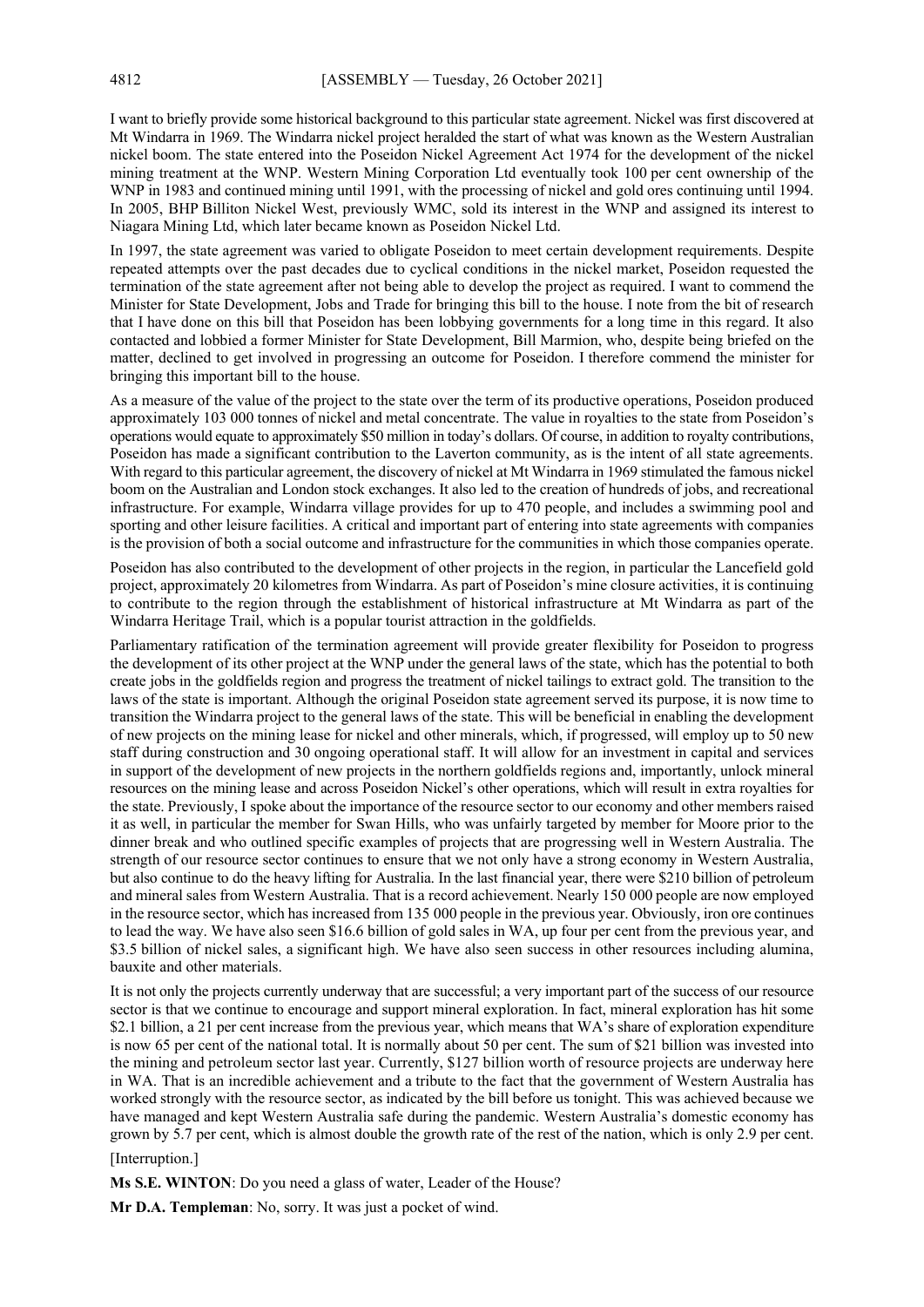I want to briefly provide some historical background to this particular state agreement. Nickel was first discovered at Mt Windarra in 1969. The Windarra nickel project heralded the start of what was known as the Western Australian nickel boom. The state entered into the Poseidon Nickel Agreement Act 1974 for the development of the nickel mining treatment at the WNP. Western Mining Corporation Ltd eventually took 100 per cent ownership of the WNP in 1983 and continued mining until 1991, with the processing of nickel and gold ores continuing until 1994. In 2005, BHP Billiton Nickel West, previously WMC, sold its interest in the WNP and assigned its interest to Niagara Mining Ltd, which later became known as Poseidon Nickel Ltd.

In 1997, the state agreement was varied to obligate Poseidon to meet certain development requirements. Despite repeated attempts over the past decades due to cyclical conditions in the nickel market, Poseidon requested the termination of the state agreement after not being able to develop the project as required. I want to commend the Minister for State Development, Jobs and Trade for bringing this bill to the house. I note from the bit of research that I have done on this bill that Poseidon has been lobbying governments for a long time in this regard. It also contacted and lobbied a former Minister for State Development, Bill Marmion, who, despite being briefed on the matter, declined to get involved in progressing an outcome for Poseidon. I therefore commend the minister for bringing this important bill to the house.

As a measure of the value of the project to the state over the term of its productive operations, Poseidon produced approximately 103 000 tonnes of nickel and metal concentrate. The value in royalties to the state from Poseidon's operations would equate to approximately $50 million in today's dollars. Of course, in addition to royalty contributions, Poseidon has made a significant contribution to the Laverton community, as is the intent of all state agreements. With regard to this particular agreement, the discovery of nickel at Mt Windarra in 1969 stimulated the famous nickel boom on the Australian and London stock exchanges. It also led to the creation of hundreds of jobs, and recreational infrastructure. For example, Windarra village provides for up to 470 people, and includes a swimming pool and sporting and other leisure facilities. A critical and important part of entering into state agreements with companies is the provision of both a social outcome and infrastructure for the communities in which those companies operate.

Poseidon has also contributed to the development of other projects in the region, in particular the Lancefield gold project, approximately 20 kilometres from Windarra. As part of Poseidon's mine closure activities, it is continuing to contribute to the region through the establishment of historical infrastructure at Mt Windarra as part of the Windarra Heritage Trail, which is a popular tourist attraction in the goldfields.

Parliamentary ratification of the termination agreement will provide greater flexibility for Poseidon to progress the development of its other project at the WNP under the general laws of the state, which has the potential to both create jobs in the goldfields region and progress the treatment of nickel tailings to extract gold. The transition to the laws of the state is important. Although the original Poseidon state agreement served its purpose, it is now time to transition the Windarra project to the general laws of the state. This will be beneficial in enabling the development of new projects on the mining lease for nickel and other minerals, which, if progressed, will employ up to 50 new staff during construction and 30 ongoing operational staff. It will allow for an investment in capital and services in support of the development of new projects in the northern goldfields regions and, importantly, unlock mineral resources on the mining lease and across Poseidon Nickel's other operations, which will result in extra royalties for the state. Previously, I spoke about the importance of the resource sector to our economy and other members raised it as well, in particular the member for Swan Hills, who was unfairly targeted by member for Moore prior to the dinner break and who outlined specific examples of projects that are progressing well in Western Australia. The strength of our resource sector continues to ensure that we not only have a strong economy in Western Australia, but also continue to do the heavy lifting for Australia. In the last financial year, there were $210 billion of petroleum and mineral sales from Western Australia. That is a record achievement. Nearly 150 000 people are now employed in the resource sector, which has increased from 135 000 people in the previous year. Obviously, iron ore continues to lead the way. We have also seen $16.6 billion of gold sales in WA, up four per cent from the previous year, and $3.5 billion of nickel sales, a significant high. We have also seen success in other resources including alumina, bauxite and other materials.

It is not only the projects currently underway that are successful; a very important part of the success of our resource sector is that we continue to encourage and support mineral exploration. In fact, mineral exploration has hit some $2.1 billion, a 21 per cent increase from the previous year, which means that WA's share of exploration expenditure is now 65 per cent of the national total. It is normally about 50 per cent. The sum of $21 billion was invested into the mining and petroleum sector last year. Currently, $127 billion worth of resource projects are underway here in WA. That is an incredible achievement and a tribute to the fact that the government of Western Australia has worked strongly with the resource sector, as indicated by the bill before us tonight. This was achieved because we have managed and kept Western Australia safe during the pandemic. Western Australia's domestic economy has grown by 5.7 per cent, which is almost double the growth rate of the rest of the nation, which is only 2.9 per cent.

[Interruption.]

**Ms S.E. WINTON**: Do you need a glass of water, Leader of the House?

**Mr D.A. Templeman**: No, sorry. It was just a pocket of wind.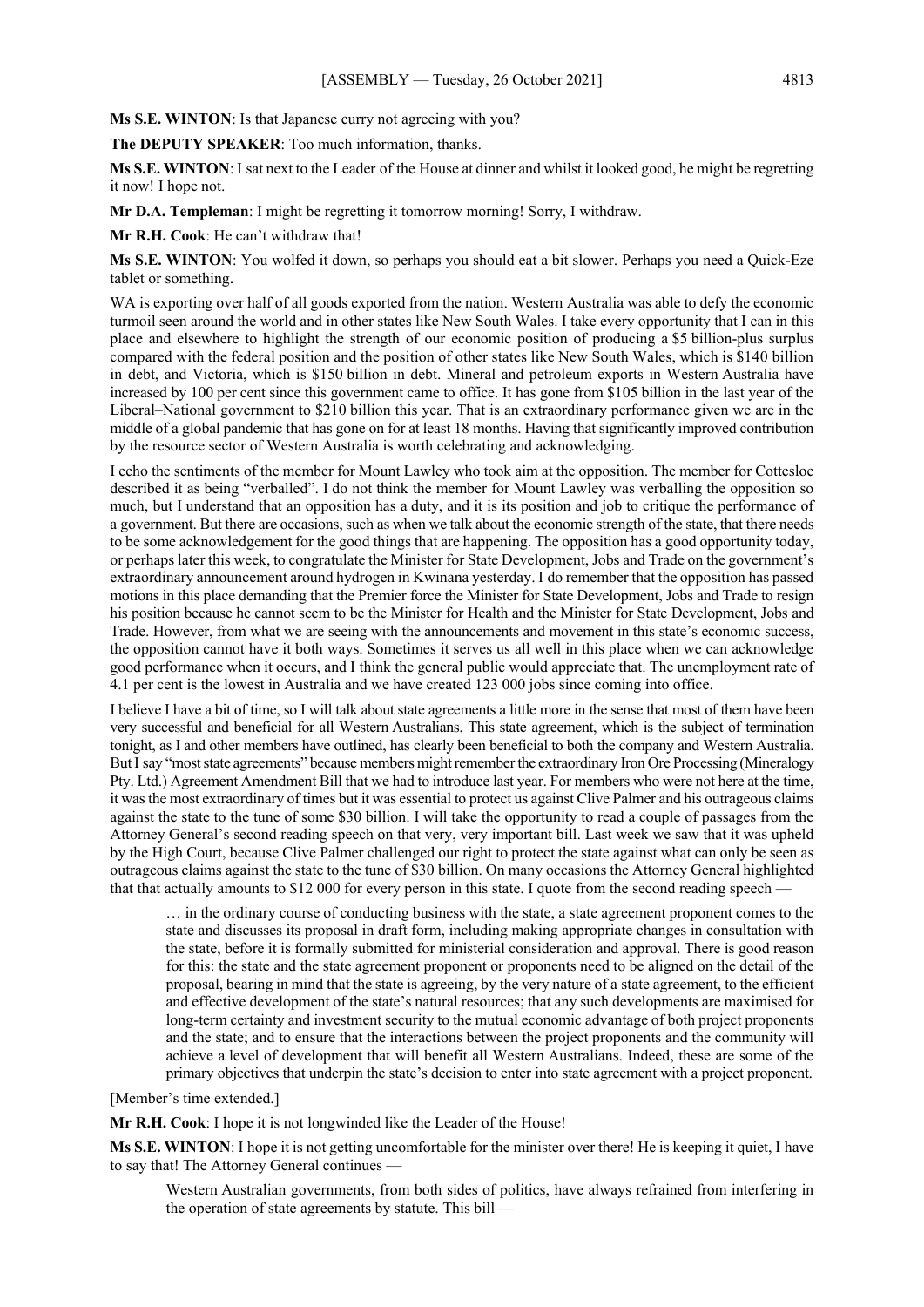**Ms S.E. WINTON**: Is that Japanese curry not agreeing with you?

**The DEPUTY SPEAKER**: Too much information, thanks.

**Ms S.E. WINTON**: I sat next to the Leader of the House at dinner and whilst it looked good, he might be regretting it now! I hope not.

**Mr D.A. Templeman**: I might be regretting it tomorrow morning! Sorry, I withdraw.

**Mr R.H. Cook**: He can't withdraw that!

**Ms S.E. WINTON**: You wolfed it down, so perhaps you should eat a bit slower. Perhaps you need a Quick-Eze tablet or something.

WA is exporting over half of all goods exported from the nation. Western Australia was able to defy the economic turmoil seen around the world and in other states like New South Wales. I take every opportunity that I can in this place and elsewhere to highlight the strength of our economic position of producing a $5 billion-plus surplus compared with the federal position and the position of other states like New South Wales, which is $140 billion in debt, and Victoria, which is $150 billion in debt. Mineral and petroleum exports in Western Australia have increased by 100 per cent since this government came to office. It has gone from $105 billion in the last year of the Liberal–National government to $210 billion this year. That is an extraordinary performance given we are in the middle of a global pandemic that has gone on for at least 18 months. Having that significantly improved contribution by the resource sector of Western Australia is worth celebrating and acknowledging.

I echo the sentiments of the member for Mount Lawley who took aim at the opposition. The member for Cottesloe described it as being "verballed". I do not think the member for Mount Lawley was verballing the opposition so much, but I understand that an opposition has a duty, and it is its position and job to critique the performance of a government. But there are occasions, such as when we talk about the economic strength of the state, that there needs to be some acknowledgement for the good things that are happening. The opposition has a good opportunity today, or perhaps later this week, to congratulate the Minister for State Development, Jobs and Trade on the government's extraordinary announcement around hydrogen in Kwinana yesterday. I do remember that the opposition has passed motions in this place demanding that the Premier force the Minister for State Development, Jobs and Trade to resign his position because he cannot seem to be the Minister for Health and the Minister for State Development, Jobs and Trade. However, from what we are seeing with the announcements and movement in this state's economic success, the opposition cannot have it both ways. Sometimes it serves us all well in this place when we can acknowledge good performance when it occurs, and I think the general public would appreciate that. The unemployment rate of 4.1 per cent is the lowest in Australia and we have created 123 000 jobs since coming into office.

I believe I have a bit of time, so I will talk about state agreements a little more in the sense that most of them have been very successful and beneficial for all Western Australians. This state agreement, which is the subject of termination tonight, as I and other members have outlined, has clearly been beneficial to both the company and Western Australia. But I say "most state agreements" because members might remember the extraordinary Iron Ore Processing (Mineralogy Pty. Ltd.) Agreement Amendment Bill that we had to introduce last year. For members who were not here at the time, it was the most extraordinary of times but it was essential to protect us against Clive Palmer and his outrageous claims against the state to the tune of some $30 billion. I will take the opportunity to read a couple of passages from the Attorney General's second reading speech on that very, very important bill. Last week we saw that it was upheld by the High Court, because Clive Palmer challenged our right to protect the state against what can only be seen as outrageous claims against the state to the tune of $30 billion. On many occasions the Attorney General highlighted that that actually amounts to $12 000 for every person in this state. I quote from the second reading speech —

> … in the ordinary course of conducting business with the state, a state agreement proponent comes to the state and discusses its proposal in draft form, including making appropriate changes in consultation with the state, before it is formally submitted for ministerial consideration and approval. There is good reason for this: the state and the state agreement proponent or proponents need to be aligned on the detail of the proposal, bearing in mind that the state is agreeing, by the very nature of a state agreement, to the efficient and effective development of the state's natural resources; that any such developments are maximised for long-term certainty and investment security to the mutual economic advantage of both project proponents and the state; and to ensure that the interactions between the project proponents and the community will achieve a level of development that will benefit all Western Australians. Indeed, these are some of the primary objectives that underpin the state's decision to enter into state agreement with a project proponent.

[Member's time extended.]

**Mr R.H. Cook**: I hope it is not longwinded like the Leader of the House!

**Ms S.E. WINTON**: I hope it is not getting uncomfortable for the minister over there! He is keeping it quiet, I have to say that! The Attorney General continues —

> Western Australian governments, from both sides of politics, have always refrained from interfering in the operation of state agreements by statute. This bill —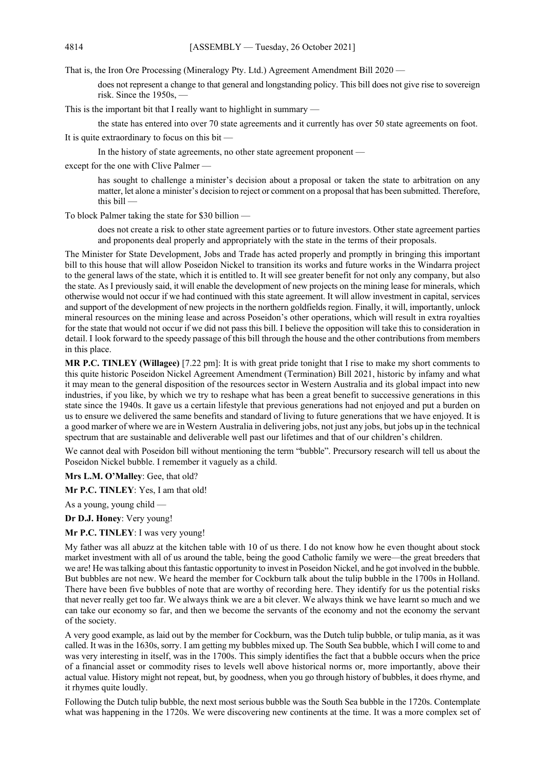That is, the Iron Ore Processing (Mineralogy Pty. Ltd.) Agreement Amendment Bill 2020 —

> does not represent a change to that general and longstanding policy. This bill does not give rise to sovereign risk. Since the 1950s, —

This is the important bit that I really want to highlight in summary —

> the state has entered into over 70 state agreements and it currently has over 50 state agreements on foot.

It is quite extraordinary to focus on this bit —

> In the history of state agreements, no other state agreement proponent —

except for the one with Clive Palmer —

> has sought to challenge a minister's decision about a proposal or taken the state to arbitration on any matter, let alone a minister's decision to reject or comment on a proposal that has been submitted. Therefore, this bill —

To block Palmer taking the state for $30 billion —

> does not create a risk to other state agreement parties or to future investors. Other state agreement parties and proponents deal properly and appropriately with the state in the terms of their proposals.

The Minister for State Development, Jobs and Trade has acted properly and promptly in bringing this important bill to this house that will allow Poseidon Nickel to transition its works and future works in the Windarra project to the general laws of the state, which it is entitled to. It will see greater benefit for not only any company, but also the state. As I previously said, it will enable the development of new projects on the mining lease for minerals, which otherwise would not occur if we had continued with this state agreement. It will allow investment in capital, services and support of the development of new projects in the northern goldfields region. Finally, it will, importantly, unlock mineral resources on the mining lease and across Poseidon's other operations, which will result in extra royalties for the state that would not occur if we did not pass this bill. I believe the opposition will take this to consideration in detail. I look forward to the speedy passage of this bill through the house and the other contributions from members in this place.

**MR P.C. TINLEY (Willagee)** [7.22 pm]: It is with great pride tonight that I rise to make my short comments to this quite historic Poseidon Nickel Agreement Amendment (Termination) Bill 2021, historic by infamy and what it may mean to the general disposition of the resources sector in Western Australia and its global impact into new industries, if you like, by which we try to reshape what has been a great benefit to successive generations in this state since the 1940s. It gave us a certain lifestyle that previous generations had not enjoyed and put a burden on us to ensure we delivered the same benefits and standard of living to future generations that we have enjoyed. It is a good marker of where we are in Western Australia in delivering jobs, not just any jobs, but jobs up in the technical spectrum that are sustainable and deliverable well past our lifetimes and that of our children's children.

We cannot deal with Poseidon bill without mentioning the term "bubble". Precursory research will tell us about the Poseidon Nickel bubble. I remember it vaguely as a child.

**Mrs L.M. O'Malley**: Gee, that old?

**Mr P.C. TINLEY**: Yes, I am that old!

As a young, young child —

**Dr D.J. Honey**: Very young!

**Mr P.C. TINLEY**: I was very young!

My father was all abuzz at the kitchen table with 10 of us there. I do not know how he even thought about stock market investment with all of us around the table, being the good Catholic family we were—the great breeders that we are! He was talking about this fantastic opportunity to invest in Poseidon Nickel, and he got involved in the bubble. But bubbles are not new. We heard the member for Cockburn talk about the tulip bubble in the 1700s in Holland. There have been five bubbles of note that are worthy of recording here. They identify for us the potential risks that never really get too far. We always think we are a bit clever. We always think we have learnt so much and we can take our economy so far, and then we become the servants of the economy and not the economy the servant of the society.

A very good example, as laid out by the member for Cockburn, was the Dutch tulip bubble, or tulip mania, as it was called. It was in the 1630s, sorry. I am getting my bubbles mixed up. The South Sea bubble, which I will come to and was very interesting in itself, was in the 1700s. This simply identifies the fact that a bubble occurs when the price of a financial asset or commodity rises to levels well above historical norms or, more importantly, above their actual value. History might not repeat, but, by goodness, when you go through history of bubbles, it does rhyme, and it rhymes quite loudly.

Following the Dutch tulip bubble, the next most serious bubble was the South Sea bubble in the 1720s. Contemplate what was happening in the 1720s. We were discovering new continents at the time. It was a more complex set of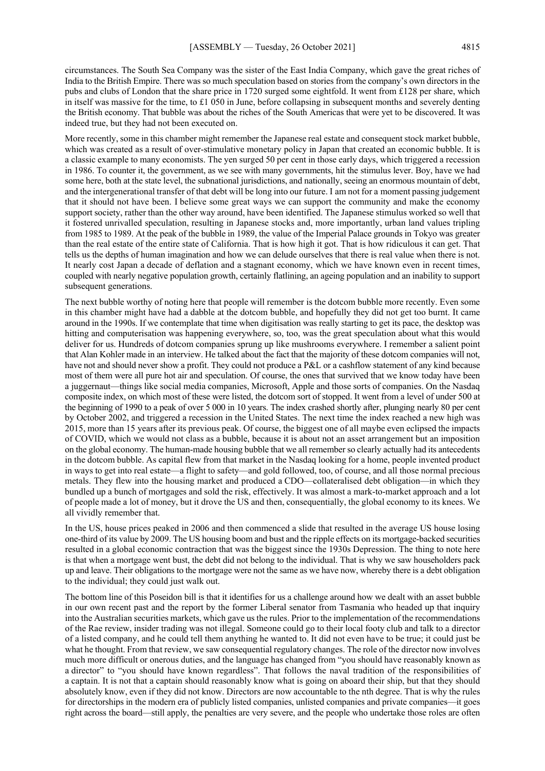circumstances. The South Sea Company was the sister of the East India Company, which gave the great riches of India to the British Empire. There was so much speculation based on stories from the company's own directors in the pubs and clubs of London that the share price in 1720 surged some eightfold. It went from £128 per share, which in itself was massive for the time, to £1 050 in June, before collapsing in subsequent months and severely denting the British economy. That bubble was about the riches of the South Americas that were yet to be discovered. It was indeed true, but they had not been executed on.

More recently, some in this chamber might remember the Japanese real estate and consequent stock market bubble, which was created as a result of over-stimulative monetary policy in Japan that created an economic bubble. It is a classic example to many economists. The yen surged 50 per cent in those early days, which triggered a recession in 1986. To counter it, the government, as we see with many governments, hit the stimulus lever. Boy, have we had some here, both at the state level, the subnational jurisdictions, and nationally, seeing an enormous mountain of debt, and the intergenerational transfer of that debt will be long into our future. I am not for a moment passing judgement that it should not have been. I believe some great ways we can support the community and make the economy support society, rather than the other way around, have been identified. The Japanese stimulus worked so well that it fostered unrivalled speculation, resulting in Japanese stocks and, more importantly, urban land values tripling from 1985 to 1989. At the peak of the bubble in 1989, the value of the Imperial Palace grounds in Tokyo was greater than the real estate of the entire state of California. That is how high it got. That is how ridiculous it can get. That tells us the depths of human imagination and how we can delude ourselves that there is real value when there is not. It nearly cost Japan a decade of deflation and a stagnant economy, which we have known even in recent times, coupled with nearly negative population growth, certainly flatlining, an ageing population and an inability to support subsequent generations.

The next bubble worthy of noting here that people will remember is the dotcom bubble more recently. Even some in this chamber might have had a dabble at the dotcom bubble, and hopefully they did not get too burnt. It came around in the 1990s. If we contemplate that time when digitisation was really starting to get its pace, the desktop was hitting and computerisation was happening everywhere, so, too, was the great speculation about what this would deliver for us. Hundreds of dotcom companies sprung up like mushrooms everywhere. I remember a salient point that Alan Kohler made in an interview. He talked about the fact that the majority of these dotcom companies will not, have not and should never show a profit. They could not produce a P&L or a cashflow statement of any kind because most of them were all pure hot air and speculation. Of course, the ones that survived that we know today have been a juggernaut—things like social media companies, Microsoft, Apple and those sorts of companies. On the Nasdaq composite index, on which most of these were listed, the dotcom sort of stopped. It went from a level of under 500 at the beginning of 1990 to a peak of over 5 000 in 10 years. The index crashed shortly after, plunging nearly 80 per cent by October 2002, and triggered a recession in the United States. The next time the index reached a new high was 2015, more than 15 years after its previous peak. Of course, the biggest one of all maybe even eclipsed the impacts of COVID, which we would not class as a bubble, because it is about not an asset arrangement but an imposition on the global economy. The human-made housing bubble that we all remember so clearly actually had its antecedents in the dotcom bubble. As capital flew from that market in the Nasdaq looking for a home, people invented product in ways to get into real estate—a flight to safety—and gold followed, too, of course, and all those normal precious metals. They flew into the housing market and produced a CDO—collateralised debt obligation—in which they bundled up a bunch of mortgages and sold the risk, effectively. It was almost a mark-to-market approach and a lot of people made a lot of money, but it drove the US and then, consequentially, the global economy to its knees. We all vividly remember that.

In the US, house prices peaked in 2006 and then commenced a slide that resulted in the average US house losing one-third of its value by 2009. The US housing boom and bust and the ripple effects on its mortgage-backed securities resulted in a global economic contraction that was the biggest since the 1930s Depression. The thing to note here is that when a mortgage went bust, the debt did not belong to the individual. That is why we saw householders pack up and leave. Their obligations to the mortgage were not the same as we have now, whereby there is a debt obligation to the individual; they could just walk out.

The bottom line of this Poseidon bill is that it identifies for us a challenge around how we dealt with an asset bubble in our own recent past and the report by the former Liberal senator from Tasmania who headed up that inquiry into the Australian securities markets, which gave us the rules. Prior to the implementation of the recommendations of the Rae review, insider trading was not illegal. Someone could go to their local footy club and talk to a director of a listed company, and he could tell them anything he wanted to. It did not even have to be true; it could just be what he thought. From that review, we saw consequential regulatory changes. The role of the director now involves much more difficult or onerous duties, and the language has changed from "you should have reasonably known as a director" to "you should have known regardless". That follows the naval tradition of the responsibilities of a captain. It is not that a captain should reasonably know what is going on aboard their ship, but that they should absolutely know, even if they did not know. Directors are now accountable to the nth degree. That is why the rules for directorships in the modern era of publicly listed companies, unlisted companies and private companies—it goes right across the board—still apply, the penalties are very severe, and the people who undertake those roles are often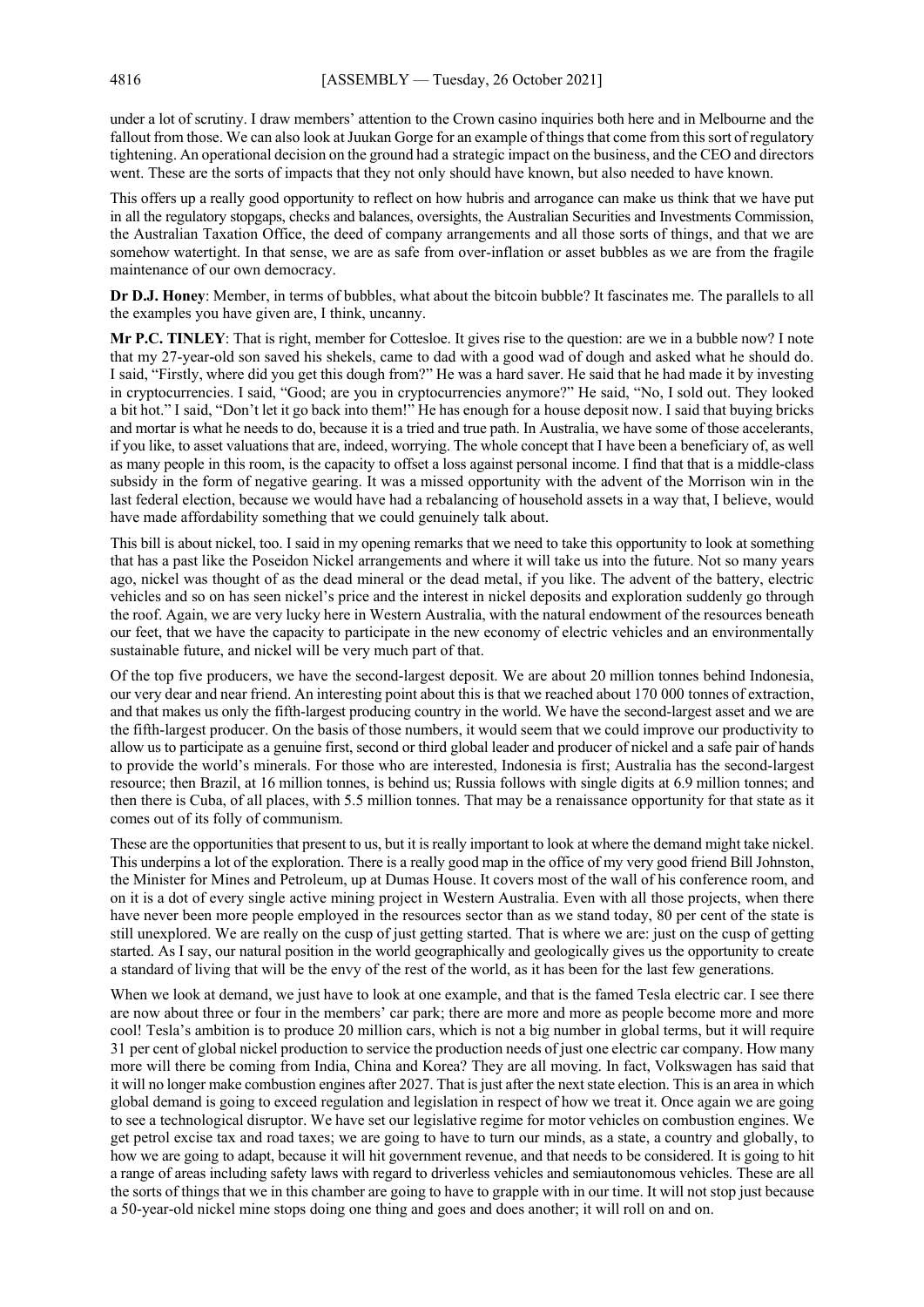under a lot of scrutiny. I draw members' attention to the Crown casino inquiries both here and in Melbourne and the fallout from those. We can also look at Juukan Gorge for an example of things that come from this sort of regulatory tightening. An operational decision on the ground had a strategic impact on the business, and the CEO and directors went. These are the sorts of impacts that they not only should have known, but also needed to have known.

This offers up a really good opportunity to reflect on how hubris and arrogance can make us think that we have put in all the regulatory stopgaps, checks and balances, oversights, the Australian Securities and Investments Commission, the Australian Taxation Office, the deed of company arrangements and all those sorts of things, and that we are somehow watertight. In that sense, we are as safe from over-inflation or asset bubbles as we are from the fragile maintenance of our own democracy.

**Dr D.J. Honey**: Member, in terms of bubbles, what about the bitcoin bubble? It fascinates me. The parallels to all the examples you have given are, I think, uncanny.

**Mr P.C. TINLEY**: That is right, member for Cottesloe. It gives rise to the question: are we in a bubble now? I note that my 27-year-old son saved his shekels, came to dad with a good wad of dough and asked what he should do. I said, "Firstly, where did you get this dough from?" He was a hard saver. He said that he had made it by investing in cryptocurrencies. I said, "Good; are you in cryptocurrencies anymore?" He said, "No, I sold out. They looked a bit hot." I said, "Don't let it go back into them!" He has enough for a house deposit now. I said that buying bricks and mortar is what he needs to do, because it is a tried and true path. In Australia, we have some of those accelerants, if you like, to asset valuations that are, indeed, worrying. The whole concept that I have been a beneficiary of, as well as many people in this room, is the capacity to offset a loss against personal income. I find that that is a middle-class subsidy in the form of negative gearing. It was a missed opportunity with the advent of the Morrison win in the last federal election, because we would have had a rebalancing of household assets in a way that, I believe, would have made affordability something that we could genuinely talk about.

This bill is about nickel, too. I said in my opening remarks that we need to take this opportunity to look at something that has a past like the Poseidon Nickel arrangements and where it will take us into the future. Not so many years ago, nickel was thought of as the dead mineral or the dead metal, if you like. The advent of the battery, electric vehicles and so on has seen nickel's price and the interest in nickel deposits and exploration suddenly go through the roof. Again, we are very lucky here in Western Australia, with the natural endowment of the resources beneath our feet, that we have the capacity to participate in the new economy of electric vehicles and an environmentally sustainable future, and nickel will be very much part of that.

Of the top five producers, we have the second-largest deposit. We are about 20 million tonnes behind Indonesia, our very dear and near friend. An interesting point about this is that we reached about 170 000 tonnes of extraction, and that makes us only the fifth-largest producing country in the world. We have the second-largest asset and we are the fifth-largest producer. On the basis of those numbers, it would seem that we could improve our productivity to allow us to participate as a genuine first, second or third global leader and producer of nickel and a safe pair of hands to provide the world's minerals. For those who are interested, Indonesia is first; Australia has the second-largest resource; then Brazil, at 16 million tonnes, is behind us; Russia follows with single digits at 6.9 million tonnes; and then there is Cuba, of all places, with 5.5 million tonnes. That may be a renaissance opportunity for that state as it comes out of its folly of communism.

These are the opportunities that present to us, but it is really important to look at where the demand might take nickel. This underpins a lot of the exploration. There is a really good map in the office of my very good friend Bill Johnston, the Minister for Mines and Petroleum, up at Dumas House. It covers most of the wall of his conference room, and on it is a dot of every single active mining project in Western Australia. Even with all those projects, when there have never been more people employed in the resources sector than as we stand today, 80 per cent of the state is still unexplored. We are really on the cusp of just getting started. That is where we are: just on the cusp of getting started. As I say, our natural position in the world geographically and geologically gives us the opportunity to create a standard of living that will be the envy of the rest of the world, as it has been for the last few generations.

When we look at demand, we just have to look at one example, and that is the famed Tesla electric car. I see there are now about three or four in the members' car park; there are more and more as people become more and more cool! Tesla's ambition is to produce 20 million cars, which is not a big number in global terms, but it will require 31 per cent of global nickel production to service the production needs of just one electric car company. How many more will there be coming from India, China and Korea? They are all moving. In fact, Volkswagen has said that it will no longer make combustion engines after 2027. That is just after the next state election. This is an area in which global demand is going to exceed regulation and legislation in respect of how we treat it. Once again we are going to see a technological disruptor. We have set our legislative regime for motor vehicles on combustion engines. We get petrol excise tax and road taxes; we are going to have to turn our minds, as a state, a country and globally, to how we are going to adapt, because it will hit government revenue, and that needs to be considered. It is going to hit a range of areas including safety laws with regard to driverless vehicles and semiautonomous vehicles. These are all the sorts of things that we in this chamber are going to have to grapple with in our time. It will not stop just because a 50-year-old nickel mine stops doing one thing and goes and does another; it will roll on and on.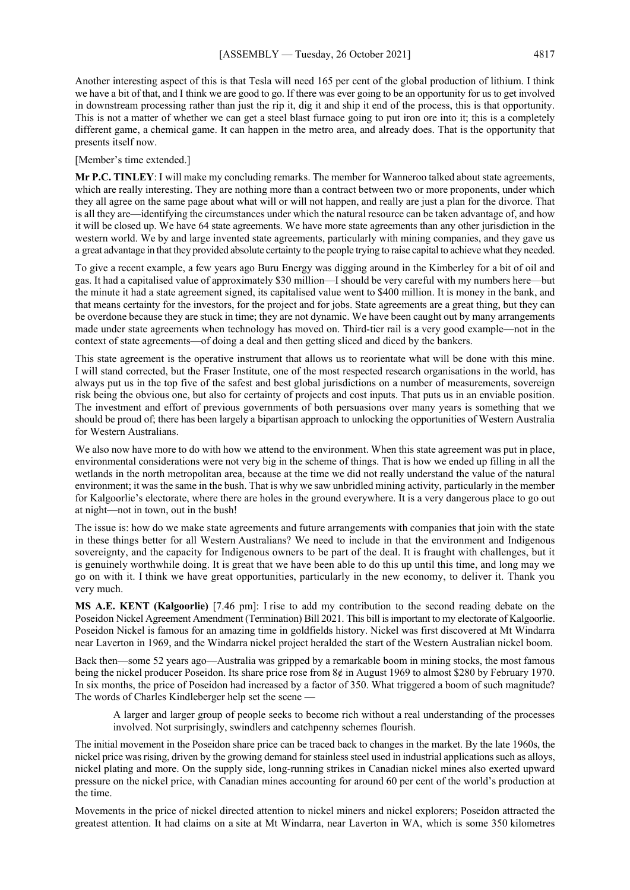Another interesting aspect of this is that Tesla will need 165 per cent of the global production of lithium. I think we have a bit of that, and I think we are good to go. If there was ever going to be an opportunity for us to get involved in downstream processing rather than just the rip it, dig it and ship it end of the process, this is that opportunity. This is not a matter of whether we can get a steel blast furnace going to put iron ore into it; this is a completely different game, a chemical game. It can happen in the metro area, and already does. That is the opportunity that presents itself now.

[Member's time extended.]

**Mr P.C. TINLEY**: I will make my concluding remarks. The member for Wanneroo talked about state agreements, which are really interesting. They are nothing more than a contract between two or more proponents, under which they all agree on the same page about what will or will not happen, and really are just a plan for the divorce. That is all they are—identifying the circumstances under which the natural resource can be taken advantage of, and how it will be closed up. We have 64 state agreements. We have more state agreements than any other jurisdiction in the western world. We by and large invented state agreements, particularly with mining companies, and they gave us a great advantage in that they provided absolute certainty to the people trying to raise capital to achieve what they needed.

To give a recent example, a few years ago Buru Energy was digging around in the Kimberley for a bit of oil and gas. It had a capitalised value of approximately $30 million—I should be very careful with my numbers here—but the minute it had a state agreement signed, its capitalised value went to $400 million. It is money in the bank, and that means certainty for the investors, for the project and for jobs. State agreements are a great thing, but they can be overdone because they are stuck in time; they are not dynamic. We have been caught out by many arrangements made under state agreements when technology has moved on. Third-tier rail is a very good example—not in the context of state agreements—of doing a deal and then getting sliced and diced by the bankers.

This state agreement is the operative instrument that allows us to reorientate what will be done with this mine. I will stand corrected, but the Fraser Institute, one of the most respected research organisations in the world, has always put us in the top five of the safest and best global jurisdictions on a number of measurements, sovereign risk being the obvious one, but also for certainty of projects and cost inputs. That puts us in an enviable position. The investment and effort of previous governments of both persuasions over many years is something that we should be proud of; there has been largely a bipartisan approach to unlocking the opportunities of Western Australia for Western Australians.

We also now have more to do with how we attend to the environment. When this state agreement was put in place, environmental considerations were not very big in the scheme of things. That is how we ended up filling in all the wetlands in the north metropolitan area, because at the time we did not really understand the value of the natural environment; it was the same in the bush. That is why we saw unbridled mining activity, particularly in the member for Kalgoorlie's electorate, where there are holes in the ground everywhere. It is a very dangerous place to go out at night—not in town, out in the bush!

The issue is: how do we make state agreements and future arrangements with companies that join with the state in these things better for all Western Australians? We need to include in that the environment and Indigenous sovereignty, and the capacity for Indigenous owners to be part of the deal. It is fraught with challenges, but it is genuinely worthwhile doing. It is great that we have been able to do this up until this time, and long may we go on with it. I think we have great opportunities, particularly in the new economy, to deliver it. Thank you very much.

**MS A.E. KENT (Kalgoorlie)** [7.46 pm]: I rise to add my contribution to the second reading debate on the Poseidon Nickel Agreement Amendment (Termination) Bill 2021. This bill is important to my electorate of Kalgoorlie. Poseidon Nickel is famous for an amazing time in goldfields history. Nickel was first discovered at Mt Windarra near Laverton in 1969, and the Windarra nickel project heralded the start of the Western Australian nickel boom.

Back then—some 52 years ago—Australia was gripped by a remarkable boom in mining stocks, the most famous being the nickel producer Poseidon. Its share price rose from 8¢ in August 1969 to almost $280 by February 1970. In six months, the price of Poseidon had increased by a factor of 350. What triggered a boom of such magnitude? The words of Charles Kindleberger help set the scene —

> A larger and larger group of people seeks to become rich without a real understanding of the processes involved. Not surprisingly, swindlers and catchpenny schemes flourish.

The initial movement in the Poseidon share price can be traced back to changes in the market. By the late 1960s, the nickel price was rising, driven by the growing demand for stainless steel used in industrial applications such as alloys, nickel plating and more. On the supply side, long-running strikes in Canadian nickel mines also exerted upward pressure on the nickel price, with Canadian mines accounting for around 60 per cent of the world's production at the time.

Movements in the price of nickel directed attention to nickel miners and nickel explorers; Poseidon attracted the greatest attention. It had claims on a site at Mt Windarra, near Laverton in WA, which is some 350 kilometres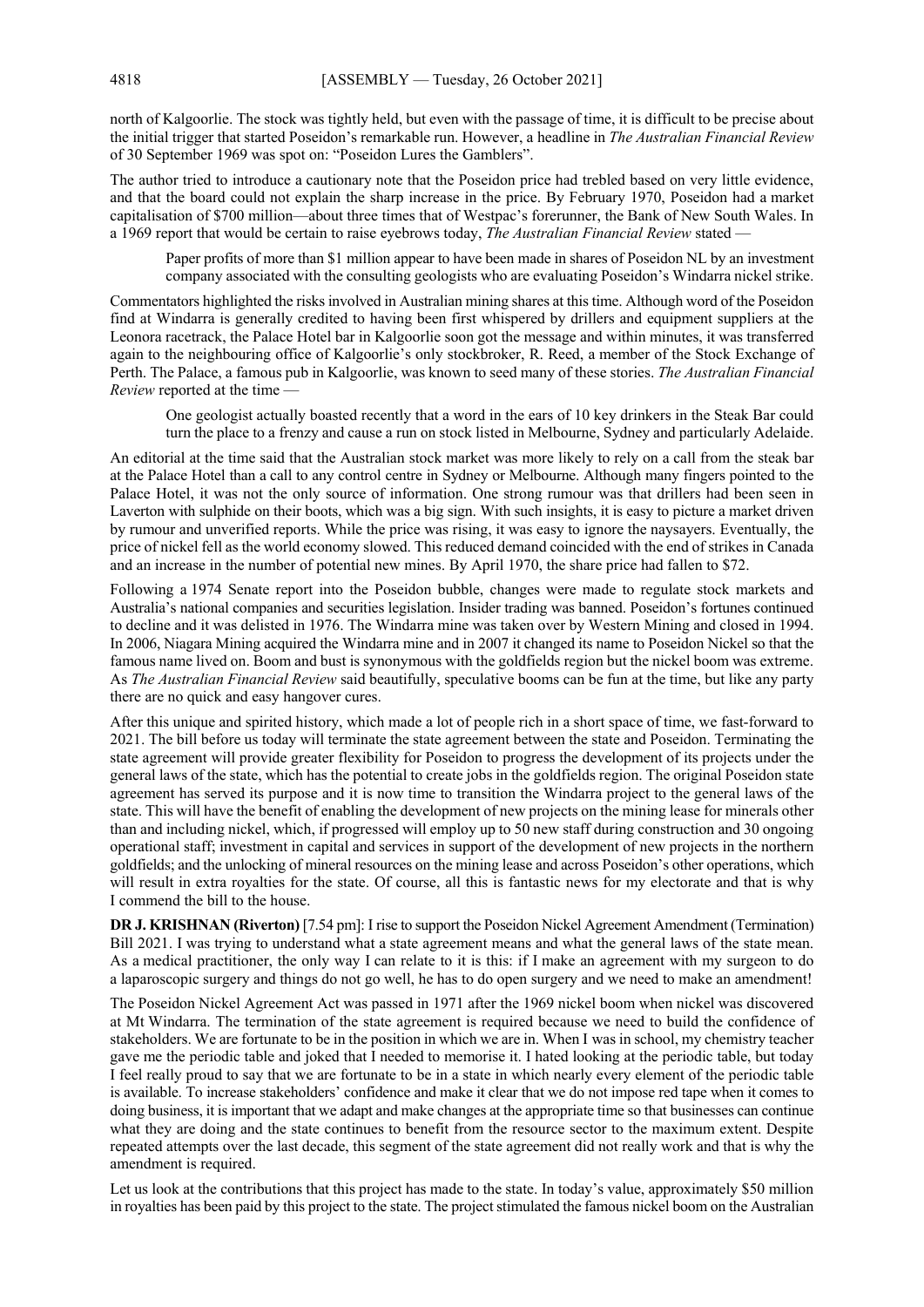north of Kalgoorlie. The stock was tightly held, but even with the passage of time, it is difficult to be precise about the initial trigger that started Poseidon's remarkable run. However, a headline in *The Australian Financial Review* of 30 September 1969 was spot on: "Poseidon Lures the Gamblers".

The author tried to introduce a cautionary note that the Poseidon price had trebled based on very little evidence, and that the board could not explain the sharp increase in the price. By February 1970, Poseidon had a market capitalisation of $700 million—about three times that of Westpac's forerunner, the Bank of New South Wales. In a 1969 report that would be certain to raise eyebrows today, *The Australian Financial Review* stated —

> Paper profits of more than $1 million appear to have been made in shares of Poseidon NL by an investment company associated with the consulting geologists who are evaluating Poseidon's Windarra nickel strike.

Commentators highlighted the risks involved in Australian mining shares at this time. Although word of the Poseidon find at Windarra is generally credited to having been first whispered by drillers and equipment suppliers at the Leonora racetrack, the Palace Hotel bar in Kalgoorlie soon got the message and within minutes, it was transferred again to the neighbouring office of Kalgoorlie's only stockbroker, R. Reed, a member of the Stock Exchange of Perth. The Palace, a famous pub in Kalgoorlie, was known to seed many of these stories. *The Australian Financial Review* reported at the time —

> One geologist actually boasted recently that a word in the ears of 10 key drinkers in the Steak Bar could turn the place to a frenzy and cause a run on stock listed in Melbourne, Sydney and particularly Adelaide.

An editorial at the time said that the Australian stock market was more likely to rely on a call from the steak bar at the Palace Hotel than a call to any control centre in Sydney or Melbourne. Although many fingers pointed to the Palace Hotel, it was not the only source of information. One strong rumour was that drillers had been seen in Laverton with sulphide on their boots, which was a big sign. With such insights, it is easy to picture a market driven by rumour and unverified reports. While the price was rising, it was easy to ignore the naysayers. Eventually, the price of nickel fell as the world economy slowed. This reduced demand coincided with the end of strikes in Canada and an increase in the number of potential new mines. By April 1970, the share price had fallen to $72.

Following a 1974 Senate report into the Poseidon bubble, changes were made to regulate stock markets and Australia's national companies and securities legislation. Insider trading was banned. Poseidon's fortunes continued to decline and it was delisted in 1976. The Windarra mine was taken over by Western Mining and closed in 1994. In 2006, Niagara Mining acquired the Windarra mine and in 2007 it changed its name to Poseidon Nickel so that the famous name lived on. Boom and bust is synonymous with the goldfields region but the nickel boom was extreme. As *The Australian Financial Review* said beautifully, speculative booms can be fun at the time, but like any party there are no quick and easy hangover cures.

After this unique and spirited history, which made a lot of people rich in a short space of time, we fast-forward to 2021. The bill before us today will terminate the state agreement between the state and Poseidon. Terminating the state agreement will provide greater flexibility for Poseidon to progress the development of its projects under the general laws of the state, which has the potential to create jobs in the goldfields region. The original Poseidon state agreement has served its purpose and it is now time to transition the Windarra project to the general laws of the state. This will have the benefit of enabling the development of new projects on the mining lease for minerals other than and including nickel, which, if progressed will employ up to 50 new staff during construction and 30 ongoing operational staff; investment in capital and services in support of the development of new projects in the northern goldfields; and the unlocking of mineral resources on the mining lease and across Poseidon's other operations, which will result in extra royalties for the state. Of course, all this is fantastic news for my electorate and that is why I commend the bill to the house.

**DR J. KRISHNAN (Riverton)** [7.54 pm]: I rise to support the Poseidon Nickel Agreement Amendment (Termination) Bill 2021. I was trying to understand what a state agreement means and what the general laws of the state mean. As a medical practitioner, the only way I can relate to it is this: if I make an agreement with my surgeon to do a laparoscopic surgery and things do not go well, he has to do open surgery and we need to make an amendment!

The Poseidon Nickel Agreement Act was passed in 1971 after the 1969 nickel boom when nickel was discovered at Mt Windarra. The termination of the state agreement is required because we need to build the confidence of stakeholders. We are fortunate to be in the position in which we are in. When I was in school, my chemistry teacher gave me the periodic table and joked that I needed to memorise it. I hated looking at the periodic table, but today I feel really proud to say that we are fortunate to be in a state in which nearly every element of the periodic table is available. To increase stakeholders' confidence and make it clear that we do not impose red tape when it comes to doing business, it is important that we adapt and make changes at the appropriate time so that businesses can continue what they are doing and the state continues to benefit from the resource sector to the maximum extent. Despite repeated attempts over the last decade, this segment of the state agreement did not really work and that is why the amendment is required.

Let us look at the contributions that this project has made to the state. In today's value, approximately $50 million in royalties has been paid by this project to the state. The project stimulated the famous nickel boom on the Australian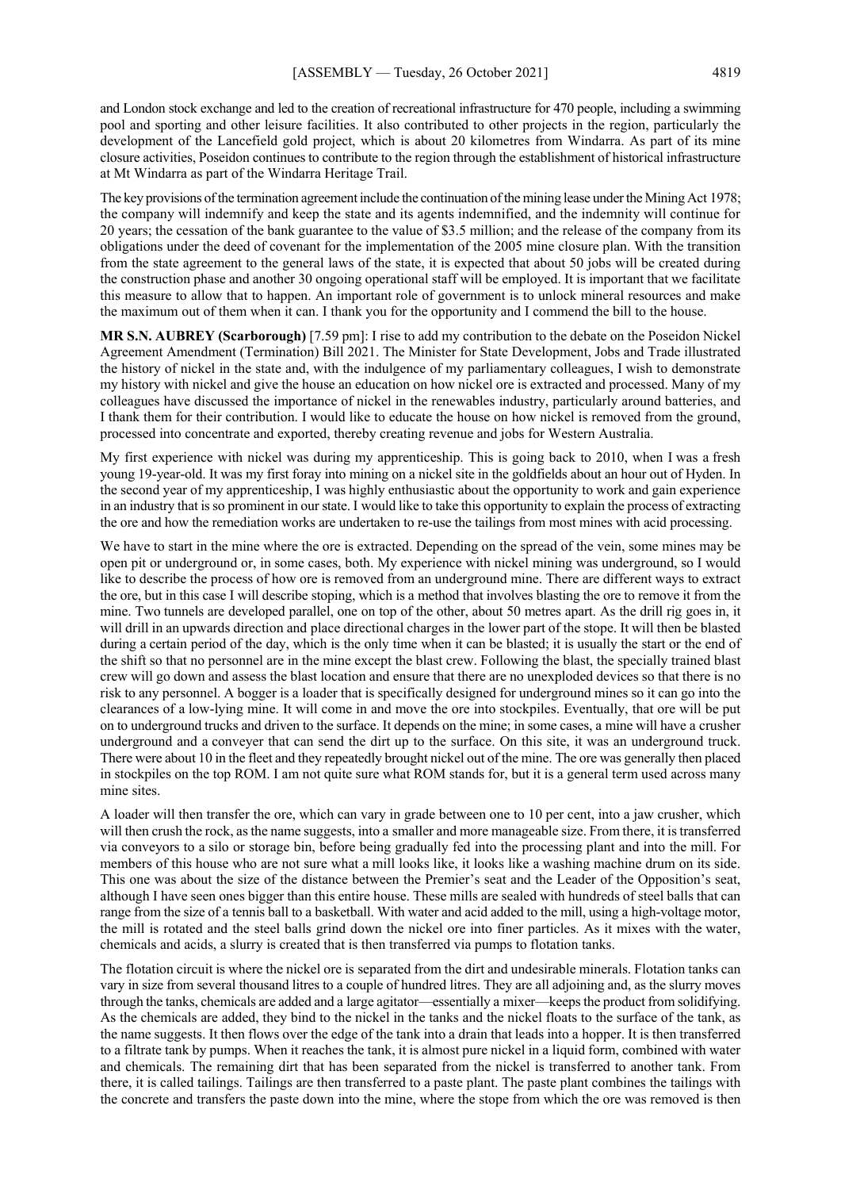and London stock exchange and led to the creation of recreational infrastructure for 470 people, including a swimming pool and sporting and other leisure facilities. It also contributed to other projects in the region, particularly the development of the Lancefield gold project, which is about 20 kilometres from Windarra. As part of its mine closure activities, Poseidon continues to contribute to the region through the establishment of historical infrastructure at Mt Windarra as part of the Windarra Heritage Trail.

The key provisions of the termination agreement include the continuation of the mining lease under the Mining Act 1978; the company will indemnify and keep the state and its agents indemnified, and the indemnity will continue for 20 years; the cessation of the bank guarantee to the value of $3.5 million; and the release of the company from its obligations under the deed of covenant for the implementation of the 2005 mine closure plan. With the transition from the state agreement to the general laws of the state, it is expected that about 50 jobs will be created during the construction phase and another 30 ongoing operational staff will be employed. It is important that we facilitate this measure to allow that to happen. An important role of government is to unlock mineral resources and make the maximum out of them when it can. I thank you for the opportunity and I commend the bill to the house.

**MR S.N. AUBREY (Scarborough)** [7.59 pm]: I rise to add my contribution to the debate on the Poseidon Nickel Agreement Amendment (Termination) Bill 2021. The Minister for State Development, Jobs and Trade illustrated the history of nickel in the state and, with the indulgence of my parliamentary colleagues, I wish to demonstrate my history with nickel and give the house an education on how nickel ore is extracted and processed. Many of my colleagues have discussed the importance of nickel in the renewables industry, particularly around batteries, and I thank them for their contribution. I would like to educate the house on how nickel is removed from the ground, processed into concentrate and exported, thereby creating revenue and jobs for Western Australia.

My first experience with nickel was during my apprenticeship. This is going back to 2010, when I was a fresh young 19-year-old. It was my first foray into mining on a nickel site in the goldfields about an hour out of Hyden. In the second year of my apprenticeship, I was highly enthusiastic about the opportunity to work and gain experience in an industry that is so prominent in our state. I would like to take this opportunity to explain the process of extracting the ore and how the remediation works are undertaken to re-use the tailings from most mines with acid processing.

We have to start in the mine where the ore is extracted. Depending on the spread of the vein, some mines may be open pit or underground or, in some cases, both. My experience with nickel mining was underground, so I would like to describe the process of how ore is removed from an underground mine. There are different ways to extract the ore, but in this case I will describe stoping, which is a method that involves blasting the ore to remove it from the mine. Two tunnels are developed parallel, one on top of the other, about 50 metres apart. As the drill rig goes in, it will drill in an upwards direction and place directional charges in the lower part of the stope. It will then be blasted during a certain period of the day, which is the only time when it can be blasted; it is usually the start or the end of the shift so that no personnel are in the mine except the blast crew. Following the blast, the specially trained blast crew will go down and assess the blast location and ensure that there are no unexploded devices so that there is no risk to any personnel. A bogger is a loader that is specifically designed for underground mines so it can go into the clearances of a low-lying mine. It will come in and move the ore into stockpiles. Eventually, that ore will be put on to underground trucks and driven to the surface. It depends on the mine; in some cases, a mine will have a crusher underground and a conveyer that can send the dirt up to the surface. On this site, it was an underground truck. There were about 10 in the fleet and they repeatedly brought nickel out of the mine. The ore was generally then placed in stockpiles on the top ROM. I am not quite sure what ROM stands for, but it is a general term used across many mine sites.

A loader will then transfer the ore, which can vary in grade between one to 10 per cent, into a jaw crusher, which will then crush the rock, as the name suggests, into a smaller and more manageable size. From there, it is transferred via conveyors to a silo or storage bin, before being gradually fed into the processing plant and into the mill. For members of this house who are not sure what a mill looks like, it looks like a washing machine drum on its side. This one was about the size of the distance between the Premier's seat and the Leader of the Opposition's seat, although I have seen ones bigger than this entire house. These mills are sealed with hundreds of steel balls that can range from the size of a tennis ball to a basketball. With water and acid added to the mill, using a high-voltage motor, the mill is rotated and the steel balls grind down the nickel ore into finer particles. As it mixes with the water, chemicals and acids, a slurry is created that is then transferred via pumps to flotation tanks.

The flotation circuit is where the nickel ore is separated from the dirt and undesirable minerals. Flotation tanks can vary in size from several thousand litres to a couple of hundred litres. They are all adjoining and, as the slurry moves through the tanks, chemicals are added and a large agitator—essentially a mixer—keeps the product from solidifying. As the chemicals are added, they bind to the nickel in the tanks and the nickel floats to the surface of the tank, as the name suggests. It then flows over the edge of the tank into a drain that leads into a hopper. It is then transferred to a filtrate tank by pumps. When it reaches the tank, it is almost pure nickel in a liquid form, combined with water and chemicals. The remaining dirt that has been separated from the nickel is transferred to another tank. From there, it is called tailings. Tailings are then transferred to a paste plant. The paste plant combines the tailings with the concrete and transfers the paste down into the mine, where the stope from which the ore was removed is then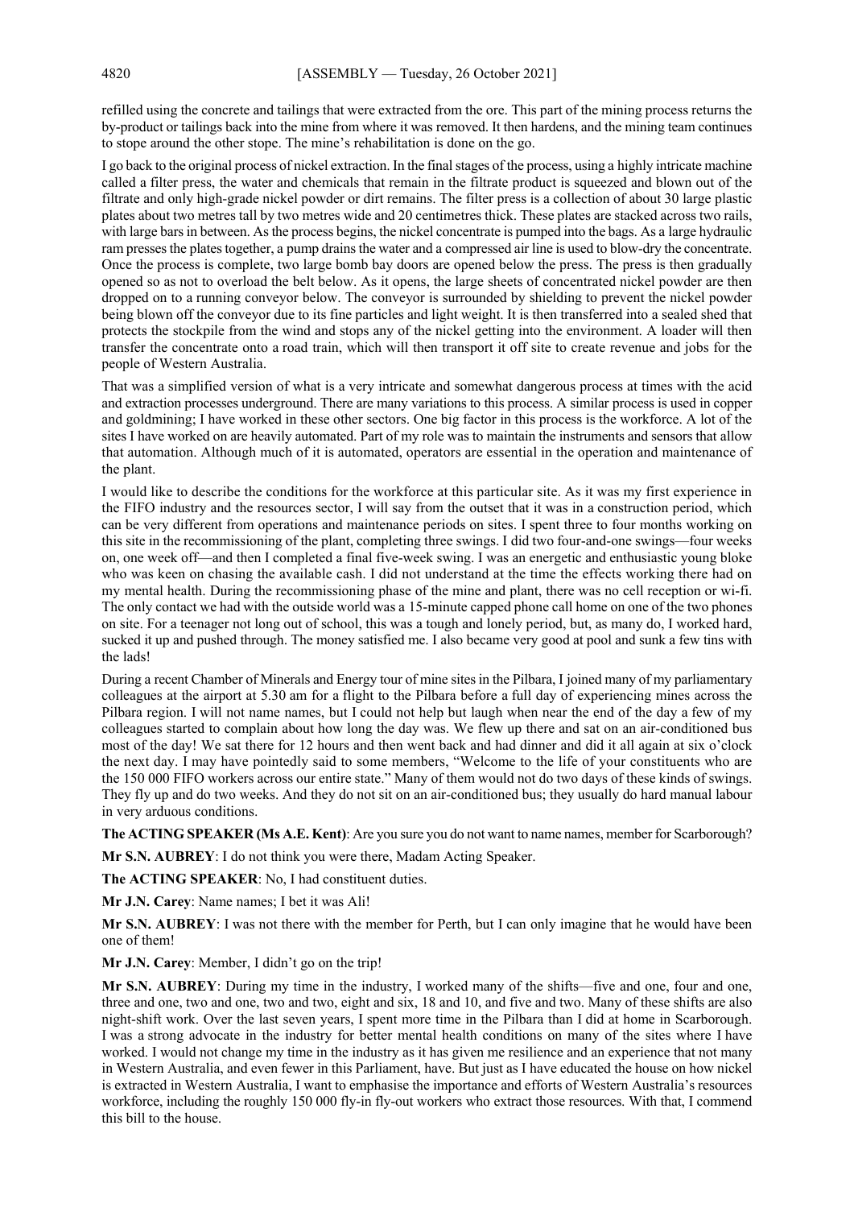refilled using the concrete and tailings that were extracted from the ore. This part of the mining process returns the by-product or tailings back into the mine from where it was removed. It then hardens, and the mining team continues to stope around the other stope. The mine's rehabilitation is done on the go.

I go back to the original process of nickel extraction. In the final stages of the process, using a highly intricate machine called a filter press, the water and chemicals that remain in the filtrate product is squeezed and blown out of the filtrate and only high-grade nickel powder or dirt remains. The filter press is a collection of about 30 large plastic plates about two metres tall by two metres wide and 20 centimetres thick. These plates are stacked across two rails, with large bars in between. As the process begins, the nickel concentrate is pumped into the bags. As a large hydraulic ram presses the plates together, a pump drains the water and a compressed air line is used to blow-dry the concentrate. Once the process is complete, two large bomb bay doors are opened below the press. The press is then gradually opened so as not to overload the belt below. As it opens, the large sheets of concentrated nickel powder are then dropped on to a running conveyor below. The conveyor is surrounded by shielding to prevent the nickel powder being blown off the conveyor due to its fine particles and light weight. It is then transferred into a sealed shed that protects the stockpile from the wind and stops any of the nickel getting into the environment. A loader will then transfer the concentrate onto a road train, which will then transport it off site to create revenue and jobs for the people of Western Australia.

That was a simplified version of what is a very intricate and somewhat dangerous process at times with the acid and extraction processes underground. There are many variations to this process. A similar process is used in copper and goldmining; I have worked in these other sectors. One big factor in this process is the workforce. A lot of the sites I have worked on are heavily automated. Part of my role was to maintain the instruments and sensors that allow that automation. Although much of it is automated, operators are essential in the operation and maintenance of the plant.

I would like to describe the conditions for the workforce at this particular site. As it was my first experience in the FIFO industry and the resources sector, I will say from the outset that it was in a construction period, which can be very different from operations and maintenance periods on sites. I spent three to four months working on this site in the recommissioning of the plant, completing three swings. I did two four-and-one swings—four weeks on, one week off—and then I completed a final five-week swing. I was an energetic and enthusiastic young bloke who was keen on chasing the available cash. I did not understand at the time the effects working there had on my mental health. During the recommissioning phase of the mine and plant, there was no cell reception or wi-fi. The only contact we had with the outside world was a 15-minute capped phone call home on one of the two phones on site. For a teenager not long out of school, this was a tough and lonely period, but, as many do, I worked hard, sucked it up and pushed through. The money satisfied me. I also became very good at pool and sunk a few tins with the lads!

During a recent Chamber of Minerals and Energy tour of mine sites in the Pilbara, I joined many of my parliamentary colleagues at the airport at 5.30 am for a flight to the Pilbara before a full day of experiencing mines across the Pilbara region. I will not name names, but I could not help but laugh when near the end of the day a few of my colleagues started to complain about how long the day was. We flew up there and sat on an air-conditioned bus most of the day! We sat there for 12 hours and then went back and had dinner and did it all again at six o'clock the next day. I may have pointedly said to some members, "Welcome to the life of your constituents who are the 150 000 FIFO workers across our entire state." Many of them would not do two days of these kinds of swings. They fly up and do two weeks. And they do not sit on an air-conditioned bus; they usually do hard manual labour in very arduous conditions.

**The ACTING SPEAKER (Ms A.E. Kent)**: Are you sure you do not want to name names, member for Scarborough?

**Mr S.N. AUBREY**: I do not think you were there, Madam Acting Speaker.

**The ACTING SPEAKER**: No, I had constituent duties.

**Mr J.N. Carey**: Name names; I bet it was Ali!

**Mr S.N. AUBREY**: I was not there with the member for Perth, but I can only imagine that he would have been one of them!

**Mr J.N. Carey**: Member, I didn't go on the trip!

**Mr S.N. AUBREY**: During my time in the industry, I worked many of the shifts—five and one, four and one, three and one, two and one, two and two, eight and six, 18 and 10, and five and two. Many of these shifts are also night-shift work. Over the last seven years, I spent more time in the Pilbara than I did at home in Scarborough. I was a strong advocate in the industry for better mental health conditions on many of the sites where I have worked. I would not change my time in the industry as it has given me resilience and an experience that not many in Western Australia, and even fewer in this Parliament, have. But just as I have educated the house on how nickel is extracted in Western Australia, I want to emphasise the importance and efforts of Western Australia's resources workforce, including the roughly 150 000 fly-in fly-out workers who extract those resources. With that, I commend this bill to the house.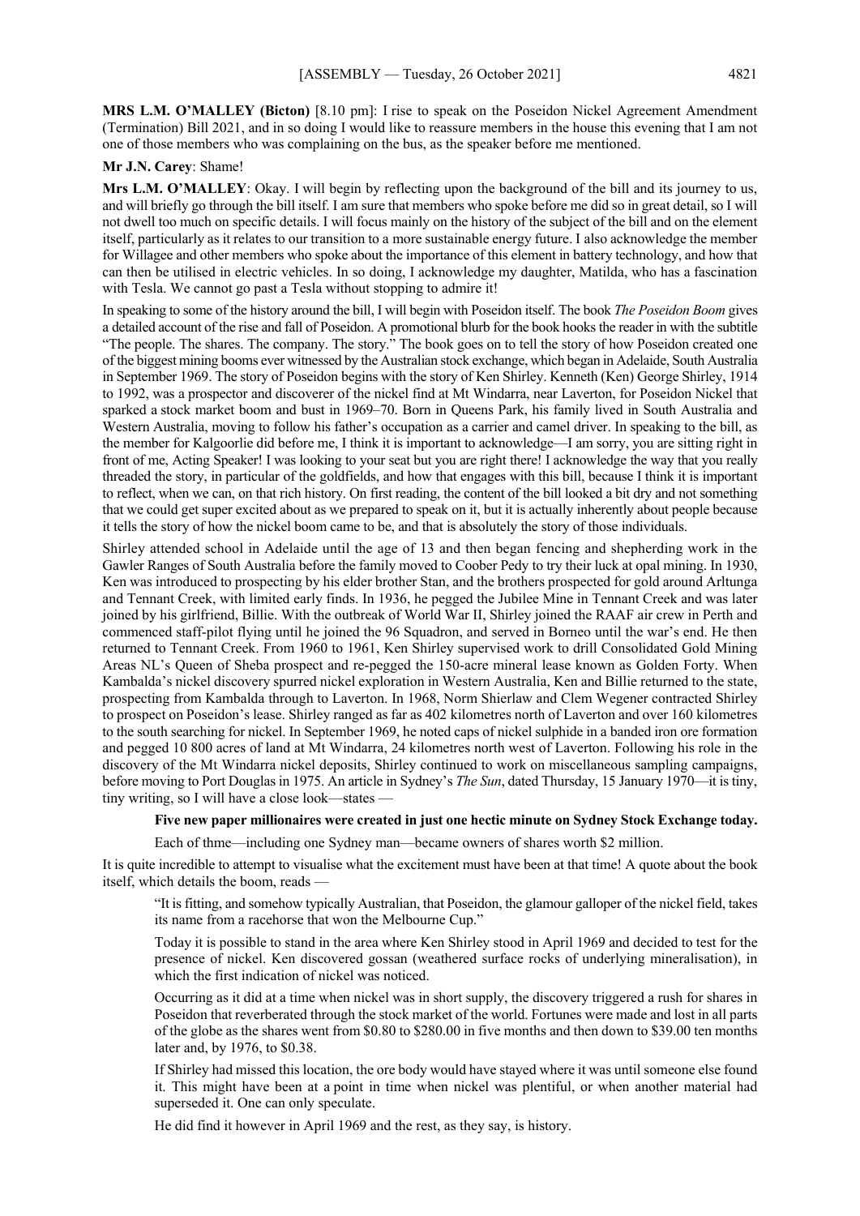**MRS L.M. O'MALLEY (Bicton)** [8.10 pm]: I rise to speak on the Poseidon Nickel Agreement Amendment (Termination) Bill 2021, and in so doing I would like to reassure members in the house this evening that I am not one of those members who was complaining on the bus, as the speaker before me mentioned.

**Mr J.N. Carey**: Shame!

**Mrs L.M. O'MALLEY**: Okay. I will begin by reflecting upon the background of the bill and its journey to us, and will briefly go through the bill itself. I am sure that members who spoke before me did so in great detail, so I will not dwell too much on specific details. I will focus mainly on the history of the subject of the bill and on the element itself, particularly as it relates to our transition to a more sustainable energy future. I also acknowledge the member for Willagee and other members who spoke about the importance of this element in battery technology, and how that can then be utilised in electric vehicles. In so doing, I acknowledge my daughter, Matilda, who has a fascination with Tesla. We cannot go past a Tesla without stopping to admire it!

In speaking to some of the history around the bill, I will begin with Poseidon itself. The book *The Poseidon Boom* gives a detailed account of the rise and fall of Poseidon. A promotional blurb for the book hooks the reader in with the subtitle "The people. The shares. The company. The story." The book goes on to tell the story of how Poseidon created one of the biggest mining booms ever witnessed by the Australian stock exchange, which began in Adelaide, South Australia in September 1969. The story of Poseidon begins with the story of Ken Shirley. Kenneth (Ken) George Shirley, 1914 to 1992, was a prospector and discoverer of the nickel find at Mt Windarra, near Laverton, for Poseidon Nickel that sparked a stock market boom and bust in 1969–70. Born in Queens Park, his family lived in South Australia and Western Australia, moving to follow his father's occupation as a carrier and camel driver. In speaking to the bill, as the member for Kalgoorlie did before me, I think it is important to acknowledge—I am sorry, you are sitting right in front of me, Acting Speaker! I was looking to your seat but you are right there! I acknowledge the way that you really threaded the story, in particular of the goldfields, and how that engages with this bill, because I think it is important to reflect, when we can, on that rich history. On first reading, the content of the bill looked a bit dry and not something that we could get super excited about as we prepared to speak on it, but it is actually inherently about people because it tells the story of how the nickel boom came to be, and that is absolutely the story of those individuals.

Shirley attended school in Adelaide until the age of 13 and then began fencing and shepherding work in the Gawler Ranges of South Australia before the family moved to Coober Pedy to try their luck at opal mining. In 1930, Ken was introduced to prospecting by his elder brother Stan, and the brothers prospected for gold around Arltunga and Tennant Creek, with limited early finds. In 1936, he pegged the Jubilee Mine in Tennant Creek and was later joined by his girlfriend, Billie. With the outbreak of World War II, Shirley joined the RAAF air crew in Perth and commenced staff-pilot flying until he joined the 96 Squadron, and served in Borneo until the war's end. He then returned to Tennant Creek. From 1960 to 1961, Ken Shirley supervised work to drill Consolidated Gold Mining Areas NL's Queen of Sheba prospect and re-pegged the 150-acre mineral lease known as Golden Forty. When Kambalda's nickel discovery spurred nickel exploration in Western Australia, Ken and Billie returned to the state, prospecting from Kambalda through to Laverton. In 1968, Norm Shierlaw and Clem Wegener contracted Shirley to prospect on Poseidon's lease. Shirley ranged as far as 402 kilometres north of Laverton and over 160 kilometres to the south searching for nickel. In September 1969, he noted caps of nickel sulphide in a banded iron ore formation and pegged 10 800 acres of land at Mt Windarra, 24 kilometres north west of Laverton. Following his role in the discovery of the Mt Windarra nickel deposits, Shirley continued to work on miscellaneous sampling campaigns, before moving to Port Douglas in 1975. An article in Sydney's *The Sun*, dated Thursday, 15 January 1970—it is tiny, tiny writing, so I will have a close look—states —

> **Five new paper millionaires were created in just one hectic minute on Sydney Stock Exchange today.**
>
> Each of thme—including one Sydney man—became owners of shares worth $2 million.

It is quite incredible to attempt to visualise what the excitement must have been at that time! A quote about the book itself, which details the boom, reads —

> "It is fitting, and somehow typically Australian, that Poseidon, the glamour galloper of the nickel field, takes its name from a racehorse that won the Melbourne Cup."
>
> Today it is possible to stand in the area where Ken Shirley stood in April 1969 and decided to test for the presence of nickel. Ken discovered gossan (weathered surface rocks of underlying mineralisation), in which the first indication of nickel was noticed.
>
> Occurring as it did at a time when nickel was in short supply, the discovery triggered a rush for shares in Poseidon that reverberated through the stock market of the world. Fortunes were made and lost in all parts of the globe as the shares went from $0.80 to $280.00 in five months and then down to $39.00 ten months later and, by 1976, to $0.38.
>
> If Shirley had missed this location, the ore body would have stayed where it was until someone else found it. This might have been at a point in time when nickel was plentiful, or when another material had superseded it. One can only speculate.
>
> He did find it however in April 1969 and the rest, as they say, is history.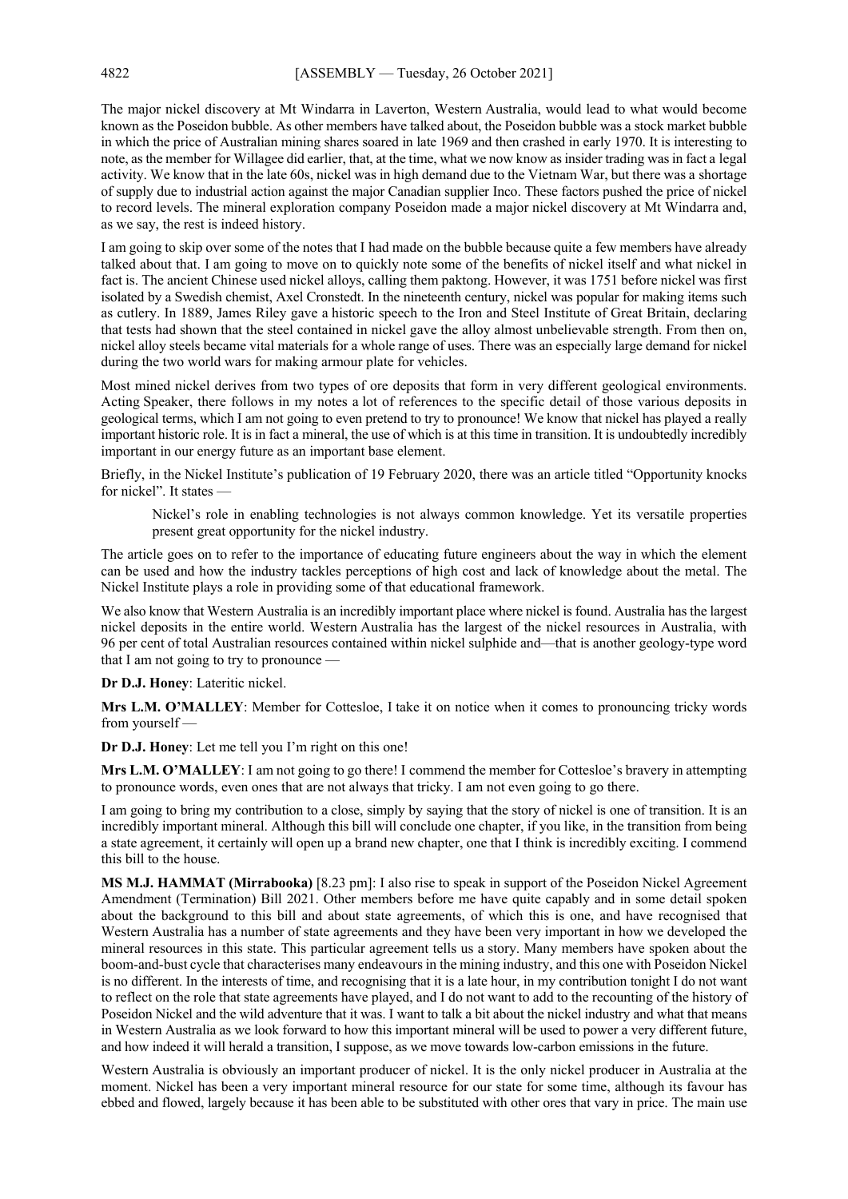The major nickel discovery at Mt Windarra in Laverton, Western Australia, would lead to what would become known as the Poseidon bubble. As other members have talked about, the Poseidon bubble was a stock market bubble in which the price of Australian mining shares soared in late 1969 and then crashed in early 1970. It is interesting to note, as the member for Willagee did earlier, that, at the time, what we now know as insider trading was in fact a legal activity. We know that in the late 60s, nickel was in high demand due to the Vietnam War, but there was a shortage of supply due to industrial action against the major Canadian supplier Inco. These factors pushed the price of nickel to record levels. The mineral exploration company Poseidon made a major nickel discovery at Mt Windarra and, as we say, the rest is indeed history.

I am going to skip over some of the notes that I had made on the bubble because quite a few members have already talked about that. I am going to move on to quickly note some of the benefits of nickel itself and what nickel in fact is. The ancient Chinese used nickel alloys, calling them paktong. However, it was 1751 before nickel was first isolated by a Swedish chemist, Axel Cronstedt. In the nineteenth century, nickel was popular for making items such as cutlery. In 1889, James Riley gave a historic speech to the Iron and Steel Institute of Great Britain, declaring that tests had shown that the steel contained in nickel gave the alloy almost unbelievable strength. From then on, nickel alloy steels became vital materials for a whole range of uses. There was an especially large demand for nickel during the two world wars for making armour plate for vehicles.

Most mined nickel derives from two types of ore deposits that form in very different geological environments. Acting Speaker, there follows in my notes a lot of references to the specific detail of those various deposits in geological terms, which I am not going to even pretend to try to pronounce! We know that nickel has played a really important historic role. It is in fact a mineral, the use of which is at this time in transition. It is undoubtedly incredibly important in our energy future as an important base element.

Briefly, in the Nickel Institute's publication of 19 February 2020, there was an article titled "Opportunity knocks for nickel". It states —

> Nickel's role in enabling technologies is not always common knowledge. Yet its versatile properties present great opportunity for the nickel industry.

The article goes on to refer to the importance of educating future engineers about the way in which the element can be used and how the industry tackles perceptions of high cost and lack of knowledge about the metal. The Nickel Institute plays a role in providing some of that educational framework.

We also know that Western Australia is an incredibly important place where nickel is found. Australia has the largest nickel deposits in the entire world. Western Australia has the largest of the nickel resources in Australia, with 96 per cent of total Australian resources contained within nickel sulphide and—that is another geology-type word that I am not going to try to pronounce —

**Dr D.J. Honey**: Lateritic nickel.

**Mrs L.M. O'MALLEY**: Member for Cottesloe, I take it on notice when it comes to pronouncing tricky words from yourself —

**Dr D.J. Honey**: Let me tell you I'm right on this one!

**Mrs L.M. O'MALLEY**: I am not going to go there! I commend the member for Cottesloe's bravery in attempting to pronounce words, even ones that are not always that tricky. I am not even going to go there.

I am going to bring my contribution to a close, simply by saying that the story of nickel is one of transition. It is an incredibly important mineral. Although this bill will conclude one chapter, if you like, in the transition from being a state agreement, it certainly will open up a brand new chapter, one that I think is incredibly exciting. I commend this bill to the house.

**MS M.J. HAMMAT (Mirrabooka)** [8.23 pm]: I also rise to speak in support of the Poseidon Nickel Agreement Amendment (Termination) Bill 2021. Other members before me have quite capably and in some detail spoken about the background to this bill and about state agreements, of which this is one, and have recognised that Western Australia has a number of state agreements and they have been very important in how we developed the mineral resources in this state. This particular agreement tells us a story. Many members have spoken about the boom-and-bust cycle that characterises many endeavours in the mining industry, and this one with Poseidon Nickel is no different. In the interests of time, and recognising that it is a late hour, in my contribution tonight I do not want to reflect on the role that state agreements have played, and I do not want to add to the recounting of the history of Poseidon Nickel and the wild adventure that it was. I want to talk a bit about the nickel industry and what that means in Western Australia as we look forward to how this important mineral will be used to power a very different future, and how indeed it will herald a transition, I suppose, as we move towards low-carbon emissions in the future.

Western Australia is obviously an important producer of nickel. It is the only nickel producer in Australia at the moment. Nickel has been a very important mineral resource for our state for some time, although its favour has ebbed and flowed, largely because it has been able to be substituted with other ores that vary in price. The main use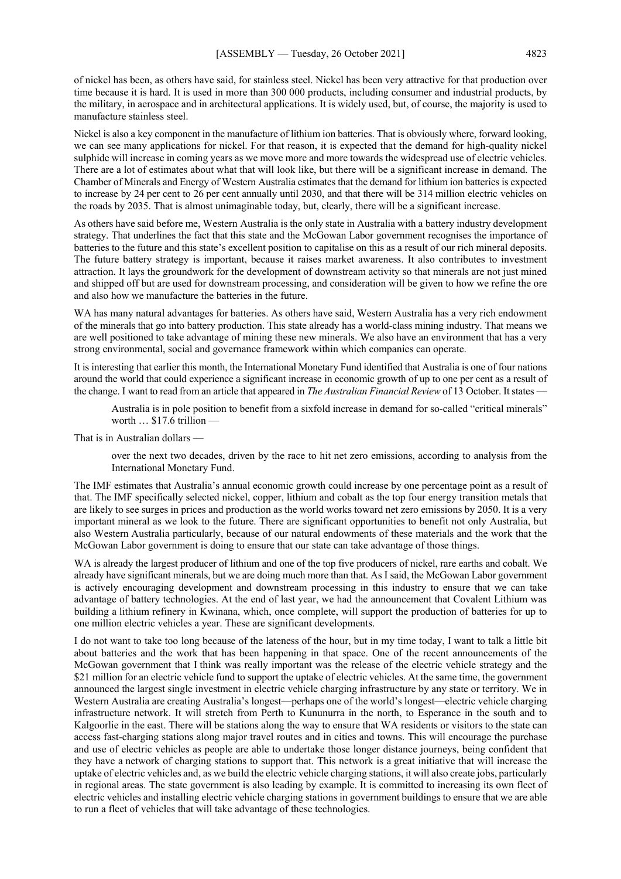of nickel has been, as others have said, for stainless steel. Nickel has been very attractive for that production over time because it is hard. It is used in more than 300 000 products, including consumer and industrial products, by the military, in aerospace and in architectural applications. It is widely used, but, of course, the majority is used to manufacture stainless steel.

Nickel is also a key component in the manufacture of lithium ion batteries. That is obviously where, forward looking, we can see many applications for nickel. For that reason, it is expected that the demand for high-quality nickel sulphide will increase in coming years as we move more and more towards the widespread use of electric vehicles. There are a lot of estimates about what that will look like, but there will be a significant increase in demand. The Chamber of Minerals and Energy of Western Australia estimates that the demand for lithium ion batteries is expected to increase by 24 per cent to 26 per cent annually until 2030, and that there will be 314 million electric vehicles on the roads by 2035. That is almost unimaginable today, but, clearly, there will be a significant increase.

As others have said before me, Western Australia is the only state in Australia with a battery industry development strategy. That underlines the fact that this state and the McGowan Labor government recognises the importance of batteries to the future and this state's excellent position to capitalise on this as a result of our rich mineral deposits. The future battery strategy is important, because it raises market awareness. It also contributes to investment attraction. It lays the groundwork for the development of downstream activity so that minerals are not just mined and shipped off but are used for downstream processing, and consideration will be given to how we refine the ore and also how we manufacture the batteries in the future.

WA has many natural advantages for batteries. As others have said, Western Australia has a very rich endowment of the minerals that go into battery production. This state already has a world-class mining industry. That means we are well positioned to take advantage of mining these new minerals. We also have an environment that has a very strong environmental, social and governance framework within which companies can operate.

It is interesting that earlier this month, the International Monetary Fund identified that Australia is one of four nations around the world that could experience a significant increase in economic growth of up to one per cent as a result of the change. I want to read from an article that appeared in *The Australian Financial Review* of 13 October. It states —

> Australia is in pole position to benefit from a sixfold increase in demand for so-called "critical minerals" worth … $17.6 trillion —

That is in Australian dollars —

> over the next two decades, driven by the race to hit net zero emissions, according to analysis from the International Monetary Fund.

The IMF estimates that Australia's annual economic growth could increase by one percentage point as a result of that. The IMF specifically selected nickel, copper, lithium and cobalt as the top four energy transition metals that are likely to see surges in prices and production as the world works toward net zero emissions by 2050. It is a very important mineral as we look to the future. There are significant opportunities to benefit not only Australia, but also Western Australia particularly, because of our natural endowments of these materials and the work that the McGowan Labor government is doing to ensure that our state can take advantage of those things.

WA is already the largest producer of lithium and one of the top five producers of nickel, rare earths and cobalt. We already have significant minerals, but we are doing much more than that. As I said, the McGowan Labor government is actively encouraging development and downstream processing in this industry to ensure that we can take advantage of battery technologies. At the end of last year, we had the announcement that Covalent Lithium was building a lithium refinery in Kwinana, which, once complete, will support the production of batteries for up to one million electric vehicles a year. These are significant developments.

I do not want to take too long because of the lateness of the hour, but in my time today, I want to talk a little bit about batteries and the work that has been happening in that space. One of the recent announcements of the McGowan government that I think was really important was the release of the electric vehicle strategy and the $21 million for an electric vehicle fund to support the uptake of electric vehicles. At the same time, the government announced the largest single investment in electric vehicle charging infrastructure by any state or territory. We in Western Australia are creating Australia's longest—perhaps one of the world's longest—electric vehicle charging infrastructure network. It will stretch from Perth to Kununurra in the north, to Esperance in the south and to Kalgoorlie in the east. There will be stations along the way to ensure that WA residents or visitors to the state can access fast-charging stations along major travel routes and in cities and towns. This will encourage the purchase and use of electric vehicles as people are able to undertake those longer distance journeys, being confident that they have a network of charging stations to support that. This network is a great initiative that will increase the uptake of electric vehicles and, as we build the electric vehicle charging stations, it will also create jobs, particularly in regional areas. The state government is also leading by example. It is committed to increasing its own fleet of electric vehicles and installing electric vehicle charging stations in government buildings to ensure that we are able to run a fleet of vehicles that will take advantage of these technologies.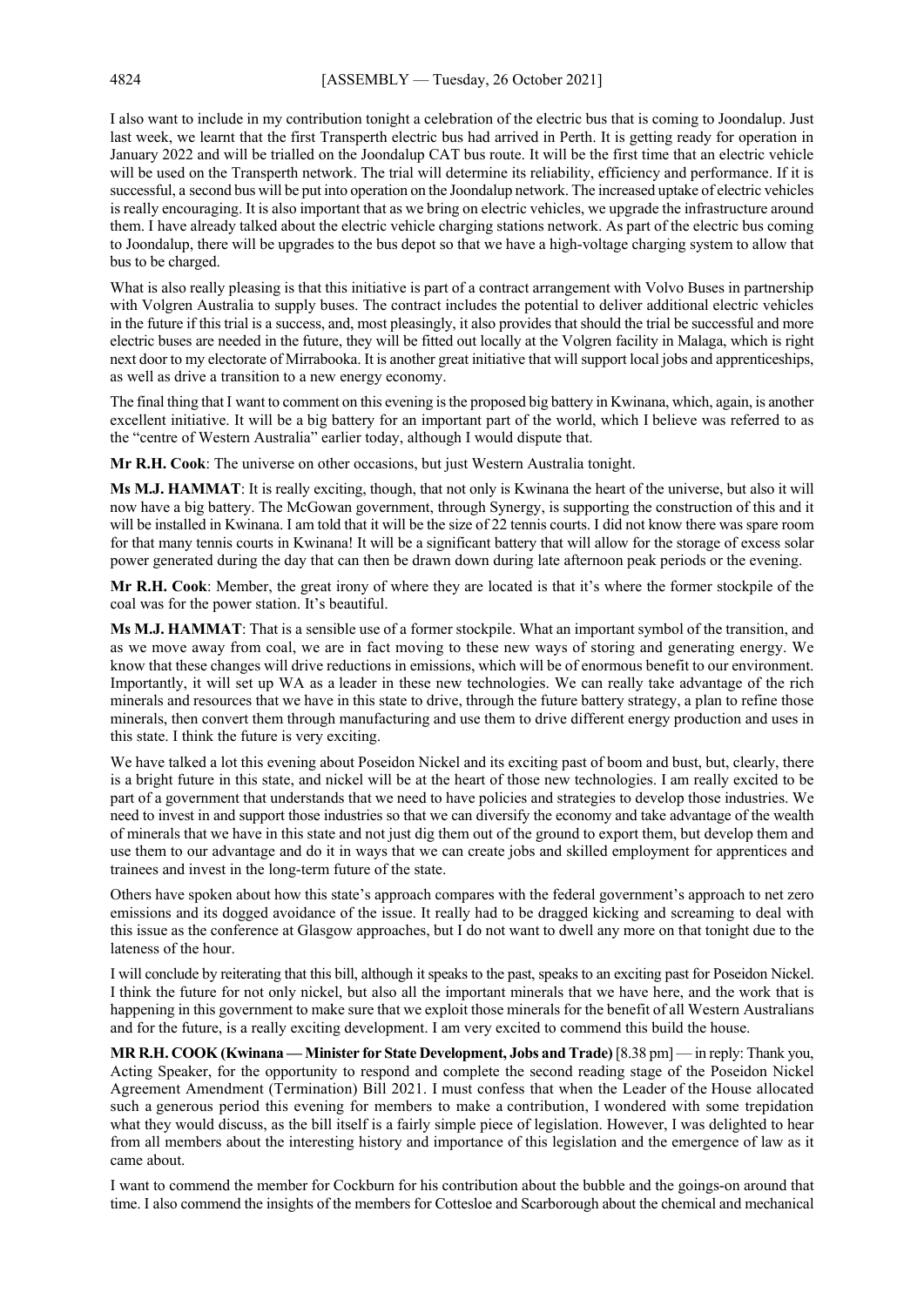I also want to include in my contribution tonight a celebration of the electric bus that is coming to Joondalup. Just last week, we learnt that the first Transperth electric bus had arrived in Perth. It is getting ready for operation in January 2022 and will be trialled on the Joondalup CAT bus route. It will be the first time that an electric vehicle will be used on the Transperth network. The trial will determine its reliability, efficiency and performance. If it is successful, a second bus will be put into operation on the Joondalup network. The increased uptake of electric vehicles is really encouraging. It is also important that as we bring on electric vehicles, we upgrade the infrastructure around them. I have already talked about the electric vehicle charging stations network. As part of the electric bus coming to Joondalup, there will be upgrades to the bus depot so that we have a high-voltage charging system to allow that bus to be charged.

What is also really pleasing is that this initiative is part of a contract arrangement with Volvo Buses in partnership with Volgren Australia to supply buses. The contract includes the potential to deliver additional electric vehicles in the future if this trial is a success, and, most pleasingly, it also provides that should the trial be successful and more electric buses are needed in the future, they will be fitted out locally at the Volgren facility in Malaga, which is right next door to my electorate of Mirrabooka. It is another great initiative that will support local jobs and apprenticeships, as well as drive a transition to a new energy economy.

The final thing that I want to comment on this evening is the proposed big battery in Kwinana, which, again, is another excellent initiative. It will be a big battery for an important part of the world, which I believe was referred to as the "centre of Western Australia" earlier today, although I would dispute that.

**Mr R.H. Cook**: The universe on other occasions, but just Western Australia tonight.

**Ms M.J. HAMMAT**: It is really exciting, though, that not only is Kwinana the heart of the universe, but also it will now have a big battery. The McGowan government, through Synergy, is supporting the construction of this and it will be installed in Kwinana. I am told that it will be the size of 22 tennis courts. I did not know there was spare room for that many tennis courts in Kwinana! It will be a significant battery that will allow for the storage of excess solar power generated during the day that can then be drawn down during late afternoon peak periods or the evening.

**Mr R.H. Cook**: Member, the great irony of where they are located is that it's where the former stockpile of the coal was for the power station. It's beautiful.

**Ms M.J. HAMMAT**: That is a sensible use of a former stockpile. What an important symbol of the transition, and as we move away from coal, we are in fact moving to these new ways of storing and generating energy. We know that these changes will drive reductions in emissions, which will be of enormous benefit to our environment. Importantly, it will set up WA as a leader in these new technologies. We can really take advantage of the rich minerals and resources that we have in this state to drive, through the future battery strategy, a plan to refine those minerals, then convert them through manufacturing and use them to drive different energy production and uses in this state. I think the future is very exciting.

We have talked a lot this evening about Poseidon Nickel and its exciting past of boom and bust, but, clearly, there is a bright future in this state, and nickel will be at the heart of those new technologies. I am really excited to be part of a government that understands that we need to have policies and strategies to develop those industries. We need to invest in and support those industries so that we can diversify the economy and take advantage of the wealth of minerals that we have in this state and not just dig them out of the ground to export them, but develop them and use them to our advantage and do it in ways that we can create jobs and skilled employment for apprentices and trainees and invest in the long-term future of the state.

Others have spoken about how this state's approach compares with the federal government's approach to net zero emissions and its dogged avoidance of the issue. It really had to be dragged kicking and screaming to deal with this issue as the conference at Glasgow approaches, but I do not want to dwell any more on that tonight due to the lateness of the hour.

I will conclude by reiterating that this bill, although it speaks to the past, speaks to an exciting past for Poseidon Nickel. I think the future for not only nickel, but also all the important minerals that we have here, and the work that is happening in this government to make sure that we exploit those minerals for the benefit of all Western Australians and for the future, is a really exciting development. I am very excited to commend this build the house.

**MR R.H. COOK (Kwinana — Minister for State Development, Jobs and Trade)** [8.38 pm] — in reply: Thank you, Acting Speaker, for the opportunity to respond and complete the second reading stage of the Poseidon Nickel Agreement Amendment (Termination) Bill 2021. I must confess that when the Leader of the House allocated such a generous period this evening for members to make a contribution, I wondered with some trepidation what they would discuss, as the bill itself is a fairly simple piece of legislation. However, I was delighted to hear from all members about the interesting history and importance of this legislation and the emergence of law as it came about.

I want to commend the member for Cockburn for his contribution about the bubble and the goings-on around that time. I also commend the insights of the members for Cottesloe and Scarborough about the chemical and mechanical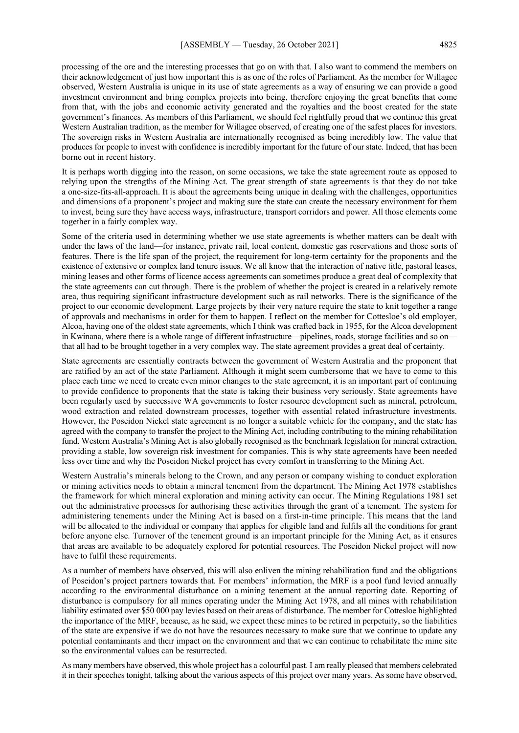processing of the ore and the interesting processes that go on with that. I also want to commend the members on their acknowledgement of just how important this is as one of the roles of Parliament. As the member for Willagee observed, Western Australia is unique in its use of state agreements as a way of ensuring we can provide a good investment environment and bring complex projects into being, therefore enjoying the great benefits that come from that, with the jobs and economic activity generated and the royalties and the boost created for the state government's finances. As members of this Parliament, we should feel rightfully proud that we continue this great Western Australian tradition, as the member for Willagee observed, of creating one of the safest places for investors. The sovereign risks in Western Australia are internationally recognised as being incredibly low. The value that produces for people to invest with confidence is incredibly important for the future of our state. Indeed, that has been borne out in recent history.

It is perhaps worth digging into the reason, on some occasions, we take the state agreement route as opposed to relying upon the strengths of the Mining Act. The great strength of state agreements is that they do not take a one-size-fits-all-approach. It is about the agreements being unique in dealing with the challenges, opportunities and dimensions of a proponent's project and making sure the state can create the necessary environment for them to invest, being sure they have access ways, infrastructure, transport corridors and power. All those elements come together in a fairly complex way.

Some of the criteria used in determining whether we use state agreements is whether matters can be dealt with under the laws of the land—for instance, private rail, local content, domestic gas reservations and those sorts of features. There is the life span of the project, the requirement for long-term certainty for the proponents and the existence of extensive or complex land tenure issues. We all know that the interaction of native title, pastoral leases, mining leases and other forms of licence access agreements can sometimes produce a great deal of complexity that the state agreements can cut through. There is the problem of whether the project is created in a relatively remote area, thus requiring significant infrastructure development such as rail networks. There is the significance of the project to our economic development. Large projects by their very nature require the state to knit together a range of approvals and mechanisms in order for them to happen. I reflect on the member for Cottesloe's old employer, Alcoa, having one of the oldest state agreements, which I think was crafted back in 1955, for the Alcoa development in Kwinana, where there is a whole range of different infrastructure—pipelines, roads, storage facilities and so on—that all had to be brought together in a very complex way. The state agreement provides a great deal of certainty.

State agreements are essentially contracts between the government of Western Australia and the proponent that are ratified by an act of the state Parliament. Although it might seem cumbersome that we have to come to this place each time we need to create even minor changes to the state agreement, it is an important part of continuing to provide confidence to proponents that the state is taking their business very seriously. State agreements have been regularly used by successive WA governments to foster resource development such as mineral, petroleum, wood extraction and related downstream processes, together with essential related infrastructure investments. However, the Poseidon Nickel state agreement is no longer a suitable vehicle for the company, and the state has agreed with the company to transfer the project to the Mining Act, including contributing to the mining rehabilitation fund. Western Australia's Mining Act is also globally recognised as the benchmark legislation for mineral extraction, providing a stable, low sovereign risk investment for companies. This is why state agreements have been needed less over time and why the Poseidon Nickel project has every comfort in transferring to the Mining Act.

Western Australia's minerals belong to the Crown, and any person or company wishing to conduct exploration or mining activities needs to obtain a mineral tenement from the department. The Mining Act 1978 establishes the framework for which mineral exploration and mining activity can occur. The Mining Regulations 1981 set out the administrative processes for authorising these activities through the grant of a tenement. The system for administering tenements under the Mining Act is based on a first-in-time principle. This means that the land will be allocated to the individual or company that applies for eligible land and fulfils all the conditions for grant before anyone else. Turnover of the tenement ground is an important principle for the Mining Act, as it ensures that areas are available to be adequately explored for potential resources. The Poseidon Nickel project will now have to fulfil these requirements.

As a number of members have observed, this will also enliven the mining rehabilitation fund and the obligations of Poseidon's project partners towards that. For members' information, the MRF is a pool fund levied annually according to the environmental disturbance on a mining tenement at the annual reporting date. Reporting of disturbance is compulsory for all mines operating under the Mining Act 1978, and all mines with rehabilitation liability estimated over $50 000 pay levies based on their areas of disturbance. The member for Cottesloe highlighted the importance of the MRF, because, as he said, we expect these mines to be retired in perpetuity, so the liabilities of the state are expensive if we do not have the resources necessary to make sure that we continue to update any potential contaminants and their impact on the environment and that we can continue to rehabilitate the mine site so the environmental values can be resurrected.

As many members have observed, this whole project has a colourful past. I am really pleased that members celebrated it in their speeches tonight, talking about the various aspects of this project over many years. As some have observed,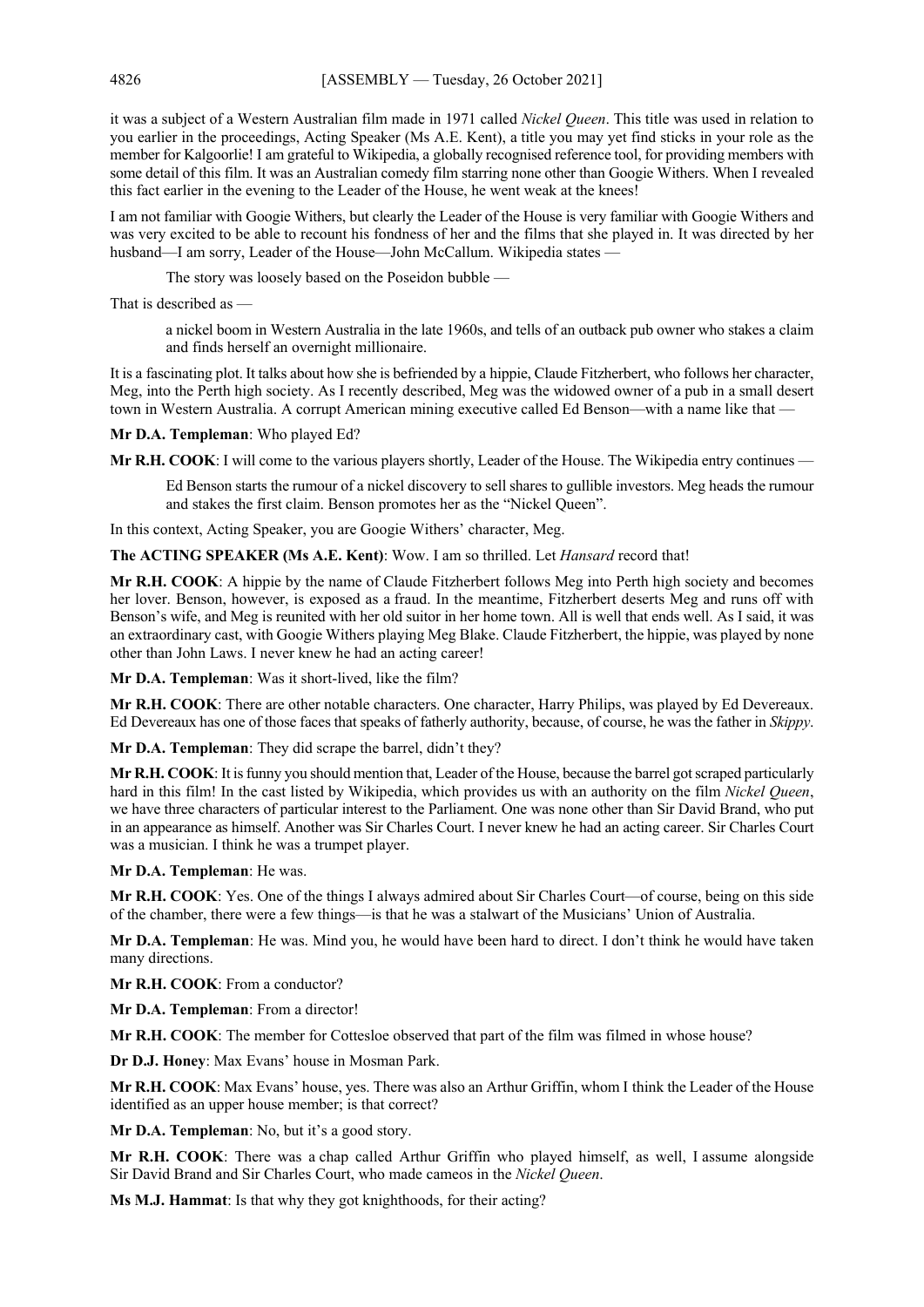it was a subject of a Western Australian film made in 1971 called *Nickel Queen*. This title was used in relation to you earlier in the proceedings, Acting Speaker (Ms A.E. Kent), a title you may yet find sticks in your role as the member for Kalgoorlie! I am grateful to Wikipedia, a globally recognised reference tool, for providing members with some detail of this film. It was an Australian comedy film starring none other than Googie Withers. When I revealed this fact earlier in the evening to the Leader of the House, he went weak at the knees!

I am not familiar with Googie Withers, but clearly the Leader of the House is very familiar with Googie Withers and was very excited to be able to recount his fondness of her and the films that she played in. It was directed by her husband—I am sorry, Leader of the House—John McCallum. Wikipedia states —

> The story was loosely based on the Poseidon bubble —

That is described as —

> a nickel boom in Western Australia in the late 1960s, and tells of an outback pub owner who stakes a claim and finds herself an overnight millionaire.

It is a fascinating plot. It talks about how she is befriended by a hippie, Claude Fitzherbert, who follows her character, Meg, into the Perth high society. As I recently described, Meg was the widowed owner of a pub in a small desert town in Western Australia. A corrupt American mining executive called Ed Benson—with a name like that —

**Mr D.A. Templeman**: Who played Ed?

**Mr R.H. COOK**: I will come to the various players shortly, Leader of the House. The Wikipedia entry continues —

> Ed Benson starts the rumour of a nickel discovery to sell shares to gullible investors. Meg heads the rumour and stakes the first claim. Benson promotes her as the "Nickel Queen".

In this context, Acting Speaker, you are Googie Withers' character, Meg.

**The ACTING SPEAKER (Ms A.E. Kent)**: Wow. I am so thrilled. Let *Hansard* record that!

**Mr R.H. COOK**: A hippie by the name of Claude Fitzherbert follows Meg into Perth high society and becomes her lover. Benson, however, is exposed as a fraud. In the meantime, Fitzherbert deserts Meg and runs off with Benson's wife, and Meg is reunited with her old suitor in her home town. All is well that ends well. As I said, it was an extraordinary cast, with Googie Withers playing Meg Blake. Claude Fitzherbert, the hippie, was played by none other than John Laws. I never knew he had an acting career!

**Mr D.A. Templeman**: Was it short-lived, like the film?

**Mr R.H. COOK**: There are other notable characters. One character, Harry Philips, was played by Ed Devereaux. Ed Devereaux has one of those faces that speaks of fatherly authority, because, of course, he was the father in *Skippy*.

**Mr D.A. Templeman**: They did scrape the barrel, didn't they?

**Mr R.H. COOK**: It is funny you should mention that, Leader of the House, because the barrel got scraped particularly hard in this film! In the cast listed by Wikipedia, which provides us with an authority on the film *Nickel Queen*, we have three characters of particular interest to the Parliament. One was none other than Sir David Brand, who put in an appearance as himself. Another was Sir Charles Court. I never knew he had an acting career. Sir Charles Court was a musician. I think he was a trumpet player.

**Mr D.A. Templeman**: He was.

**Mr R.H. COOK**: Yes. One of the things I always admired about Sir Charles Court—of course, being on this side of the chamber, there were a few things—is that he was a stalwart of the Musicians' Union of Australia.

**Mr D.A. Templeman**: He was. Mind you, he would have been hard to direct. I don't think he would have taken many directions.

**Mr R.H. COOK**: From a conductor?

**Mr D.A. Templeman**: From a director!

**Mr R.H. COOK**: The member for Cottesloe observed that part of the film was filmed in whose house?

**Dr D.J. Honey**: Max Evans' house in Mosman Park.

**Mr R.H. COOK**: Max Evans' house, yes. There was also an Arthur Griffin, whom I think the Leader of the House identified as an upper house member; is that correct?

**Mr D.A. Templeman**: No, but it's a good story.

**Mr R.H. COOK**: There was a chap called Arthur Griffin who played himself, as well, I assume alongside Sir David Brand and Sir Charles Court, who made cameos in the *Nickel Queen*.

**Ms M.J. Hammat**: Is that why they got knighthoods, for their acting?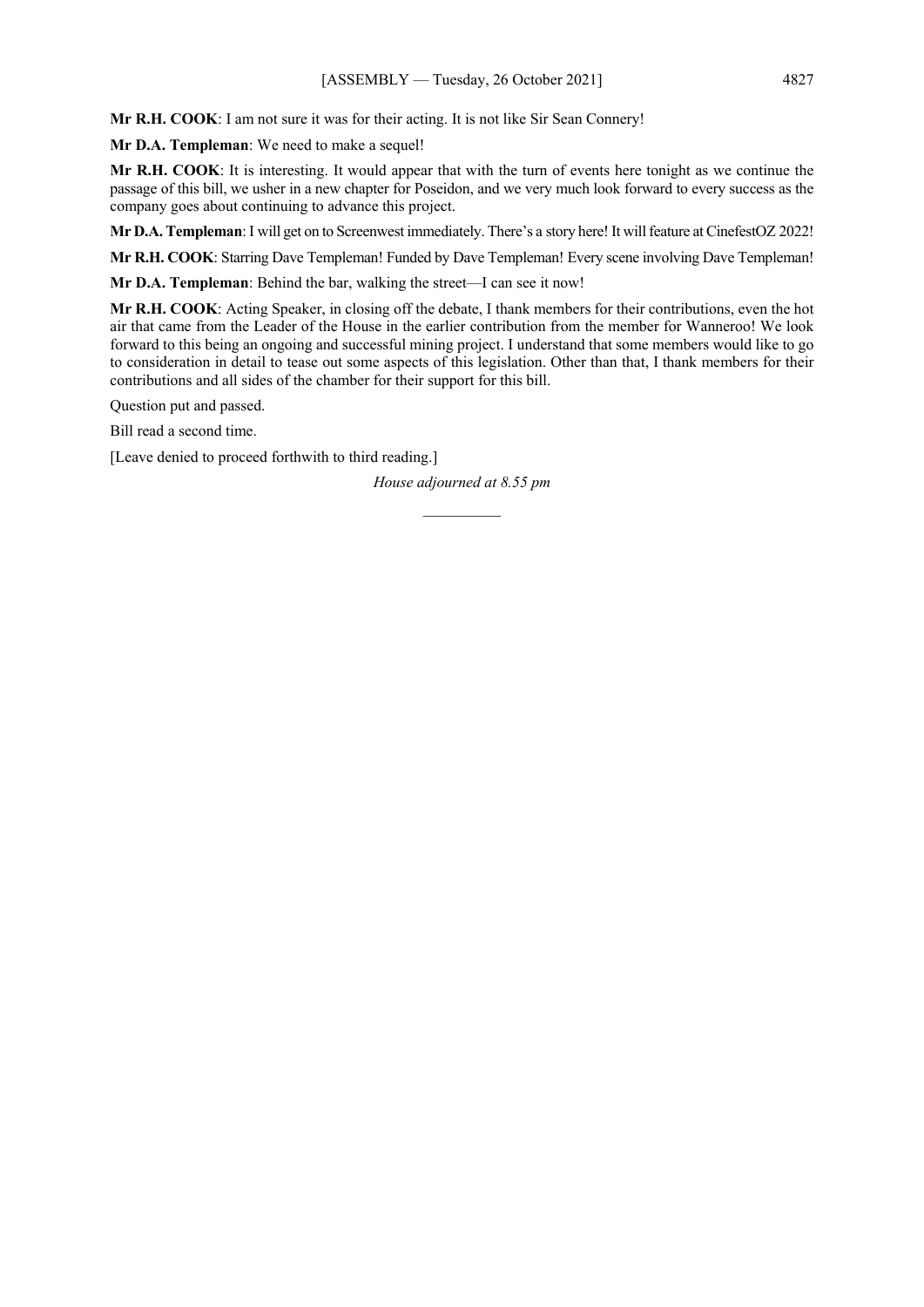**Mr R.H. COOK**: I am not sure it was for their acting. It is not like Sir Sean Connery!

**Mr D.A. Templeman**: We need to make a sequel!

**Mr R.H. COOK**: It is interesting. It would appear that with the turn of events here tonight as we continue the passage of this bill, we usher in a new chapter for Poseidon, and we very much look forward to every success as the company goes about continuing to advance this project.

**Mr D.A. Templeman**: I will get on to Screenwest immediately. There's a story here! It will feature at CinefestOZ 2022!

**Mr R.H. COOK**: Starring Dave Templeman! Funded by Dave Templeman! Every scene involving Dave Templeman!

**Mr D.A. Templeman**: Behind the bar, walking the street—I can see it now!

**Mr R.H. COOK**: Acting Speaker, in closing off the debate, I thank members for their contributions, even the hot air that came from the Leader of the House in the earlier contribution from the member for Wanneroo! We look forward to this being an ongoing and successful mining project. I understand that some members would like to go to consideration in detail to tease out some aspects of this legislation. Other than that, I thank members for their contributions and all sides of the chamber for their support for this bill.

Question put and passed.

Bill read a second time.

[Leave denied to proceed forthwith to third reading.]

*House adjourned at 8.55 pm*